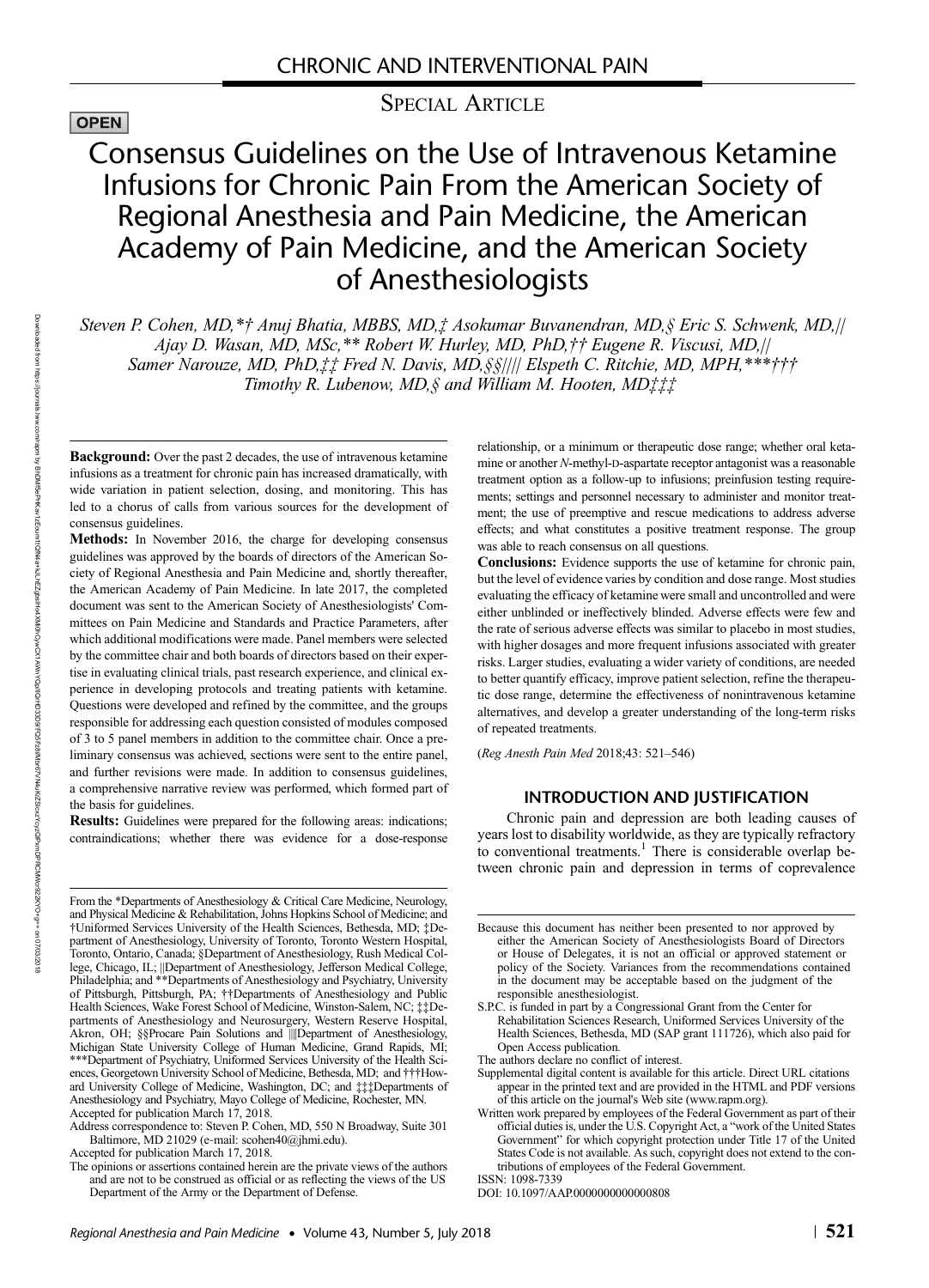CHRONIC AND INTERVENTIONAL PAIN

SPECIAL ARTICLE

OPEN

# Consensus Guidelines on the Use of Intravenous Ketamine Infusions for Chronic Pain From the American Society of Regional Anesthesia and Pain Medicine, the American Academy of Pain Medicine, and the American Society of Anesthesiologists

*Steven P. Cohen, MD,*† Anuj Bhatia, MBBS, MD,‡ Asokumar Buvanendran, MD,§ Eric S. Schwenk, MD,|| Ajay D. Wasan, MD, MSc,** Robert W. Hurley, MD, PhD,†† Eugene R. Viscusi, MD,|| Samer Narouze, MD, PhD,‡‡ Fred N. Davis, MD,§§|||| Elspeth C. Ritchie, MD, MPH,***††† Timothy R. Lubenow, MD,§ and William M. Hooten, MD‡‡‡*

**Background:** Over the past 2 decades, the use of intravenous ketamine infusions as a treatment for chronic pain has increased dramatically, with wide variation in patient selection, dosing, and monitoring. This has led to a chorus of calls from various sources for the development of consensus guidelines.

**Methods:** In November 2016, the charge for developing consensus guidelines was approved by the boards of directors of the American Society of Regional Anesthesia and Pain Medicine and, shortly thereafter, the American Academy of Pain Medicine. In late 2017, the completed document was sent to the American Society of Anesthesiologists' Committees on Pain Medicine and Standards and Practice Parameters, after which additional modifications were made. Panel members were selected by the committee chair and both boards of directors based on their expertise in evaluating clinical trials, past research experience, and clinical experience in developing protocols and treating patients with ketamine. Questions were developed and refined by the committee, and the groups responsible for addressing each question consisted of modules composed of 3 to 5 panel members in addition to the committee chair. Once a preliminary consensus was achieved, sections were sent to the entire panel, and further revisions were made. In addition to consensus guidelines, a comprehensive narrative review was performed, which formed part of the basis for guidelines.

**Results:** Guidelines were prepared for the following areas: indications; contraindications; whether there was evidence for a dose-response relationship, or a minimum or therapeutic dose range; whether oral ketamine or another *N*-methyl-D-aspartate receptor antagonist was a reasonable treatment option as a follow-up to infusions; preinfusion testing requirements; settings and personnel necessary to administer and monitor treatment; the use of preemptive and rescue medications to address adverse effects; and what constitutes a positive treatment response. The group was able to reach consensus on all questions.

**Conclusions:** Evidence supports the use of ketamine for chronic pain, but the level of evidence varies by condition and dose range. Most studies evaluating the efficacy of ketamine were small and uncontrolled and were either unblinded or ineffectively blinded. Adverse effects were few and the rate of serious adverse effects was similar to placebo in most studies, with higher dosages and more frequent infusions associated with greater risks. Larger studies, evaluating a wider variety of conditions, are needed to better quantify efficacy, improve patient selection, refine the therapeutic dose range, determine the effectiveness of nonintravenous ketamine alternatives, and develop a greater understanding of the long-term risks of repeated treatments.

(*Reg Anesth Pain Med* 2018;43: 521–546)

## INTRODUCTION AND JUSTIFICATION

Chronic pain and depression are both leading causes of years lost to disability worldwide, as they are typically refractory to conventional treatments.[1] There is considerable overlap between chronic pain and depression in terms of coprevalence

---

From the *Departments of Anesthesiology & Critical Care Medicine, Neurology, and Physical Medicine & Rehabilitation, Johns Hopkins School of Medicine; and †Uniformed Services University of the Health Sciences, Bethesda, MD; ‡Department of Anesthesiology, University of Toronto, Toronto Western Hospital, Toronto, Ontario, Canada; §Department of Anesthesiology, Rush Medical College, Chicago, IL; ||Department of Anesthesiology, Jefferson Medical College, Philadelphia; and **Departments of Anesthesiology and Psychiatry, University of Pittsburgh, Pittsburgh, PA; ††Departments of Anesthesiology and Public Health Sciences, Wake Forest School of Medicine, Winston-Salem, NC; ‡‡Departments of Anesthesiology and Neurosurgery, Western Reserve Hospital, Akron, OH; §§Procare Pain Solutions and ||||Department of Anesthesiology, Michigan State University College of Human Medicine, Grand Rapids, MI; ***Department of Psychiatry, Uniformed Services University of the Health Sciences, Bethesda, MD; and †††Howard University College of Medicine, Washington, DC; and ‡‡‡Departments of Anesthesiology and Psychiatry, Mayo College of Medicine, Rochester, MN.

Accepted for publication March 17, 2018.

Address correspondence to: Steven P. Cohen, MD, 550 N Broadway, Suite 301 Baltimore, MD 21029 (e-mail: scohen40@jhmi.edu).

Accepted for publication March 17, 2018.

The opinions or assertions contained herein are the private views of the authors and are not to be construed as official or as reflecting the views of the US Department of the Army or the Department of Defense.

Because this document has neither been presented to nor approved by either the American Society of Anesthesiologists Board of Directors or House of Delegates, it is not an official or approved statement or policy of the Society. Variances from the recommendations contained in the document may be acceptable based on the judgment of the responsible anesthesiologist.

S.P.C. is funded in part by a Congressional Grant from the Center for Rehabilitation Sciences Research, Uniformed Services University of the Health Sciences, Bethesda, MD (SAP grant 111726), which also paid for Open Access publication.

The authors declare no conflict of interest.

Supplemental digital content is available for this article. Direct URL citations appear in the printed text and are provided in the HTML and PDF versions of this article on the journal's Web site (www.rapm.org).

Written work prepared by employees of the Federal Government as part of their official duties is, under the U.S. Copyright Act, a "work of the United States Government" for which copyright protection under Title 17 of the United States Code is not available. As such, copyright does not extend to the contributions of employees of the Federal Government.

ISSN: 1098-7339

DOI: 10.1097/AAP.0000000000000808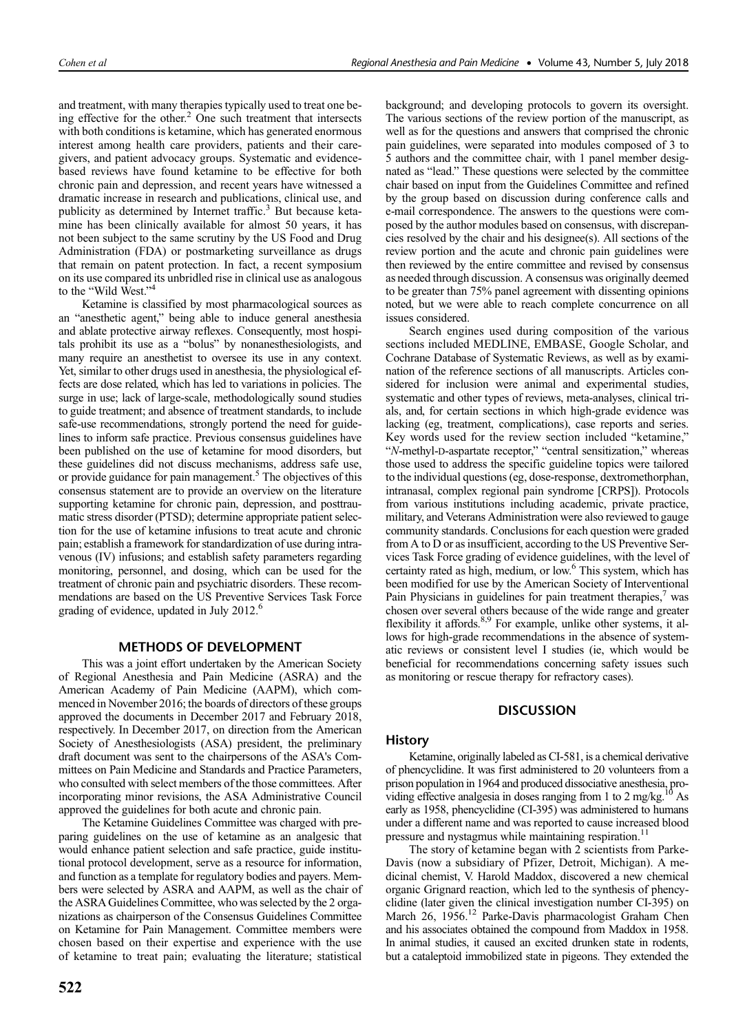and treatment, with many therapies typically used to treat one being effective for the other.[2] One such treatment that intersects with both conditions is ketamine, which has generated enormous interest among health care providers, patients and their caregivers, and patient advocacy groups. Systematic and evidence-based reviews have found ketamine to be effective for both chronic pain and depression, and recent years have witnessed a dramatic increase in research and publications, clinical use, and publicity as determined by Internet traffic.[3] But because ketamine has been clinically available for almost 50 years, it has not been subject to the same scrutiny by the US Food and Drug Administration (FDA) or postmarketing surveillance as drugs that remain on patent protection. In fact, a recent symposium on its use compared its unbridled rise in clinical use as analogous to the "Wild West."[4]

Ketamine is classified by most pharmacological sources as an "anesthetic agent," being able to induce general anesthesia and ablate protective airway reflexes. Consequently, most hospitals prohibit its use as a "bolus" by nonanesthesiologists, and many require an anesthetist to oversee its use in any context. Yet, similar to other drugs used in anesthesia, the physiological effects are dose related, which has led to variations in policies. The surge in use; lack of large-scale, methodologically sound studies to guide treatment; and absence of treatment standards, to include safe-use recommendations, strongly portend the need for guidelines to inform safe practice. Previous consensus guidelines have been published on the use of ketamine for mood disorders, but these guidelines did not discuss mechanisms, address safe use, or provide guidance for pain management.[5] The objectives of this consensus statement are to provide an overview on the literature supporting ketamine for chronic pain, depression, and posttraumatic stress disorder (PTSD); determine appropriate patient selection for the use of ketamine infusions to treat acute and chronic pain; establish a framework for standardization of use during intravenous (IV) infusions; and establish safety parameters regarding monitoring, personnel, and dosing, which can be used for the treatment of chronic pain and psychiatric disorders. These recommendations are based on the US Preventive Services Task Force grading of evidence, updated in July 2012.[6]

## METHODS OF DEVELOPMENT

This was a joint effort undertaken by the American Society of Regional Anesthesia and Pain Medicine (ASRA) and the American Academy of Pain Medicine (AAPM), which commenced in November 2016; the boards of directors of these groups approved the documents in December 2017 and February 2018, respectively. In December 2017, on direction from the American Society of Anesthesiologists (ASA) president, the preliminary draft document was sent to the chairpersons of the ASA's Committees on Pain Medicine and Standards and Practice Parameters, who consulted with select members of the those committees. After incorporating minor revisions, the ASA Administrative Council approved the guidelines for both acute and chronic pain.

The Ketamine Guidelines Committee was charged with preparing guidelines on the use of ketamine as an analgesic that would enhance patient selection and safe practice, guide institutional protocol development, serve as a resource for information, and function as a template for regulatory bodies and payers. Members were selected by ASRA and AAPM, as well as the chair of the ASRA Guidelines Committee, who was selected by the 2 organizations as chairperson of the Consensus Guidelines Committee on Ketamine for Pain Management. Committee members were chosen based on their expertise and experience with the use of ketamine to treat pain; evaluating the literature; statistical background; and developing protocols to govern its oversight. The various sections of the review portion of the manuscript, as well as for the questions and answers that comprised the chronic pain guidelines, were separated into modules composed of 3 to 5 authors and the committee chair, with 1 panel member designated as "lead." These questions were selected by the committee chair based on input from the Guidelines Committee and refined by the group based on discussion during conference calls and e-mail correspondence. The answers to the questions were composed by the author modules based on consensus, with discrepancies resolved by the chair and his designee(s). All sections of the review portion and the acute and chronic pain guidelines were then reviewed by the entire committee and revised by consensus as needed through discussion. A consensus was originally deemed to be greater than 75% panel agreement with dissenting opinions noted, but we were able to reach complete concurrence on all issues considered.

Search engines used during composition of the various sections included MEDLINE, EMBASE, Google Scholar, and Cochrane Database of Systematic Reviews, as well as by examination of the reference sections of all manuscripts. Articles considered for inclusion were animal and experimental studies, systematic and other types of reviews, meta-analyses, clinical trials, and, for certain sections in which high-grade evidence was lacking (eg, treatment, complications), case reports and series. Key words used for the review section included "ketamine," "*N*-methyl-D-aspartate receptor," "central sensitization," whereas those used to address the specific guideline topics were tailored to the individual questions (eg, dose-response, dextromethorphan, intranasal, complex regional pain syndrome [CRPS]). Protocols from various institutions including academic, private practice, military, and Veterans Administration were also reviewed to gauge community standards. Conclusions for each question were graded from A to D or as insufficient, according to the US Preventive Services Task Force grading of evidence guidelines, with the level of certainty rated as high, medium, or low.[6] This system, which has been modified for use by the American Society of Interventional Pain Physicians in guidelines for pain treatment therapies,[7] was chosen over several others because of the wide range and greater flexibility it affords.[8,9] For example, unlike other systems, it allows for high-grade recommendations in the absence of systematic reviews or consistent level I studies (ie, which would be beneficial for recommendations concerning safety issues such as monitoring or rescue therapy for refractory cases).

## DISCUSSION

### History

Ketamine, originally labeled as CI-581, is a chemical derivative of phencyclidine. It was first administered to 20 volunteers from a prison population in 1964 and produced dissociative anesthesia, providing effective analgesia in doses ranging from 1 to 2 mg/kg.[10] As early as 1958, phencyclidine (CI-395) was administered to humans under a different name and was reported to cause increased blood pressure and nystagmus while maintaining respiration.[11]

The story of ketamine began with 2 scientists from Parke-Davis (now a subsidiary of Pfizer, Detroit, Michigan). A medicinal chemist, V. Harold Maddox, discovered a new chemical organic Grignard reaction, which led to the synthesis of phencyclidine (later given the clinical investigation number CI-395) on March 26, 1956.[12] Parke-Davis pharmacologist Graham Chen and his associates obtained the compound from Maddox in 1958. In animal studies, it caused an excited drunken state in rodents, but a cataleptoid immobilized state in pigeons. They extended the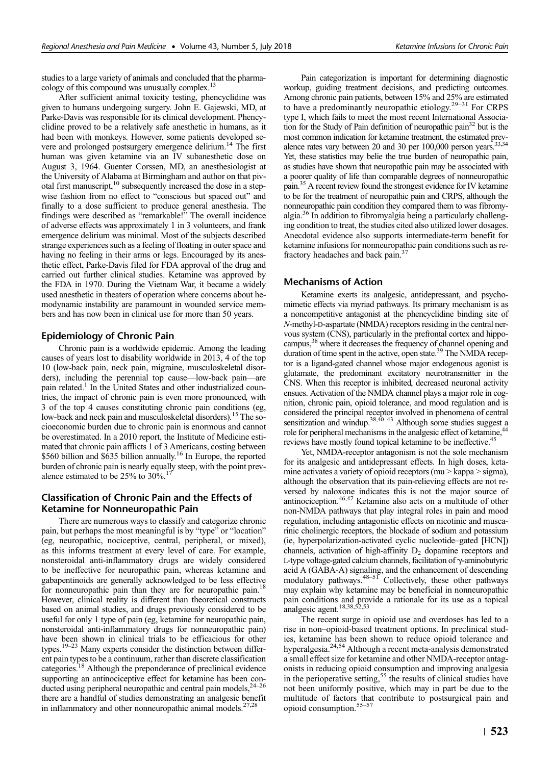studies to a large variety of animals and concluded that the pharmacology of this compound was unusually complex.[13]

After sufficient animal toxicity testing, phencyclidine was given to humans undergoing surgery. John E. Gajewski, MD, at Parke-Davis was responsible for its clinical development. Phencyclidine proved to be a relatively safe anesthetic in humans, as it had been with monkeys. However, some patients developed severe and prolonged postsurgery emergence delirium.[14] The first human was given ketamine via an IV subanesthetic dose on August 3, 1964. Guenter Corssen, MD, an anesthesiologist at the University of Alabama at Birmingham and author on that pivotal first manuscript,[10] subsequently increased the dose in a stepwise fashion from no effect to "conscious but spaced out" and finally to a dose sufficient to produce general anesthesia. The findings were described as "remarkable!" The overall incidence of adverse effects was approximately 1 in 3 volunteers, and frank emergence delirium was minimal. Most of the subjects described strange experiences such as a feeling of floating in outer space and having no feeling in their arms or legs. Encouraged by its anesthetic effect, Parke-Davis filed for FDA approval of the drug and carried out further clinical studies. Ketamine was approved by the FDA in 1970. During the Vietnam War, it became a widely used anesthetic in theaters of operation where concerns about hemodynamic instability are paramount in wounded service members and has now been in clinical use for more than 50 years.

## Epidemiology of Chronic Pain

Chronic pain is a worldwide epidemic. Among the leading causes of years lost to disability worldwide in 2013, 4 of the top 10 (low-back pain, neck pain, migraine, musculoskeletal disorders), including the perennial top cause—low-back pain—are pain related.[1] In the United States and other industrialized countries, the impact of chronic pain is even more pronounced, with 3 of the top 4 causes constituting chronic pain conditions (eg, low-back and neck pain and musculoskeletal disorders).[15] The socioeconomic burden due to chronic pain is enormous and cannot be overestimated. In a 2010 report, the Institute of Medicine estimated that chronic pain afflicts 1 of 3 Americans, costing between \$560 billion and \$635 billion annually.[16] In Europe, the reported burden of chronic pain is nearly equally steep, with the point prevalence estimated to be 25% to 30%.[17]

## Classification of Chronic Pain and the Effects of Ketamine for Nonneuropathic Pain

There are numerous ways to classify and categorize chronic pain, but perhaps the most meaningful is by "type" or "location" (eg, neuropathic, nociceptive, central, peripheral, or mixed), as this informs treatment at every level of care. For example, nonsteroidal anti-inflammatory drugs are widely considered to be ineffective for neuropathic pain, whereas ketamine and gabapentinoids are generally acknowledged to be less effective for nonneuropathic pain than they are for neuropathic pain.[18] However, clinical reality is different than theoretical constructs based on animal studies, and drugs previously considered to be useful for only 1 type of pain (eg, ketamine for neuropathic pain, nonsteroidal anti-inflammatory drugs for nonneuropathic pain) have been shown in clinical trials to be efficacious for other types.[19–23] Many experts consider the distinction between different pain types to be a continuum, rather than discrete classification categories.[18] Although the preponderance of preclinical evidence supporting an antinociceptive effect for ketamine has been conducted using peripheral neuropathic and central pain models,[24–26] there are a handful of studies demonstrating an analgesic benefit in inflammatory and other nonneuropathic animal models.[27,28]

Pain categorization is important for determining diagnostic workup, guiding treatment decisions, and predicting outcomes. Among chronic pain patients, between 15% and 25% are estimated to have a predominantly neuropathic etiology.[29–31] For CRPS type I, which fails to meet the most recent International Association for the Study of Pain definition of neuropathic pain[32] but is the most common indication for ketamine treatment, the estimated prevalence rates vary between 20 and 30 per 100,000 person years.[33,34] Yet, these statistics may belie the true burden of neuropathic pain, as studies have shown that neuropathic pain may be associated with a poorer quality of life than comparable degrees of nonneuropathic pain.[35] A recent review found the strongest evidence for IV ketamine to be for the treatment of neuropathic pain and CRPS, although the nonneuropathic pain condition they compared them to was fibromyalgia.[36] In addition to fibromyalgia being a particularly challenging condition to treat, the studies cited also utilized lower dosages. Anecdotal evidence also supports intermediate-term benefit for ketamine infusions for nonneuropathic pain conditions such as refractory headaches and back pain.[37]

## Mechanisms of Action

Ketamine exerts its analgesic, antidepressant, and psychomimetic effects via myriad pathways. Its primary mechanism is as a noncompetitive antagonist at the phencyclidine binding site of *N*-methyl-D-aspartate (NMDA) receptors residing in the central nervous system (CNS), particularly in the prefrontal cortex and hippocampus,[38] where it decreases the frequency of channel opening and duration of time spent in the active, open state.[39] The NMDA receptor is a ligand-gated channel whose major endogenous agonist is glutamate, the predominant excitatory neurotransmitter in the CNS. When this receptor is inhibited, decreased neuronal activity ensues. Activation of the NMDA channel plays a major role in cognition, chronic pain, opioid tolerance, and mood regulation and is considered the principal receptor involved in phenomena of central sensitization and windup.[38,40–43] Although some studies suggest a role for peripheral mechanisms in the analgesic effect of ketamine,[44] reviews have mostly found topical ketamine to be ineffective.[45]

Yet, NMDA-receptor antagonism is not the sole mechanism for its analgesic and antidepressant effects. In high doses, ketamine activates a variety of opioid receptors (mu > kappa > sigma), although the observation that its pain-relieving effects are not reversed by naloxone indicates this is not the major source of antinociception.[46,47] Ketamine also acts on a multitude of other non-NMDA pathways that play integral roles in pain and mood regulation, including antagonistic effects on nicotinic and muscarinic cholinergic receptors, the blockade of sodium and potassium (ie, hyperpolarization-activated cyclic nucleotide–gated [HCN]) channels, activation of high-affinity $D_2$ dopamine receptors and L-type voltage-gated calcium channels, facilitation of γ-aminobutyric acid A (GABA-A) signaling, and the enhancement of descending modulatory pathways.[48–51] Collectively, these other pathways may explain why ketamine may be beneficial in nonneuropathic pain conditions and provide a rationale for its use as a topical analgesic agent.[18,38,52,53]

The recent surge in opioid use and overdoses has led to a rise in non–opioid-based treatment options. In preclinical studies, ketamine has been shown to reduce opioid tolerance and hyperalgesia.[24,54] Although a recent meta-analysis demonstrated a small effect size for ketamine and other NMDA-receptor antagonists in reducing opioid consumption and improving analgesia in the perioperative setting,[55] the results of clinical studies have not been uniformly positive, which may in part be due to the multitude of factors that contribute to postsurgical pain and opioid consumption.[55–57]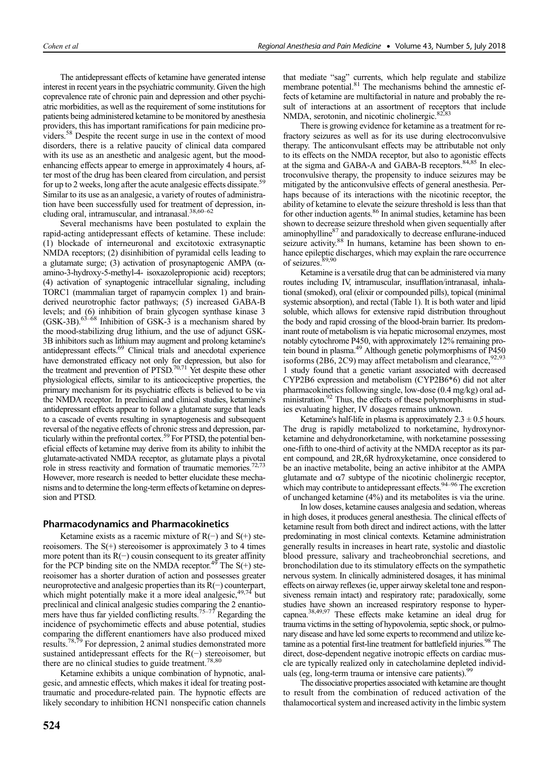The antidepressant effects of ketamine have generated intense interest in recent years in the psychiatric community. Given the high coprevalence rate of chronic pain and depression and other psychiatric morbidities, as well as the requirement of some institutions for patients being administered ketamine to be monitored by anesthesia providers, this has important ramifications for pain medicine providers.[58] Despite the recent surge in use in the context of mood disorders, there is a relative paucity of clinical data compared with its use as an anesthetic and analgesic agent, but the mood-enhancing effects appear to emerge in approximately 4 hours, after most of the drug has been cleared from circulation, and persist for up to 2 weeks, long after the acute analgesic effects dissipate.[59] Similar to its use as an analgesic, a variety of routes of administration have been successfully used for treatment of depression, including oral, intramuscular, and intranasal.[38,60–62]

Several mechanisms have been postulated to explain the rapid-acting antidepressant effects of ketamine. These include: (1) blockade of interneuronal and excitotoxic extrasynaptic NMDA receptors; (2) disinhibition of pyramidal cells leading to a glutamate surge; (3) activation of prosynaptogenic AMPA (α-amino-3-hydroxy-5-methyl-4- isoxazolepropionic acid) receptors; (4) activation of synaptogenic intracellular signaling, including TORC1 (mammalian target of rapamycin complex 1) and brain-derived neurotrophic factor pathways; (5) increased GABA-B levels; and (6) inhibition of brain glycogen synthase kinase 3 (GSK-3B).[63–68] Inhibition of GSK-3 is a mechanism shared by the mood-stabilizing drug lithium, and the use of adjunct GSK-3B inhibitors such as lithium may augment and prolong ketamine's antidepressant effects.[69] Clinical trials and anecdotal experience have demonstrated efficacy not only for depression, but also for the treatment and prevention of PTSD.[70,71] Yet despite these other physiological effects, similar to its anticociceptive properties, the primary mechanism for its psychiatric effects is believed to be via the NMDA receptor. In preclinical and clinical studies, ketamine's antidepressant effects appear to follow a glutamate surge that leads to a cascade of events resulting in synaptogenesis and subsequent reversal of the negative effects of chronic stress and depression, particularly within the prefrontal cortex.[59] For PTSD, the potential beneficial effects of ketamine may derive from its ability to inhibit the glutamate-activated NMDA receptor, as glutamate plays a pivotal role in stress reactivity and formation of traumatic memories.[72,73] However, more research is needed to better elucidate these mechanisms and to determine the long-term effects of ketamine on depression and PTSD.

## Pharmacodynamics and Pharmacokinetics

Ketamine exists as a racemic mixture of R(−) and S(+) stereoisomers. The S(+) stereoisomer is approximately 3 to 4 times more potent than its R(−) cousin consequent to its greater affinity for the PCP binding site on the NMDA receptor.[49] The S(+) stereoisomer has a shorter duration of action and possesses greater neuroprotective and analgesic properties than its R(−) counterpart, which might potentially make it a more ideal analgesic,[49,74] but preclinical and clinical analgesic studies comparing the 2 enantiomers have thus far yielded conflicting results.[75–77] Regarding the incidence of psychomimetic effects and abuse potential, studies comparing the different enantiomers have also produced mixed results.[78,79] For depression, 2 animal studies demonstrated more sustained antidepressant effects for the R(−) stereoisomer, but there are no clinical studies to guide treatment.[78,80]

Ketamine exhibits a unique combination of hypnotic, analgesic, and amnestic effects, which makes it ideal for treating posttraumatic and procedure-related pain. The hypnotic effects are likely secondary to inhibition HCN1 nonspecific cation channels that mediate "sag" currents, which help regulate and stabilize membrane potential.[81] The mechanisms behind the amnestic effects of ketamine are multifactorial in nature and probably the result of interactions at an assortment of receptors that include NMDA, serotonin, and nicotinic cholinergic.[82,83]

There is growing evidence for ketamine as a treatment for refractory seizures as well as for its use during electroconvulsive therapy. The anticonvulsant effects may be attributable not only to its effects on the NMDA receptor, but also to agonistic effects at the sigma and GABA-A and GABA-B receptors.[84,85] In electroconvulsive therapy, the propensity to induce seizures may be mitigated by the anticonvulsive effects of general anesthesia. Perhaps because of its interactions with the nicotinic receptor, the ability of ketamine to elevate the seizure threshold is less than that for other induction agents.[86] In animal studies, ketamine has been shown to decrease seizure threshold when given sequentially after aminophylline[87] and paradoxically to decrease enflurane-induced seizure activity.[88] In humans, ketamine has been shown to enhance epileptic discharges, which may explain the rare occurrence of seizures.[89,90]

Ketamine is a versatile drug that can be administered via many routes including IV, intramuscular, insufflation/intranasal, inhalational (smoked), oral (elixir or compounded pills), topical (minimal systemic absorption), and rectal (Table 1). It is both water and lipid soluble, which allows for extensive rapid distribution throughout the body and rapid crossing of the blood-brain barrier. Its predominant route of metabolism is via hepatic microsomal enzymes, most notably cytochrome P450, with approximately 12% remaining protein bound in plasma.[49] Although genetic polymorphisms of P450 isoforms (2B6, 2C9) may affect metabolism and clearance,[92,93] 1 study found that a genetic variant associated with decreased CYP2B6 expression and metabolism (CYP2B6*6) did not alter pharmacokinetics following single, low-dose (0.4 mg/kg) oral administration.[92] Thus, the effects of these polymorphisms in studies evaluating higher, IV dosages remains unknown.

Ketamine's half-life in plasma is approximately 2.3 ± 0.5 hours. The drug is rapidly metabolized to norketamine, hydroxynorketamine and dehydronorketamine, with norketamine possessing one-fifth to one-third of activity at the NMDA receptor as its parent compound, and 2R,6R hydroxyketamine, once considered to be an inactive metabolite, being an active inhibitor at the AMPA glutamate and α7 subtype of the nicotinic cholinergic receptor, which may contribute to antidepressant effects.[94–96] The excretion of unchanged ketamine (4%) and its metabolites is via the urine.

In low doses, ketamine causes analgesia and sedation, whereas in high doses, it produces general anesthesia. The clinical effects of ketamine result from both direct and indirect actions, with the latter predominating in most clinical contexts. Ketamine administration generally results in increases in heart rate, systolic and diastolic blood pressure, salivary and tracheobronchial secretions, and bronchodilation due to its stimulatory effects on the sympathetic nervous system. In clinically administered dosages, it has minimal effects on airway reflexes (ie, upper airway skeletal tone and responsiveness remain intact) and respiratory rate; paradoxically, some studies have shown an increased respiratory response to hypercapnea.[38,49,97] These effects make ketamine an ideal drug for trauma victims in the setting of hypovolemia, septic shock, or pulmonary disease and have led some experts to recommend and utilize ketamine as a potential first-line treatment for battlefield injuries.[98] The direct, dose-dependent negative inotropic effects on cardiac muscle are typically realized only in catecholamine depleted individuals (eg, long-term trauma or intensive care patients).[99]

The dissociative properties associated with ketamine are thought to result from the combination of reduced activation of the thalamocortical system and increased activity in the limbic system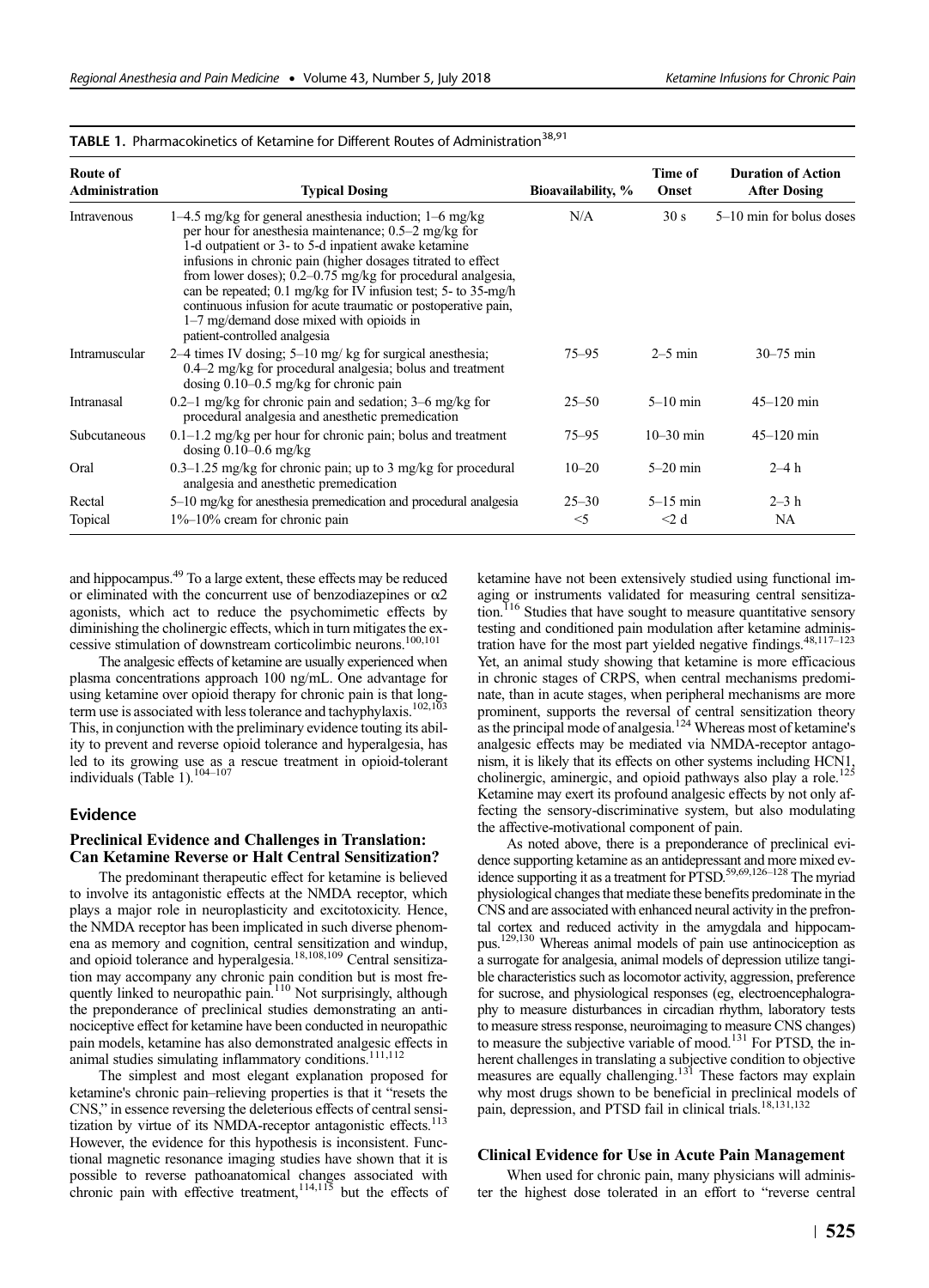**TABLE 1.** Pharmacokinetics of Ketamine for Different Routes of Administration[38,91]

| Route of Administration | Typical Dosing | Bioavailability, % | Time of Onset | Duration of Action After Dosing |
|---|---|---|---|---|
| Intravenous | 1–4.5 mg/kg for general anesthesia induction; 1–6 mg/kg per hour for anesthesia maintenance; 0.5–2 mg/kg for 1-d outpatient or 3- to 5-d inpatient awake ketamine infusions in chronic pain (higher dosages titrated to effect from lower doses); 0.2–0.75 mg/kg for procedural analgesia, can be repeated; 0.1 mg/kg for IV infusion test; 5- to 35-mg/h continuous infusion for acute traumatic or postoperative pain, 1–7 mg/demand dose mixed with opioids in patient-controlled analgesia | N/A | 30 s | 5–10 min for bolus doses |
| Intramuscular | 2–4 times IV dosing; 5–10 mg/ kg for surgical anesthesia; 0.4–2 mg/kg for procedural analgesia; bolus and treatment dosing 0.10–0.5 mg/kg for chronic pain | 75–95 | 2–5 min | 30–75 min |
| Intranasal | 0.2–1 mg/kg for chronic pain and sedation; 3–6 mg/kg for procedural analgesia and anesthetic premedication | 25–50 | 5–10 min | 45–120 min |
| Subcutaneous | 0.1–1.2 mg/kg per hour for chronic pain; bolus and treatment dosing 0.10–0.6 mg/kg | 75–95 | 10–30 min | 45–120 min |
| Oral | 0.3–1.25 mg/kg for chronic pain; up to 3 mg/kg for procedural analgesia and anesthetic premedication | 10–20 | 5–20 min | 2–4 h |
| Rectal | 5–10 mg/kg for anesthesia premedication and procedural analgesia | 25–30 | 5–15 min | 2–3 h |
| Topical | 1%–10% cream for chronic pain | <5 | <2 d | NA |

and hippocampus.[49] To a large extent, these effects may be reduced or eliminated with the concurrent use of benzodiazepines or $\alpha 2$ agonists, which act to reduce the psychomimetic effects by diminishing the cholinergic effects, which in turn mitigates the excessive stimulation of downstream corticolimbic neurons.[100,101]

The analgesic effects of ketamine are usually experienced when plasma concentrations approach 100 ng/mL. One advantage for using ketamine over opioid therapy for chronic pain is that long-term use is associated with less tolerance and tachyphylaxis.[102,103] This, in conjunction with the preliminary evidence touting its ability to prevent and reverse opioid tolerance and hyperalgesia, has led to its growing use as a rescue treatment in opioid-tolerant individuals (Table 1).[104–107]

## Evidence

### Preclinical Evidence and Challenges in Translation: Can Ketamine Reverse or Halt Central Sensitization?

The predominant therapeutic effect for ketamine is believed to involve its antagonistic effects at the NMDA receptor, which plays a major role in neuroplasticity and excitotoxicity. Hence, the NMDA receptor has been implicated in such diverse phenomena as memory and cognition, central sensitization and windup, and opioid tolerance and hyperalgesia.[18,108,109] Central sensitization may accompany any chronic pain condition but is most frequently linked to neuropathic pain.[110] Not surprisingly, although the preponderance of preclinical studies demonstrating an antinociceptive effect for ketamine have been conducted in neuropathic pain models, ketamine has also demonstrated analgesic effects in animal studies simulating inflammatory conditions.[111,112]

The simplest and most elegant explanation proposed for ketamine's chronic pain–relieving properties is that it "resets the CNS," in essence reversing the deleterious effects of central sensitization by virtue of its NMDA-receptor antagonistic effects.[113] However, the evidence for this hypothesis is inconsistent. Functional magnetic resonance imaging studies have shown that it is possible to reverse pathoanatomical changes associated with chronic pain with effective treatment,[114,115] but the effects of ketamine have not been extensively studied using functional imaging or instruments validated for measuring central sensitization.[116] Studies that have sought to measure quantitative sensory testing and conditioned pain modulation after ketamine administration have for the most part yielded negative findings.[48,117–123] Yet, an animal study showing that ketamine is more efficacious in chronic stages of CRPS, when central mechanisms predominate, than in acute stages, when peripheral mechanisms are more prominent, supports the reversal of central sensitization theory as the principal mode of analgesia.[124] Whereas most of ketamine's analgesic effects may be mediated via NMDA-receptor antagonism, it is likely that its effects on other systems including HCN1, cholinergic, aminergic, and opioid pathways also play a role.[125] Ketamine may exert its profound analgesic effects by not only affecting the sensory-discriminative system, but also modulating the affective-motivational component of pain.

As noted above, there is a preponderance of preclinical evidence supporting ketamine as an antidepressant and more mixed evidence supporting it as a treatment for PTSD.[59,69,126–128] The myriad physiological changes that mediate these benefits predominate in the CNS and are associated with enhanced neural activity in the prefrontal cortex and reduced activity in the amygdala and hippocampus.[129,130] Whereas animal models of pain use antinociception as a surrogate for analgesia, animal models of depression utilize tangible characteristics such as locomotor activity, aggression, preference for sucrose, and physiological responses (eg, electroencephalography to measure disturbances in circadian rhythm, laboratory tests to measure stress response, neuroimaging to measure CNS changes) to measure the subjective variable of mood.[131] For PTSD, the inherent challenges in translating a subjective condition to objective measures are equally challenging.[131] These factors may explain why most drugs shown to be beneficial in preclinical models of pain, depression, and PTSD fail in clinical trials.[18,131,132]

### Clinical Evidence for Use in Acute Pain Management

When used for chronic pain, many physicians will administer the highest dose tolerated in an effort to "reverse central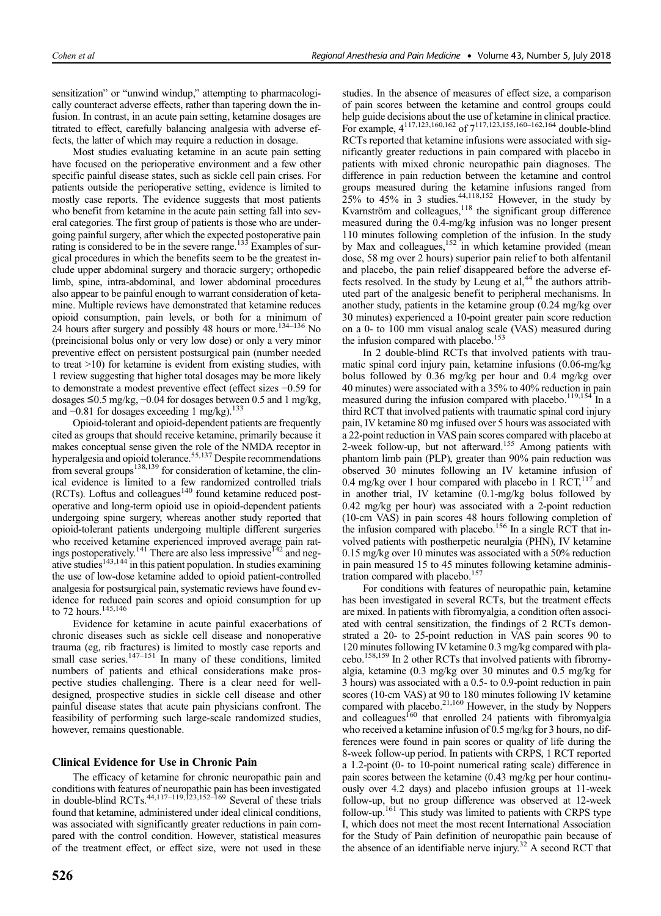sensitization" or "unwind windup," attempting to pharmacologically counteract adverse effects, rather than tapering down the infusion. In contrast, in an acute pain setting, ketamine dosages are titrated to effect, carefully balancing analgesia with adverse effects, the latter of which may require a reduction in dosage.

Most studies evaluating ketamine in an acute pain setting have focused on the perioperative environment and a few other specific painful disease states, such as sickle cell pain crises. For patients outside the perioperative setting, evidence is limited to mostly case reports. The evidence suggests that most patients who benefit from ketamine in the acute pain setting fall into several categories. The first group of patients is those who are undergoing painful surgery, after which the expected postoperative pain rating is considered to be in the severe range.[133] Examples of surgical procedures in which the benefits seem to be the greatest include upper abdominal surgery and thoracic surgery; orthopedic limb, spine, intra-abdominal, and lower abdominal procedures also appear to be painful enough to warrant consideration of ketamine. Multiple reviews have demonstrated that ketamine reduces opioid consumption, pain levels, or both for a minimum of 24 hours after surgery and possibly 48 hours or more.[134–136] No (preincisional bolus only or very low dose) or only a very minor preventive effect on persistent postsurgical pain (number needed to treat >10) for ketamine is evident from existing studies, with 1 review suggesting that higher total dosages may be more likely to demonstrate a modest preventive effect (effect sizes −0.59 for dosages ≤0.5 mg/kg, −0.04 for dosages between 0.5 and 1 mg/kg, and −0.81 for dosages exceeding 1 mg/kg).[133]

Opioid-tolerant and opioid-dependent patients are frequently cited as groups that should receive ketamine, primarily because it makes conceptual sense given the role of the NMDA receptor in hyperalgesia and opioid tolerance.[55,137] Despite recommendations from several groups[138,139] for consideration of ketamine, the clinical evidence is limited to a few randomized controlled trials (RCTs). Loftus and colleagues[140] found ketamine reduced postoperative and long-term opioid use in opioid-dependent patients undergoing spine surgery, whereas another study reported that opioid-tolerant patients undergoing multiple different surgeries who received ketamine experienced improved average pain ratings postoperatively.[141] There are also less impressive[142] and negative studies[143,144] in this patient population. In studies examining the use of low-dose ketamine added to opioid patient-controlled analgesia for postsurgical pain, systematic reviews have found evidence for reduced pain scores and opioid consumption for up to 72 hours.[145,146]

Evidence for ketamine in acute painful exacerbations of chronic diseases such as sickle cell disease and nonoperative trauma (eg, rib fractures) is limited to mostly case reports and small case series.[147–151] In many of these conditions, limited numbers of patients and ethical considerations make prospective studies challenging. There is a clear need for well-designed, prospective studies in sickle cell disease and other painful disease states that acute pain physicians confront. The feasibility of performing such large-scale randomized studies, however, remains questionable.

## Clinical Evidence for Use in Chronic Pain

The efficacy of ketamine for chronic neuropathic pain and conditions with features of neuropathic pain has been investigated in double-blind RCTs.[44,117–119,123,152–169] Several of these trials found that ketamine, administered under ideal clinical conditions, was associated with significantly greater reductions in pain compared with the control condition. However, statistical measures of the treatment effect, or effect size, were not used in these studies. In the absence of measures of effect size, a comparison of pain scores between the ketamine and control groups could help guide decisions about the use of ketamine in clinical practice. For example, 4[117,123,160,162] of 7[117,123,155,160–162,164] double-blind RCTs reported that ketamine infusions were associated with significantly greater reductions in pain compared with placebo in patients with mixed chronic neuropathic pain diagnoses. The difference in pain reduction between the ketamine and control groups measured during the ketamine infusions ranged from 25% to 45% in 3 studies.[44,118,152] However, in the study by Kvarnström and colleagues,[118] the significant group difference measured during the 0.4-mg/kg infusion was no longer present 110 minutes following completion of the infusion. In the study by Max and colleagues,[152] in which ketamine provided (mean dose, 58 mg over 2 hours) superior pain relief to both alfentanil and placebo, the pain relief disappeared before the adverse effects resolved. In the study by Leung et al,[44] the authors attributed part of the analgesic benefit to peripheral mechanisms. In another study, patients in the ketamine group (0.24 mg/kg over 30 minutes) experienced a 10-point greater pain score reduction on a 0- to 100 mm visual analog scale (VAS) measured during the infusion compared with placebo.[153]

In 2 double-blind RCTs that involved patients with traumatic spinal cord injury pain, ketamine infusions (0.06-mg/kg bolus followed by 0.36 mg/kg per hour and 0.4 mg/kg over 40 minutes) were associated with a 35% to 40% reduction in pain measured during the infusion compared with placebo.[119,154] In a third RCT that involved patients with traumatic spinal cord injury pain, IV ketamine 80 mg infused over 5 hours was associated with a 22-point reduction in VAS pain scores compared with placebo at 2-week follow-up, but not afterward.[155] Among patients with phantom limb pain (PLP), greater than 90% pain reduction was observed 30 minutes following an IV ketamine infusion of 0.4 mg/kg over 1 hour compared with placebo in 1 RCT,[117] and in another trial, IV ketamine (0.1-mg/kg bolus followed by 0.42 mg/kg per hour) was associated with a 2-point reduction (10-cm VAS) in pain scores 48 hours following completion of the infusion compared with placebo.[156] In a single RCT that involved patients with postherpetic neuralgia (PHN), IV ketamine 0.15 mg/kg over 10 minutes was associated with a 50% reduction in pain measured 15 to 45 minutes following ketamine administration compared with placebo.[157]

For conditions with features of neuropathic pain, ketamine has been investigated in several RCTs, but the treatment effects are mixed. In patients with fibromyalgia, a condition often associated with central sensitization, the findings of 2 RCTs demonstrated a 20- to 25-point reduction in VAS pain scores 90 to 120 minutes following IV ketamine 0.3 mg/kg compared with placebo.[158,159] In 2 other RCTs that involved patients with fibromyalgia, ketamine (0.3 mg/kg over 30 minutes and 0.5 mg/kg for 3 hours) was associated with a 0.5- to 0.9-point reduction in pain scores (10-cm VAS) at 90 to 180 minutes following IV ketamine compared with placebo.[21,160] However, in the study by Noppers and colleagues[160] that enrolled 24 patients with fibromyalgia who received a ketamine infusion of 0.5 mg/kg for 3 hours, no differences were found in pain scores or quality of life during the 8-week follow-up period. In patients with CRPS, 1 RCT reported a 1.2-point (0- to 10-point numerical rating scale) difference in pain scores between the ketamine (0.43 mg/kg per hour continuously over 4.2 days) and placebo infusion groups at 11-week follow-up, but no group difference was observed at 12-week follow-up.[161] This study was limited to patients with CRPS type I, which does not meet the most recent International Association for the Study of Pain definition of neuropathic pain because of the absence of an identifiable nerve injury.[32] A second RCT that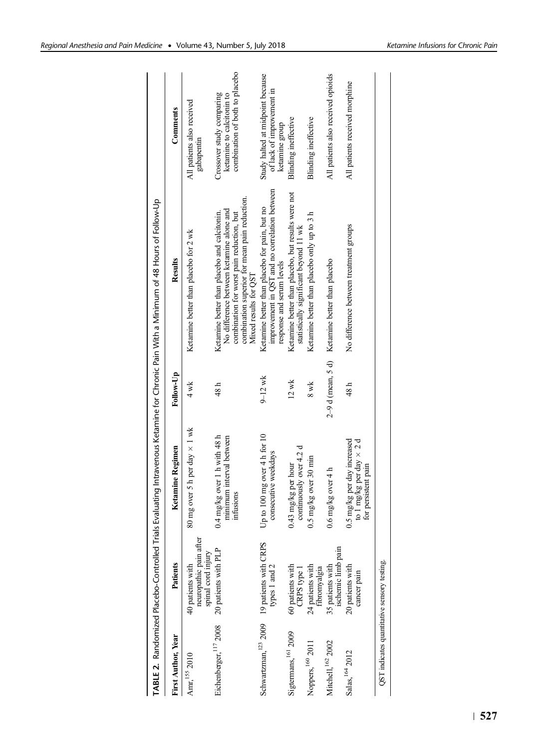**TABLE 2.** Randomized Placebo-Controlled Trials Evaluating Intravenous Ketamine for Chronic Pain With a Minimum of 48 Hours of Follow-Up

| First Author, Year | Patients | Ketamine Regimen | Follow-Up | Results | Comments |
|---|---|---|---|---|---|
| Amr,[155] 2010 | 40 patients with neuropathic pain after spinal cord injury | 80 mg over 5 h per day × 1 wk | 4 wk | Ketamine better than placebo for 2 wk | All patients also received gabapentin |
| Eichenberger,[117] 2008 | 20 patients with PLP | 0.4 mg/kg over 1 h with 48 h minimum interval between infusions | 48 h | Ketamine better than placebo and calcitonin. No difference between ketamine alone and combination for worst pain reduction, but combination superior for mean pain reduction. Mixed results for QST | Crossover study comparing ketamine to calcitonin to combination of both to placebo |
| Schwartzman,[123] 2009 | 19 patients with CRPS types 1 and 2 | Up to 100 mg over 4 h for 10 consecutive weekdays | 9–12 wk | Ketamine better than placebo for pain, but no improvement in QST and no correlation between response and serum levels | Study halted at midpoint because of lack of improvement in ketamine group |
| Sigtermans,[161] 2009 | 60 patients with CRPS type 1 | 0.43 mg/kg per hour continuously over 4.2 d | 12 wk | Ketamine better than placebo, but results were not statistically significant beyond 11 wk | Blinding ineffective |
| Noppers,[160] 2011 | 24 patients with fibromyalgia | 0.5 mg/kg over 30 min | 8 wk | Ketamine better than placebo only up to 3 h | Blinding ineffective |
| Mitchell,[162] 2002 | 35 patients with ischemic limb pain | 0.6 mg/kg over 4 h | 2–9 d (mean, 5 d) | Ketamine better than placebo | All patients also received opioids |
| Salas,[164] 2012 | 20 patients with cancer pain | 0.5 mg/kg per day increased to 1 mg/kg per day × 2 d for persistent pain | 48 h | No difference between treatment groups | All patients received morphine |

QST indicates quantitative sensory testing.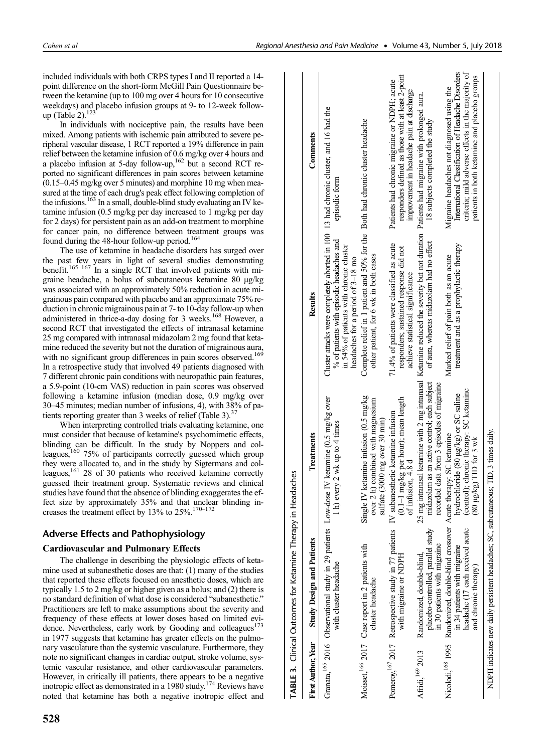included individuals with both CRPS types I and II reported a 14-point difference on the short-form McGill Pain Questionnaire between the ketamine (up to 100 mg over 4 hours for 10 consecutive weekdays) and placebo infusion groups at 9- to 12-week follow-up (Table 2).[123]

In individuals with nociceptive pain, the results have been mixed. Among patients with ischemic pain attributed to severe peripheral vascular disease, 1 RCT reported a 19% difference in pain relief between the ketamine infusion of 0.6 mg/kg over 4 hours and a placebo infusion at 5-day follow-up,[162] but a second RCT reported no significant differences in pain scores between ketamine (0.15–0.45 mg/kg over 5 minutes) and morphine 10 mg when measured at the time of each drug's peak effect following completion of the infusions.[163] In a small, double-blind study evaluating an IV ketamine infusion (0.5 mg/kg per day increased to 1 mg/kg per day for 2 days) for persistent pain as an add-on treatment to morphine for cancer pain, no difference between treatment groups was found during the 48-hour follow-up period.[164]

The use of ketamine in headache disorders has surged over the past few years in light of several studies demonstrating benefit.[165–167] In a single RCT that involved patients with migraine headache, a bolus of subcutaneous ketamine 80 μg/kg was associated with an approximately 50% reduction in acute migrainous pain compared with placebo and an approximate 75% reduction in chronic migrainous pain at 7- to 10-day follow-up when administered in thrice-a-day dosing for 3 weeks.[168] However, a second RCT that investigated the effects of intranasal ketamine 25 mg compared with intranasal midazolam 2 mg found that ketamine reduced the severity but not the duration of migrainous aura, with no significant group differences in pain scores observed.[169] In a retrospective study that involved 49 patients diagnosed with 7 different chronic pain conditions with neuropathic pain features, a 5.9-point (10-cm VAS) reduction in pain scores was observed following a ketamine infusion (median dose, 0.9 mg/kg over 30–45 minutes; median number of infusions, 4), with 38% of patients reporting greater than 3 weeks of relief (Table 3).[37]

When interpreting controlled trials evaluating ketamine, one must consider that because of ketamine's psychomimetic effects, blinding can be difficult. In the study by Noppers and colleagues,[160] 75% of participants correctly guessed which group they were allocated to, and in the study by Sigtermans and colleagues,[161] 28 of 30 patients who received ketamine correctly guessed their treatment group. Systematic reviews and clinical studies have found that the absence of blinding exaggerates the effect size by approximately 35% and that unclear blinding increases the treatment effect by 13% to 25%.[170–172]

**TABLE 3.** Clinical Outcomes for Ketamine Therapy in Headaches

| First Author, Year | Study Design and Patients | Treatments | Results | Comments |
|---|---|---|---|---|
| Granata,[165] 2016 | Observational study in 29 patients with cluster headache | Low-dose IV ketamine (0.5 mg/kg over 1 h) every 2 wk up to 4 times | Cluster attacks were completely aborted in 100% of patients with episodic headaches and in 54% of patients with chronic cluster headaches for a period of 3–18 mo | 13 had chronic cluster, and 16 had the episodic form |
| Moisset,[166] 2017 | Case report in 2 patients with cluster headache | Single IV ketamine infusion (0.5 mg/kg over 2 h) combined with magnesium sulfate (3000 mg over 30 min) | Complete relief in 1 patient and 50% for the other patient, for 6 wk in both cases | Both had chronic cluster headache |
| Pomeroy,[167] 2017 | Retrospective study in 77 patients with migraine or NDPH | IV subanesthetic ketamine infusion (0.1–1 mg/kg per hour); mean length of infusion, 4.8 d | 71.4% of patients were classified as acute responders; sustained response did not achieve statistical significance | Patients had chronic migraine or NDPH; acute responders defined as those with at least 2-point improvement in headache pain at discharge |
| Afridi,[169] 2013 | Randomized, double-blind, placebo-controlled, parallel study in 30 patients with migraine | 25 mg intranasal ketamine with 2 mg intranasal midazolam as an active control; each subject recorded data from 3 episodes of migraine | Ketamine reduced the severity but not duration of aura, whereas midazolam had no effect | Patients had migraine with prolonged aura. 18 subjects completed the study |
| Nicolodi,[168] 1995 | Randomized, double-blind crossover in 34 patients with migraine headache (17 each received acute and chronic therapy) | Acute therapy: SC ketamine hydrochloride (80 μg/kg) or SC saline (control); chronic therapy: SC ketamine (80 μg/kg) TID for 3 wk | Marked relief of pain both as an acute treatment and as a prophylactic therapy | Migraine headaches not diagnosed using the International Classification of Headache Disorders criteria; mild adverse effects in the majority of patients in both ketamine and placebo groups |

NDPH indicates new daily persistent headaches; SC, subcutaneous; TID, 3 times daily.

## Adverse Effects and Pathophysiology

### Cardiovascular and Pulmonary Effects

The challenge in describing the physiologic effects of ketamine used at subanesthetic doses are that: (1) many of the studies that reported these effects focused on anesthetic doses, which are typically 1.5 to 2 mg/kg or higher given as a bolus; and (2) there is no standard definition of what dose is considered "subanesthetic." Practitioners are left to make assumptions about the severity and frequency of these effects at lower doses based on limited evidence. Nevertheless, early work by Gooding and colleagues[173] in 1977 suggests that ketamine has greater effects on the pulmonary vasculature than the systemic vasculature. Furthermore, they note no significant changes in cardiac output, stroke volume, systemic vascular resistance, and other cardiovascular parameters. However, in critically ill patients, there appears to be a negative inotropic effect as demonstrated in a 1980 study.[174] Reviews have noted that ketamine has both a negative inotropic effect and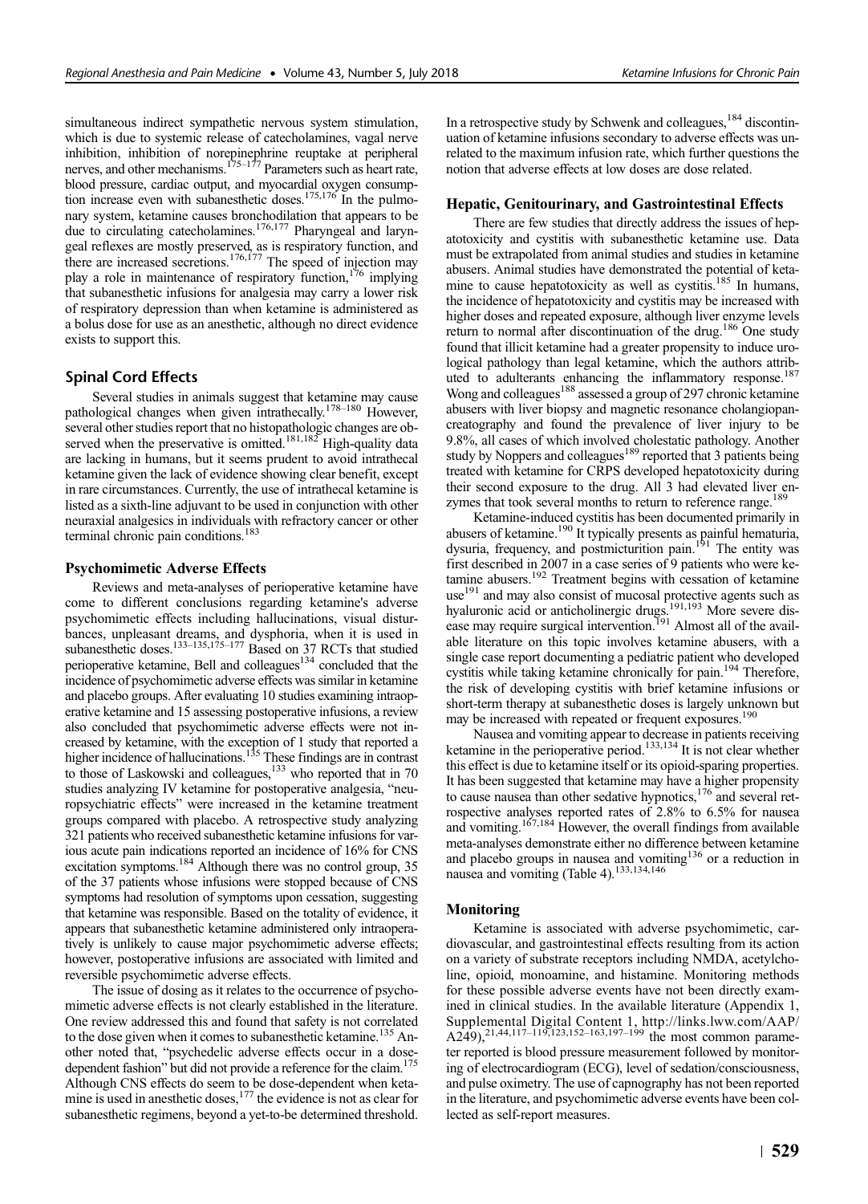simultaneous indirect sympathetic nervous system stimulation, which is due to systemic release of catecholamines, vagal nerve inhibition, inhibition of norepinephrine reuptake at peripheral nerves, and other mechanisms.[175–177] Parameters such as heart rate, blood pressure, cardiac output, and myocardial oxygen consumption increase even with subanesthetic doses.[175,176] In the pulmonary system, ketamine causes bronchodilation that appears to be due to circulating catecholamines.[176,177] Pharyngeal and laryngeal reflexes are mostly preserved, as is respiratory function, and there are increased secretions.[176,177] The speed of injection may play a role in maintenance of respiratory function,[176] implying that subanesthetic infusions for analgesia may carry a lower risk of respiratory depression than when ketamine is administered as a bolus dose for use as an anesthetic, although no direct evidence exists to support this.

## Spinal Cord Effects

Several studies in animals suggest that ketamine may cause pathological changes when given intrathecally.[178–180] However, several other studies report that no histopathologic changes are observed when the preservative is omitted.[181,182] High-quality data are lacking in humans, but it seems prudent to avoid intrathecal ketamine given the lack of evidence showing clear benefit, except in rare circumstances. Currently, the use of intrathecal ketamine is listed as a sixth-line adjuvant to be used in conjunction with other neuraxial analgesics in individuals with refractory cancer or other terminal chronic pain conditions.[183]

### Psychomimetic Adverse Effects

Reviews and meta-analyses of perioperative ketamine have come to different conclusions regarding ketamine's adverse psychomimetic effects including hallucinations, visual disturbances, unpleasant dreams, and dysphoria, when it is used in subanesthetic doses.[133–135,175–177] Based on 37 RCTs that studied perioperative ketamine, Bell and colleagues[134] concluded that the incidence of psychomimetic adverse effects was similar in ketamine and placebo groups. After evaluating 10 studies examining intraoperative ketamine and 15 assessing postoperative infusions, a review also concluded that psychomimetic adverse effects were not increased by ketamine, with the exception of 1 study that reported a higher incidence of hallucinations.[135] These findings are in contrast to those of Laskowski and colleagues,[133] who reported that in 70 studies analyzing IV ketamine for postoperative analgesia, "neuropsychiatric effects" were increased in the ketamine treatment groups compared with placebo. A retrospective study analyzing 321 patients who received subanesthetic ketamine infusions for various acute pain indications reported an incidence of 16% for CNS excitation symptoms.[184] Although there was no control group, 35 of the 37 patients whose infusions were stopped because of CNS symptoms had resolution of symptoms upon cessation, suggesting that ketamine was responsible. Based on the totality of evidence, it appears that subanesthetic ketamine administered only intraoperatively is unlikely to cause major psychomimetic adverse effects; however, postoperative infusions are associated with limited and reversible psychomimetic adverse effects.

The issue of dosing as it relates to the occurrence of psychomimetic adverse effects is not clearly established in the literature. One review addressed this and found that safety is not correlated to the dose given when it comes to subanesthetic ketamine.[135] Another noted that, "psychedelic adverse effects occur in a dose-dependent fashion" but did not provide a reference for the claim.[175] Although CNS effects do seem to be dose-dependent when ketamine is used in anesthetic doses,[177] the evidence is not as clear for subanesthetic regimens, beyond a yet-to-be determined threshold. In a retrospective study by Schwenk and colleagues,[184] discontinuation of ketamine infusions secondary to adverse effects was unrelated to the maximum infusion rate, which further questions the notion that adverse effects at low doses are dose related.

### Hepatic, Genitourinary, and Gastrointestinal Effects

There are few studies that directly address the issues of hepatotoxicity and cystitis with subanesthetic ketamine use. Data must be extrapolated from animal studies and studies in ketamine abusers. Animal studies have demonstrated the potential of ketamine to cause hepatotoxicity as well as cystitis.[185] In humans, the incidence of hepatotoxicity and cystitis may be increased with higher doses and repeated exposure, although liver enzyme levels return to normal after discontinuation of the drug.[186] One study found that illicit ketamine had a greater propensity to induce urological pathology than legal ketamine, which the authors attributed to adulterants enhancing the inflammatory response.[187] Wong and colleagues[188] assessed a group of 297 chronic ketamine abusers with liver biopsy and magnetic resonance cholangiopancreatography and found the prevalence of liver injury to be 9.8%, all cases of which involved cholestatic pathology. Another study by Noppers and colleagues[189] reported that 3 patients being treated with ketamine for CRPS developed hepatotoxicity during their second exposure to the drug. All 3 had elevated liver enzymes that took several months to return to reference range.[189]

Ketamine-induced cystitis has been documented primarily in abusers of ketamine.[190] It typically presents as painful hematuria, dysuria, frequency, and postmicturition pain.[191] The entity was first described in 2007 in a case series of 9 patients who were ketamine abusers.[192] Treatment begins with cessation of ketamine use[191] and may also consist of mucosal protective agents such as hyaluronic acid or anticholinergic drugs.[191,193] More severe disease may require surgical intervention.[191] Almost all of the available literature on this topic involves ketamine abusers, with a single case report documenting a pediatric patient who developed cystitis while taking ketamine chronically for pain.[194] Therefore, the risk of developing cystitis with brief ketamine infusions or short-term therapy at subanesthetic doses is largely unknown but may be increased with repeated or frequent exposures.[190]

Nausea and vomiting appear to decrease in patients receiving ketamine in the perioperative period.[133,134] It is not clear whether this effect is due to ketamine itself or its opioid-sparing properties. It has been suggested that ketamine may have a higher propensity to cause nausea than other sedative hypnotics,[176] and several retrospective analyses reported rates of 2.8% to 6.5% for nausea and vomiting.[167,184] However, the overall findings from available meta-analyses demonstrate either no difference between ketamine and placebo groups in nausea and vomiting[136] or a reduction in nausea and vomiting (Table 4).[133,134,146]

### Monitoring

Ketamine is associated with adverse psychomimetic, cardiovascular, and gastrointestinal effects resulting from its action on a variety of substrate receptors including NMDA, acetylcholine, opioid, monoamine, and histamine. Monitoring methods for these possible adverse events have not been directly examined in clinical studies. In the available literature (Appendix 1, Supplemental Digital Content 1, http://links.lww.com/AAP/A249),[21,44,117–119,123,152–163,197–199] the most common parameter reported is blood pressure measurement followed by monitoring of electrocardiogram (ECG), level of sedation/consciousness, and pulse oximetry. The use of capnography has not been reported in the literature, and psychomimetic adverse events have been collected as self-report measures.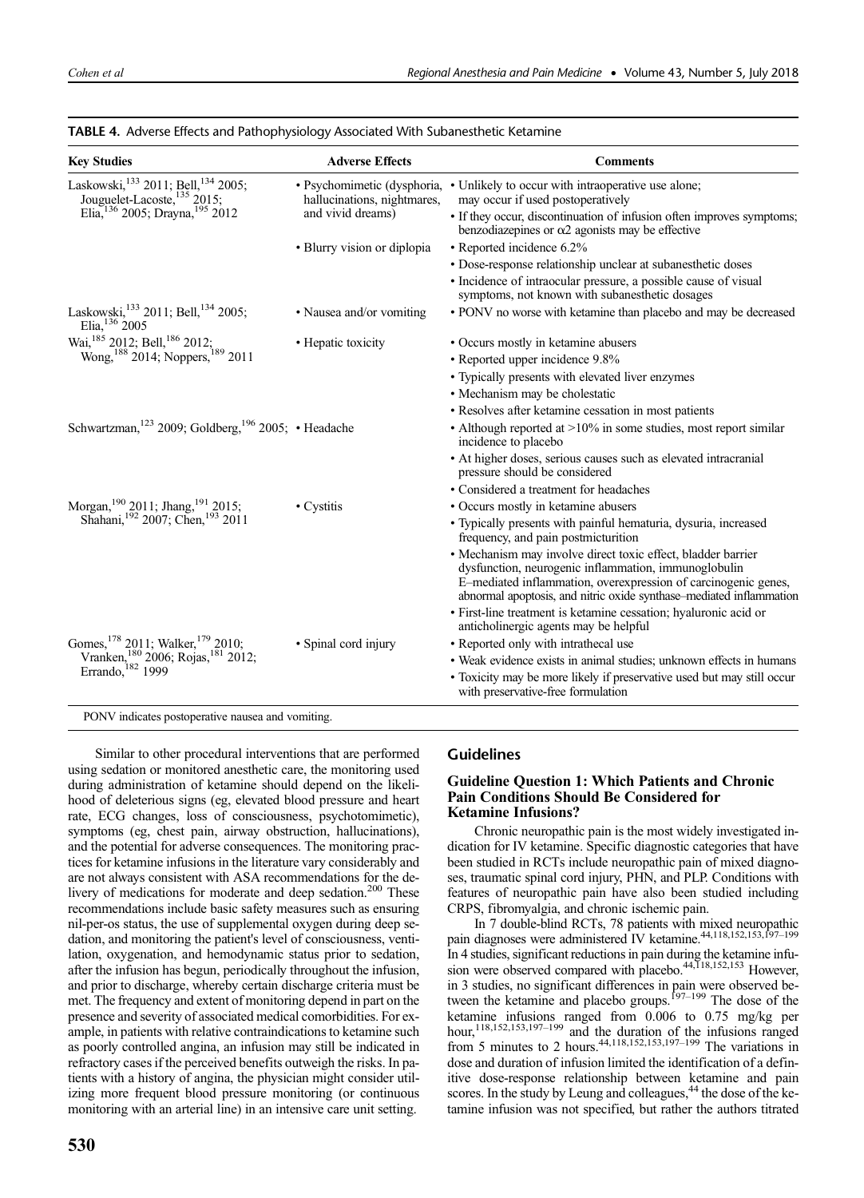**TABLE 4.** Adverse Effects and Pathophysiology Associated With Subanesthetic Ketamine

| Key Studies | Adverse Effects | Comments |
|---|---|---|
| Laskowski,[133] 2011; Bell,[134] 2005; Jouguelet-Lacoste,[135] 2015; Elia,[136] 2005; Drayna,[195] 2012 | • Psychomimetic (dysphoria, hallucinations, nightmares, and vivid dreams) | • Unlikely to occur with intraoperative use alone; may occur if used postoperatively<br>• If they occur, discontinuation of infusion often improves symptoms; benzodiazepines or α2 agonists may be effective |
| | • Blurry vision or diplopia | • Reported incidence 6.2%<br>• Dose-response relationship unclear at subanesthetic doses<br>• Incidence of intraocular pressure, a possible cause of visual symptoms, not known with subanesthetic dosages |
| Laskowski,[133] 2011; Bell,[134] 2005; Elia,[136] 2005 | • Nausea and/or vomiting | • PONV no worse with ketamine than placebo and may be decreased |
| Wai,[185] 2012; Bell,[186] 2012; Wong,[188] 2014; Noppers,[189] 2011 | • Hepatic toxicity | • Occurs mostly in ketamine abusers<br>• Reported upper incidence 9.8%<br>• Typically presents with elevated liver enzymes<br>• Mechanism may be cholestatic<br>• Resolves after ketamine cessation in most patients |
| Schwartzman,[123] 2009; Goldberg,[196] 2005; | • Headache | • Although reported at >10% in some studies, most report similar incidence to placebo<br>• At higher doses, serious causes such as elevated intracranial pressure should be considered<br>• Considered a treatment for headaches |
| Morgan,[190] 2011; Jhang,[191] 2015; Shahani,[192] 2007; Chen,[193] 2011 | • Cystitis | • Occurs mostly in ketamine abusers<br>• Typically presents with painful hematuria, dysuria, increased frequency, and pain postmicturition<br>• Mechanism may involve direct toxic effect, bladder barrier dysfunction, neurogenic inflammation, immunoglobulin E–mediated inflammation, overexpression of carcinogenic genes, abnormal apoptosis, and nitric oxide synthase–mediated inflammation<br>• First-line treatment is ketamine cessation; hyaluronic acid or anticholinergic agents may be helpful |
| Gomes,[178] 2011; Walker,[179] 2010; Vranken,[180] 2006; Rojas,[181] 2012; Errando,[182] 1999 | • Spinal cord injury | • Reported only with intrathecal use<br>• Weak evidence exists in animal studies; unknown effects in humans<br>• Toxicity may be more likely if preservative used but may still occur with preservative-free formulation |

PONV indicates postoperative nausea and vomiting.

Similar to other procedural interventions that are performed using sedation or monitored anesthetic care, the monitoring used during administration of ketamine should depend on the likelihood of deleterious signs (eg, elevated blood pressure and heart rate, ECG changes, loss of consciousness, psychotomimetic), symptoms (eg, chest pain, airway obstruction, hallucinations), and the potential for adverse consequences. The monitoring practices for ketamine infusions in the literature vary considerably and are not always consistent with ASA recommendations for the delivery of medications for moderate and deep sedation.[200] These recommendations include basic safety measures such as ensuring nil-per-os status, the use of supplemental oxygen during deep sedation, and monitoring the patient's level of consciousness, ventilation, oxygenation, and hemodynamic status prior to sedation, after the infusion has begun, periodically throughout the infusion, and prior to discharge, whereby certain discharge criteria must be met. The frequency and extent of monitoring depend in part on the presence and severity of associated medical comorbidities. For example, in patients with relative contraindications to ketamine such as poorly controlled angina, an infusion may still be indicated in refractory cases if the perceived benefits outweigh the risks. In patients with a history of angina, the physician might consider utilizing more frequent blood pressure monitoring (or continuous monitoring with an arterial line) in an intensive care unit setting.

## Guidelines

### Guideline Question 1: Which Patients and Chronic Pain Conditions Should Be Considered for Ketamine Infusions?

Chronic neuropathic pain is the most widely investigated indication for IV ketamine. Specific diagnostic categories that have been studied in RCTs include neuropathic pain of mixed diagnoses, traumatic spinal cord injury, PHN, and PLP. Conditions with features of neuropathic pain have also been studied including CRPS, fibromyalgia, and chronic ischemic pain.

In 7 double-blind RCTs, 78 patients with mixed neuropathic pain diagnoses were administered IV ketamine.[44,118,152,153,197–199] In 4 studies, significant reductions in pain during the ketamine infusion were observed compared with placebo.[44,118,152,153] However, in 3 studies, no significant differences in pain were observed between the ketamine and placebo groups.[197–199] The dose of the ketamine infusions ranged from 0.006 to 0.75 mg/kg per hour,[118,152,153,197–199] and the duration of the infusions ranged from 5 minutes to 2 hours.[44,118,152,153,197–199] The variations in dose and duration of infusion limited the identification of a definitive dose-response relationship between ketamine and pain scores. In the study by Leung and colleagues,[44] the dose of the ketamine infusion was not specified, but rather the authors titrated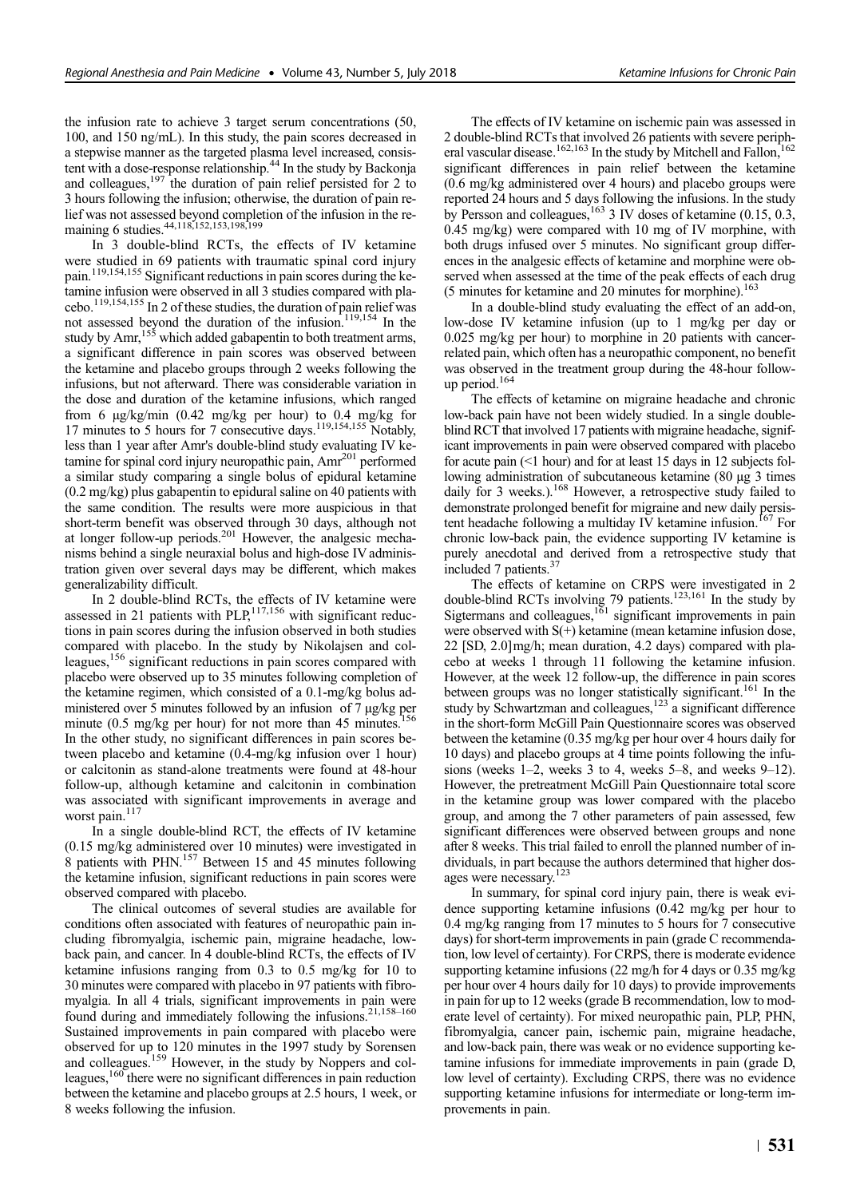the infusion rate to achieve 3 target serum concentrations (50, 100, and 150 ng/mL). In this study, the pain scores decreased in a stepwise manner as the targeted plasma level increased, consistent with a dose-response relationship.[44] In the study by Backonja and colleagues,[197] the duration of pain relief persisted for 2 to 3 hours following the infusion; otherwise, the duration of pain relief was not assessed beyond completion of the infusion in the remaining 6 studies.[44,118,152,153,198,199]

In 3 double-blind RCTs, the effects of IV ketamine were studied in 69 patients with traumatic spinal cord injury pain.[119,154,155] Significant reductions in pain scores during the ketamine infusion were observed in all 3 studies compared with placebo.[119,154,155] In 2 of these studies, the duration of pain relief was not assessed beyond the duration of the infusion.[119,154] In the study by Amr,[155] which added gabapentin to both treatment arms, a significant difference in pain scores was observed between the ketamine and placebo groups through 2 weeks following the infusions, but not afterward. There was considerable variation in the dose and duration of the ketamine infusions, which ranged from 6 μg/kg/min (0.42 mg/kg per hour) to 0.4 mg/kg for 17 minutes to 5 hours for 7 consecutive days.[119,154,155] Notably, less than 1 year after Amr's double-blind study evaluating IV ketamine for spinal cord injury neuropathic pain, Amr[201] performed a similar study comparing a single bolus of epidural ketamine (0.2 mg/kg) plus gabapentin to epidural saline on 40 patients with the same condition. The results were more auspicious in that short-term benefit was observed through 30 days, although not at longer follow-up periods.[201] However, the analgesic mechanisms behind a single neuraxial bolus and high-dose IV administration given over several days may be different, which makes generalizability difficult.

In 2 double-blind RCTs, the effects of IV ketamine were assessed in 21 patients with PLP,[117,156] with significant reductions in pain scores during the infusion observed in both studies compared with placebo. In the study by Nikolajsen and colleagues,[156] significant reductions in pain scores compared with placebo were observed up to 35 minutes following completion of the ketamine regimen, which consisted of a 0.1-mg/kg bolus administered over 5 minutes followed by an infusion of 7 μg/kg per minute (0.5 mg/kg per hour) for not more than 45 minutes.[156] In the other study, no significant differences in pain scores between placebo and ketamine (0.4-mg/kg infusion over 1 hour) or calcitonin as stand-alone treatments were found at 48-hour follow-up, although ketamine and calcitonin in combination was associated with significant improvements in average and worst pain.[117]

In a single double-blind RCT, the effects of IV ketamine (0.15 mg/kg administered over 10 minutes) were investigated in 8 patients with PHN.[157] Between 15 and 45 minutes following the ketamine infusion, significant reductions in pain scores were observed compared with placebo.

The clinical outcomes of several studies are available for conditions often associated with features of neuropathic pain including fibromyalgia, ischemic pain, migraine headache, low-back pain, and cancer. In 4 double-blind RCTs, the effects of IV ketamine infusions ranging from 0.3 to 0.5 mg/kg for 10 to 30 minutes were compared with placebo in 97 patients with fibromyalgia. In all 4 trials, significant improvements in pain were found during and immediately following the infusions.[21,158–160] Sustained improvements in pain compared with placebo were observed for up to 120 minutes in the 1997 study by Sorensen and colleagues.[159] However, in the study by Noppers and colleagues,[160] there were no significant differences in pain reduction between the ketamine and placebo groups at 2.5 hours, 1 week, or 8 weeks following the infusion.

The effects of IV ketamine on ischemic pain was assessed in 2 double-blind RCTs that involved 26 patients with severe peripheral vascular disease.[162,163] In the study by Mitchell and Fallon,[162] significant differences in pain relief between the ketamine (0.6 mg/kg administered over 4 hours) and placebo groups were reported 24 hours and 5 days following the infusions. In the study by Persson and colleagues,[163] 3 IV doses of ketamine (0.15, 0.3, 0.45 mg/kg) were compared with 10 mg of IV morphine, with both drugs infused over 5 minutes. No significant group differences in the analgesic effects of ketamine and morphine were observed when assessed at the time of the peak effects of each drug (5 minutes for ketamine and 20 minutes for morphine).[163]

In a double-blind study evaluating the effect of an add-on, low-dose IV ketamine infusion (up to 1 mg/kg per day or 0.025 mg/kg per hour) to morphine in 20 patients with cancer-related pain, which often has a neuropathic component, no benefit was observed in the treatment group during the 48-hour follow-up period.[164]

The effects of ketamine on migraine headache and chronic low-back pain have not been widely studied. In a single double-blind RCT that involved 17 patients with migraine headache, significant improvements in pain were observed compared with placebo for acute pain (<1 hour) and for at least 15 days in 12 subjects following administration of subcutaneous ketamine (80 μg 3 times daily for 3 weeks.).[168] However, a retrospective study failed to demonstrate prolonged benefit for migraine and new daily persistent headache following a multiday IV ketamine infusion.[167] For chronic low-back pain, the evidence supporting IV ketamine is purely anecdotal and derived from a retrospective study that included 7 patients.[37]

The effects of ketamine on CRPS were investigated in 2 double-blind RCTs involving 79 patients.[123,161] In the study by Sigtermans and colleagues,[161] significant improvements in pain were observed with S(+) ketamine (mean ketamine infusion dose, 22 [SD, 2.0]mg/h; mean duration, 4.2 days) compared with placebo at weeks 1 through 11 following the ketamine infusion. However, at the week 12 follow-up, the difference in pain scores between groups was no longer statistically significant.[161] In the study by Schwartzman and colleagues,[123] a significant difference in the short-form McGill Pain Questionnaire scores was observed between the ketamine (0.35 mg/kg per hour over 4 hours daily for 10 days) and placebo groups at 4 time points following the infusions (weeks 1–2, weeks 3 to 4, weeks 5–8, and weeks 9–12). However, the pretreatment McGill Pain Questionnaire total score in the ketamine group was lower compared with the placebo group, and among the 7 other parameters of pain assessed, few significant differences were observed between groups and none after 8 weeks. This trial failed to enroll the planned number of individuals, in part because the authors determined that higher dosages were necessary.[123]

In summary, for spinal cord injury pain, there is weak evidence supporting ketamine infusions (0.42 mg/kg per hour to 0.4 mg/kg ranging from 17 minutes to 5 hours for 7 consecutive days) for short-term improvements in pain (grade C recommendation, low level of certainty). For CRPS, there is moderate evidence supporting ketamine infusions (22 mg/h for 4 days or 0.35 mg/kg per hour over 4 hours daily for 10 days) to provide improvements in pain for up to 12 weeks (grade B recommendation, low to moderate level of certainty). For mixed neuropathic pain, PLP, PHN, fibromyalgia, cancer pain, ischemic pain, migraine headache, and low-back pain, there was weak or no evidence supporting ketamine infusions for immediate improvements in pain (grade D, low level of certainty). Excluding CRPS, there was no evidence supporting ketamine infusions for intermediate or long-term improvements in pain.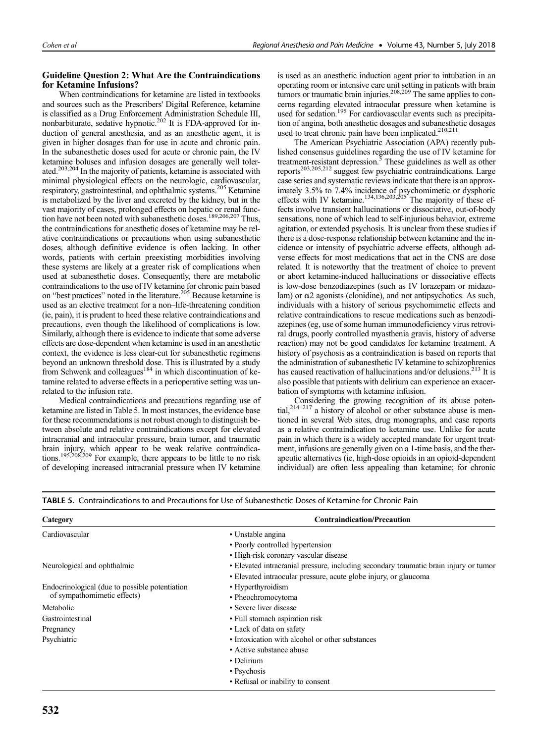### Guideline Question 2: What Are the Contraindications for Ketamine Infusions?

When contraindications for ketamine are listed in textbooks and sources such as the Prescribers' Digital Reference, ketamine is classified as a Drug Enforcement Administration Schedule III, nonbarbiturate, sedative hypnotic.[202] It is FDA-approved for induction of general anesthesia, and as an anesthetic agent, it is given in higher dosages than for use in acute and chronic pain. In the subanesthetic doses used for acute or chronic pain, the IV ketamine boluses and infusion dosages are generally well tolerated.[203,204] In the majority of patients, ketamine is associated with minimal physiological effects on the neurologic, cardiovascular, respiratory, gastrointestinal, and ophthalmic systems.[205] Ketamine is metabolized by the liver and excreted by the kidney, but in the vast majority of cases, prolonged effects on hepatic or renal function have not been noted with subanesthetic doses.[189,206,207] Thus, the contraindications for anesthetic doses of ketamine may be relative contraindications or precautions when using subanesthetic doses, although definitive evidence is often lacking. In other words, patients with certain preexisting morbidities involving these systems are likely at a greater risk of complications when used at subanesthetic doses. Consequently, there are metabolic contraindications to the use of IV ketamine for chronic pain based on "best practices" noted in the literature.[205] Because ketamine is used as an elective treatment for a non–life-threatening condition (ie, pain), it is prudent to heed these relative contraindications and precautions, even though the likelihood of complications is low. Similarly, although there is evidence to indicate that some adverse effects are dose-dependent when ketamine is used in an anesthetic context, the evidence is less clear-cut for subanesthetic regimens beyond an unknown threshold dose. This is illustrated by a study from Schwenk and colleagues[184] in which discontinuation of ketamine related to adverse effects in a perioperative setting was unrelated to the infusion rate.

Medical contraindications and precautions regarding use of ketamine are listed in Table 5. In most instances, the evidence base for these recommendations is not robust enough to distinguish between absolute and relative contraindications except for elevated intracranial and intraocular pressure, brain tumor, and traumatic brain injury, which appear to be weak relative contraindications.[195,208,209] For example, there appears to be little to no risk of developing increased intracranial pressure when IV ketamine is used as an anesthetic induction agent prior to intubation in an operating room or intensive care unit setting in patients with brain tumors or traumatic brain injuries.[208,209] The same applies to concerns regarding elevated intraocular pressure when ketamine is used for sedation.[195] For cardiovascular events such as precipitation of angina, both anesthetic dosages and subanesthetic dosages used to treat chronic pain have been implicated.[210,211]

The American Psychiatric Association (APA) recently published consensus guidelines regarding the use of IV ketamine for treatment-resistant depression.[5] These guidelines as well as other reports[203,205,212] suggest few psychiatric contraindications. Large case series and systematic reviews indicate that there is an approximately 3.5% to 7.4% incidence of psychomimetic or dysphoric effects with IV ketamine.[134,136,203,205] The majority of these effects involve transient hallucinations or dissociative, out-of-body sensations, none of which lead to self-injurious behavior, extreme agitation, or extended psychosis. It is unclear from these studies if there is a dose-response relationship between ketamine and the incidence or intensity of psychiatric adverse effects, although adverse effects for most medications that act in the CNS are dose related. It is noteworthy that the treatment of choice to prevent or abort ketamine-induced hallucinations or dissociative effects is low-dose benzodiazepines (such as IV lorazepam or midazolam) or α2 agonists (clonidine), and not antipsychotics. As such, individuals with a history of serious psychomimetic effects and relative contraindications to rescue medications such as benzodiazepines (eg, use of some human immunodeficiency virus retroviral drugs, poorly controlled myasthenia gravis, history of adverse reaction) may not be good candidates for ketamine treatment. A history of psychosis as a contraindication is based on reports that the administration of subanesthetic IV ketamine to schizophrenics has caused reactivation of hallucinations and/or delusions.[213] It is also possible that patients with delirium can experience an exacerbation of symptoms with ketamine infusion.

Considering the growing recognition of its abuse potential,[214–217] a history of alcohol or other substance abuse is mentioned in several Web sites, drug monographs, and case reports as a relative contraindication to ketamine use. Unlike for acute pain in which there is a widely accepted mandate for urgent treatment, infusions are generally given on a 1-time basis, and the therapeutic alternatives (ie, high-dose opioids in an opioid-dependent individual) are often less appealing than ketamine; for chronic

**TABLE 5.** Contraindications to and Precautions for Use of Subanesthetic Doses of Ketamine for Chronic Pain

| Category | Contraindication/Precaution |
|---|---|
| Cardiovascular | • Unstable angina |
| | • Poorly controlled hypertension |
| | • High-risk coronary vascular disease |
| Neurological and ophthalmic | • Elevated intracranial pressure, including secondary traumatic brain injury or tumor |
| | • Elevated intraocular pressure, acute globe injury, or glaucoma |
| Endocrinological (due to possible potentiation of sympathomimetic effects) | • Hyperthyroidism |
| | • Pheochromocytoma |
| Metabolic | • Severe liver disease |
| Gastrointestinal | • Full stomach aspiration risk |
| Pregnancy | • Lack of data on safety |
| Psychiatric | • Intoxication with alcohol or other substances |
| | • Active substance abuse |
| | • Delirium |
| | • Psychosis |
| | • Refusal or inability to consent |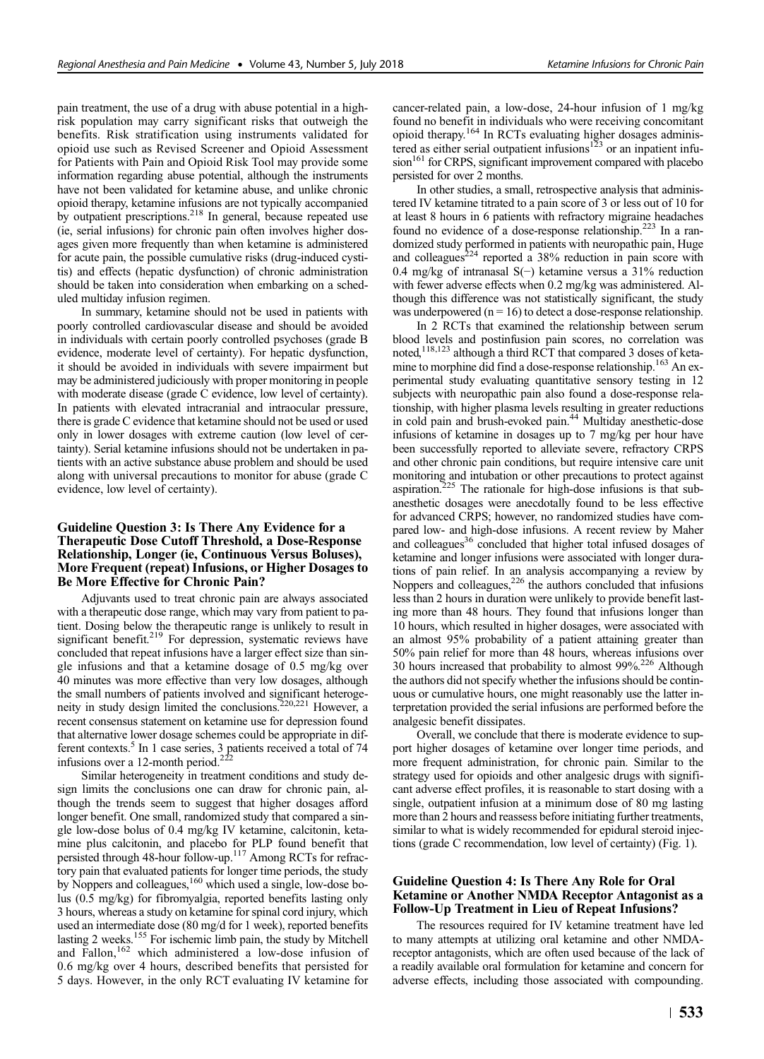pain treatment, the use of a drug with abuse potential in a high-risk population may carry significant risks that outweigh the benefits. Risk stratification using instruments validated for opioid use such as Revised Screener and Opioid Assessment for Patients with Pain and Opioid Risk Tool may provide some information regarding abuse potential, although the instruments have not been validated for ketamine abuse, and unlike chronic opioid therapy, ketamine infusions are not typically accompanied by outpatient prescriptions.[218] In general, because repeated use (ie, serial infusions) for chronic pain often involves higher dosages given more frequently than when ketamine is administered for acute pain, the possible cumulative risks (drug-induced cystitis) and effects (hepatic dysfunction) of chronic administration should be taken into consideration when embarking on a scheduled multiday infusion regimen.

In summary, ketamine should not be used in patients with poorly controlled cardiovascular disease and should be avoided in individuals with certain poorly controlled psychoses (grade B evidence, moderate level of certainty). For hepatic dysfunction, it should be avoided in individuals with severe impairment but may be administered judiciously with proper monitoring in people with moderate disease (grade C evidence, low level of certainty). In patients with elevated intracranial and intraocular pressure, there is grade C evidence that ketamine should not be used or used only in lower dosages with extreme caution (low level of certainty). Serial ketamine infusions should not be undertaken in patients with an active substance abuse problem and should be used along with universal precautions to monitor for abuse (grade C evidence, low level of certainty).

## Guideline Question 3: Is There Any Evidence for a Therapeutic Dose Cutoff Threshold, a Dose-Response Relationship, Longer (ie, Continuous Versus Boluses), More Frequent (repeat) Infusions, or Higher Dosages to Be More Effective for Chronic Pain?

Adjuvants used to treat chronic pain are always associated with a therapeutic dose range, which may vary from patient to patient. Dosing below the therapeutic range is unlikely to result in significant benefit.[219] For depression, systematic reviews have concluded that repeat infusions have a larger effect size than single infusions and that a ketamine dosage of 0.5 mg/kg over 40 minutes was more effective than very low dosages, although the small numbers of patients involved and significant heterogeneity in study design limited the conclusions.[220,221] However, a recent consensus statement on ketamine use for depression found that alternative lower dosage schemes could be appropriate in different contexts.[5] In 1 case series, 3 patients received a total of 74 infusions over a 12-month period.[222]

Similar heterogeneity in treatment conditions and study design limits the conclusions one can draw for chronic pain, although the trends seem to suggest that higher dosages afford longer benefit. One small, randomized study that compared a single low-dose bolus of 0.4 mg/kg IV ketamine, calcitonin, ketamine plus calcitonin, and placebo for PLP found benefit that persisted through 48-hour follow-up.[117] Among RCTs for refractory pain that evaluated patients for longer time periods, the study by Noppers and colleagues,[160] which used a single, low-dose bolus (0.5 mg/kg) for fibromyalgia, reported benefits lasting only 3 hours, whereas a study on ketamine for spinal cord injury, which used an intermediate dose (80 mg/d for 1 week), reported benefits lasting 2 weeks.[155] For ischemic limb pain, the study by Mitchell and Fallon,[162] which administered a low-dose infusion of 0.6 mg/kg over 4 hours, described benefits that persisted for 5 days. However, in the only RCT evaluating IV ketamine for cancer-related pain, a low-dose, 24-hour infusion of 1 mg/kg found no benefit in individuals who were receiving concomitant opioid therapy.[164] In RCTs evaluating higher dosages administered as either serial outpatient infusions[123] or an inpatient infusion[161] for CRPS, significant improvement compared with placebo persisted for over 2 months.

In other studies, a small, retrospective analysis that administered IV ketamine titrated to a pain score of 3 or less out of 10 for at least 8 hours in 6 patients with refractory migraine headaches found no evidence of a dose-response relationship.[223] In a randomized study performed in patients with neuropathic pain, Huge and colleagues[224] reported a 38% reduction in pain score with 0.4 mg/kg of intranasal S(−) ketamine versus a 31% reduction with fewer adverse effects when 0.2 mg/kg was administered. Although this difference was not statistically significant, the study was underpowered (n = 16) to detect a dose-response relationship.

In 2 RCTs that examined the relationship between serum blood levels and postinfusion pain scores, no correlation was noted,[118,123] although a third RCT that compared 3 doses of ketamine to morphine did find a dose-response relationship.[163] An experimental study evaluating quantitative sensory testing in 12 subjects with neuropathic pain also found a dose-response relationship, with higher plasma levels resulting in greater reductions in cold pain and brush-evoked pain.[44] Multiday anesthetic-dose infusions of ketamine in dosages up to 7 mg/kg per hour have been successfully reported to alleviate severe, refractory CRPS and other chronic pain conditions, but require intensive care unit monitoring and intubation or other precautions to protect against aspiration.[225] The rationale for high-dose infusions is that subanesthetic dosages were anecdotally found to be less effective for advanced CRPS; however, no randomized studies have compared low- and high-dose infusions. A recent review by Maher and colleagues[36] concluded that higher total infused dosages of ketamine and longer infusions were associated with longer durations of pain relief. In an analysis accompanying a review by Noppers and colleagues,[226] the authors concluded that infusions less than 2 hours in duration were unlikely to provide benefit lasting more than 48 hours. They found that infusions longer than 10 hours, which resulted in higher dosages, were associated with an almost 95% probability of a patient attaining greater than 50% pain relief for more than 48 hours, whereas infusions over 30 hours increased that probability to almost 99%.[226] Although the authors did not specify whether the infusions should be continuous or cumulative hours, one might reasonably use the latter interpretation provided the serial infusions are performed before the analgesic benefit dissipates.

Overall, we conclude that there is moderate evidence to support higher dosages of ketamine over longer time periods, and more frequent administration, for chronic pain. Similar to the strategy used for opioids and other analgesic drugs with significant adverse effect profiles, it is reasonable to start dosing with a single, outpatient infusion at a minimum dose of 80 mg lasting more than 2 hours and reassess before initiating further treatments, similar to what is widely recommended for epidural steroid injections (grade C recommendation, low level of certainty) (Fig. 1).

## Guideline Question 4: Is There Any Role for Oral Ketamine or Another NMDA Receptor Antagonist as a Follow-Up Treatment in Lieu of Repeat Infusions?

The resources required for IV ketamine treatment have led to many attempts at utilizing oral ketamine and other NMDA-receptor antagonists, which are often used because of the lack of a readily available oral formulation for ketamine and concern for adverse effects, including those associated with compounding.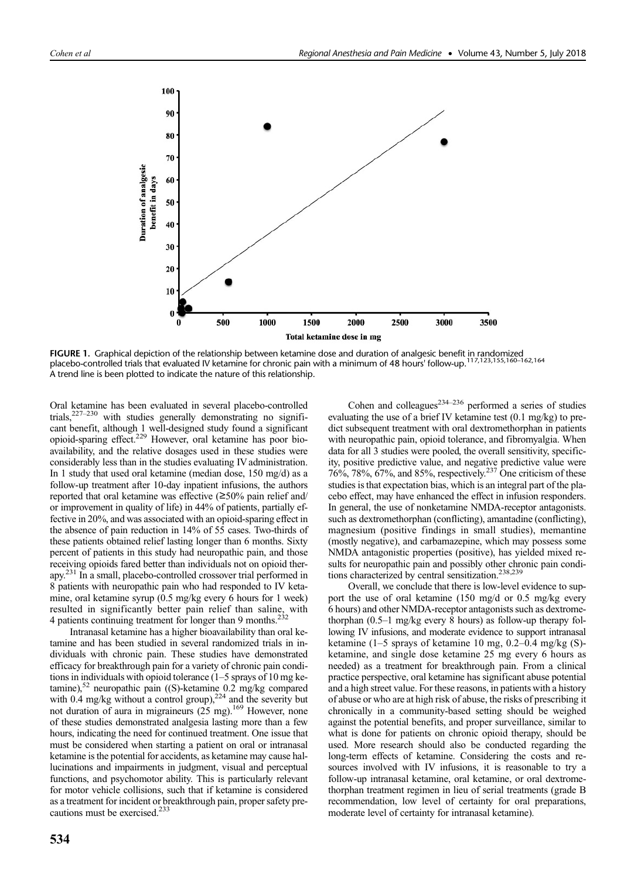FIGURE 1. Graphical depiction of the relationship between ketamine dose and duration of analgesic benefit in randomized placebo-controlled trials that evaluated IV ketamine for chronic pain with a minimum of 48 hours' follow-up.[117,123,155,160–162,164] A trend line is been plotted to indicate the nature of this relationship.

Oral ketamine has been evaluated in several placebo-controlled trials,[227–230] with studies generally demonstrating no significant benefit, although 1 well-designed study found a significant opioid-sparing effect.[229] However, oral ketamine has poor bioavailability, and the relative dosages used in these studies were considerably less than in the studies evaluating IV administration. In 1 study that used oral ketamine (median dose, 150 mg/d) as a follow-up treatment after 10-day inpatient infusions, the authors reported that oral ketamine was effective (≥50% pain relief and/or improvement in quality of life) in 44% of patients, partially effective in 20%, and was associated with an opioid-sparing effect in the absence of pain reduction in 14% of 55 cases. Two-thirds of these patients obtained relief lasting longer than 6 months. Sixty percent of patients in this study had neuropathic pain, and those receiving opioids fared better than individuals not on opioid therapy.[231] In a small, placebo-controlled crossover trial performed in 8 patients with neuropathic pain who had responded to IV ketamine, oral ketamine syrup (0.5 mg/kg every 6 hours for 1 week) resulted in significantly better pain relief than saline, with 4 patients continuing treatment for longer than 9 months.[232]

Intranasal ketamine has a higher bioavailability than oral ketamine and has been studied in several randomized trials in individuals with chronic pain. These studies have demonstrated efficacy for breakthrough pain for a variety of chronic pain conditions in individuals with opioid tolerance (1–5 sprays of 10 mg ketamine),[52] neuropathic pain ((S)-ketamine 0.2 mg/kg compared with 0.4 mg/kg without a control group),[224] and the severity but not duration of aura in migraineurs (25 mg).[169] However, none of these studies demonstrated analgesia lasting more than a few hours, indicating the need for continued treatment. One issue that must be considered when starting a patient on oral or intranasal ketamine is the potential for accidents, as ketamine may cause hallucinations and impairments in judgment, visual and perceptual functions, and psychomotor ability. This is particularly relevant for motor vehicle collisions, such that if ketamine is considered as a treatment for incident or breakthrough pain, proper safety precautions must be exercised.[233]

Cohen and colleagues[234–236] performed a series of studies evaluating the use of a brief IV ketamine test (0.1 mg/kg) to predict subsequent treatment with oral dextromethorphan in patients with neuropathic pain, opioid tolerance, and fibromyalgia. When data for all 3 studies were pooled, the overall sensitivity, specificity, positive predictive value, and negative predictive value were 76%, 78%, 67%, and 85%, respectively.[237] One criticism of these studies is that expectation bias, which is an integral part of the placebo effect, may have enhanced the effect in infusion responders. In general, the use of nonketamine NMDA-receptor antagonists such as dextromethorphan (conflicting), amantadine (conflicting), magnesium (positive findings in small studies), memantine (mostly negative), and carbamazepine, which may possess some NMDA antagonistic properties (positive), has yielded mixed results for neuropathic pain and possibly other chronic pain conditions characterized by central sensitization.[238,239]

Overall, we conclude that there is low-level evidence to support the use of oral ketamine (150 mg/d or 0.5 mg/kg every 6 hours) and other NMDA-receptor antagonists such as dextromethorphan (0.5–1 mg/kg every 8 hours) as follow-up therapy following IV infusions, and moderate evidence to support intranasal ketamine (1–5 sprays of ketamine 10 mg, 0.2–0.4 mg/kg (S)-ketamine, and single dose ketamine 25 mg every 6 hours as needed) as a treatment for breakthrough pain. From a clinical practice perspective, oral ketamine has significant abuse potential and a high street value. For these reasons, in patients with a history of abuse or who are at high risk of abuse, the risks of prescribing it chronically in a community-based setting should be weighed against the potential benefits, and proper surveillance, similar to what is done for patients on chronic opioid therapy, should be used. More research should also be conducted regarding the long-term effects of ketamine. Considering the costs and resources involved with IV infusions, it is reasonable to try a follow-up intranasal ketamine, oral ketamine, or oral dextromethorphan treatment regimen in lieu of serial treatments (grade B recommendation, low level of certainty for oral preparations, moderate level of certainty for intranasal ketamine).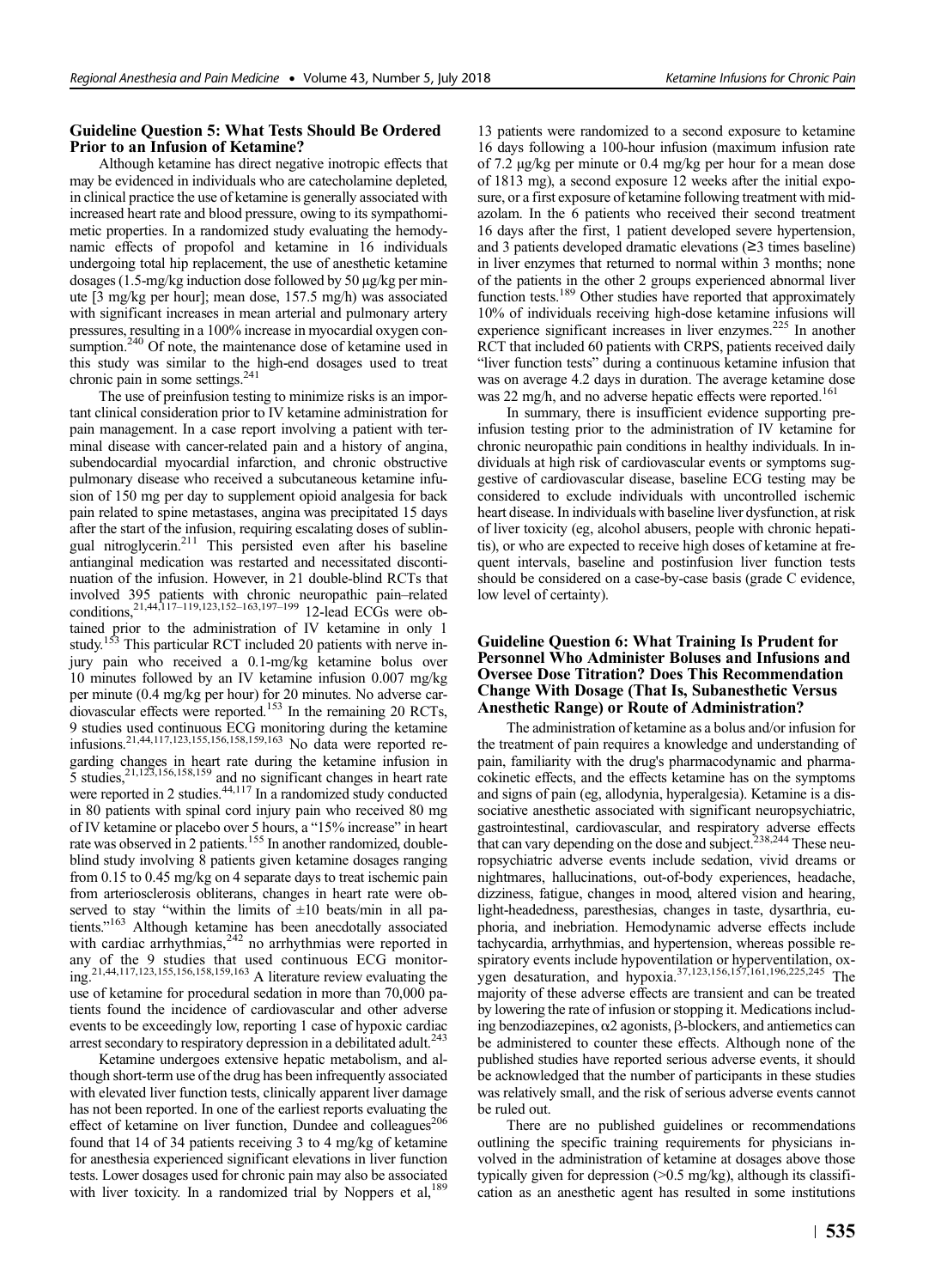### Guideline Question 5: What Tests Should Be Ordered Prior to an Infusion of Ketamine?

Although ketamine has direct negative inotropic effects that may be evidenced in individuals who are catecholamine depleted, in clinical practice the use of ketamine is generally associated with increased heart rate and blood pressure, owing to its sympathomimetic properties. In a randomized study evaluating the hemodynamic effects of propofol and ketamine in 16 individuals undergoing total hip replacement, the use of anesthetic ketamine dosages (1.5-mg/kg induction dose followed by 50 μg/kg per minute [3 mg/kg per hour]; mean dose, 157.5 mg/h) was associated with significant increases in mean arterial and pulmonary artery pressures, resulting in a 100% increase in myocardial oxygen consumption.[240] Of note, the maintenance dose of ketamine used in this study was similar to the high-end dosages used to treat chronic pain in some settings.[241]

The use of preinfusion testing to minimize risks is an important clinical consideration prior to IV ketamine administration for pain management. In a case report involving a patient with terminal disease with cancer-related pain and a history of angina, subendocardial myocardial infarction, and chronic obstructive pulmonary disease who received a subcutaneous ketamine infusion of 150 mg per day to supplement opioid analgesia for back pain related to spine metastases, angina was precipitated 15 days after the start of the infusion, requiring escalating doses of sublingual nitroglycerin.[211] This persisted even after his baseline antianginal medication was restarted and necessitated discontinuation of the infusion. However, in 21 double-blind RCTs that involved 395 patients with chronic neuropathic pain–related conditions,[21,44,117–119,123,152–163,197–199] 12-lead ECGs were obtained prior to the administration of IV ketamine in only 1 study.[153] This particular RCT included 20 patients with nerve injury pain who received a 0.1-mg/kg ketamine bolus over 10 minutes followed by an IV ketamine infusion 0.007 mg/kg per minute (0.4 mg/kg per hour) for 20 minutes. No adverse cardiovascular effects were reported.[153] In the remaining 20 RCTs, 9 studies used continuous ECG monitoring during the ketamine infusions.[21,44,117,123,155,156,158,159,163] No data were reported regarding changes in heart rate during the ketamine infusion in 5 studies,[21,123,156,158,159] and no significant changes in heart rate were reported in 2 studies.[44,117] In a randomized study conducted in 80 patients with spinal cord injury pain who received 80 mg of IV ketamine or placebo over 5 hours, a "15% increase" in heart rate was observed in 2 patients.[155] In another randomized, double-blind study involving 8 patients given ketamine dosages ranging from 0.15 to 0.45 mg/kg on 4 separate days to treat ischemic pain from arteriosclerosis obliterans, changes in heart rate were observed to stay "within the limits of ±10 beats/min in all patients."[163] Although ketamine has been anecdotally associated with cardiac arrhythmias,[242] no arrhythmias were reported in any of the 9 studies that used continuous ECG monitoring.[21,44,117,123,155,156,158,159,163] A literature review evaluating the use of ketamine for procedural sedation in more than 70,000 patients found the incidence of cardiovascular and other adverse events to be exceedingly low, reporting 1 case of hypoxic cardiac arrest secondary to respiratory depression in a debilitated adult.[243]

Ketamine undergoes extensive hepatic metabolism, and although short-term use of the drug has been infrequently associated with elevated liver function tests, clinically apparent liver damage has not been reported. In one of the earliest reports evaluating the effect of ketamine on liver function, Dundee and colleagues[206] found that 14 of 34 patients receiving 3 to 4 mg/kg of ketamine for anesthesia experienced significant elevations in liver function tests. Lower dosages used for chronic pain may also be associated with liver toxicity. In a randomized trial by Noppers et al,[189] 13 patients were randomized to a second exposure to ketamine 16 days following a 100-hour infusion (maximum infusion rate of 7.2 μg/kg per minute or 0.4 mg/kg per hour for a mean dose of 1813 mg), a second exposure 12 weeks after the initial exposure, or a first exposure of ketamine following treatment with midazolam. In the 6 patients who received their second treatment 16 days after the first, 1 patient developed severe hypertension, and 3 patients developed dramatic elevations (≥3 times baseline) in liver enzymes that returned to normal within 3 months; none of the patients in the other 2 groups experienced abnormal liver function tests.[189] Other studies have reported that approximately 10% of individuals receiving high-dose ketamine infusions will experience significant increases in liver enzymes.[225] In another RCT that included 60 patients with CRPS, patients received daily "liver function tests" during a continuous ketamine infusion that was on average 4.2 days in duration. The average ketamine dose was 22 mg/h, and no adverse hepatic effects were reported.[161]

In summary, there is insufficient evidence supporting preinfusion testing prior to the administration of IV ketamine for chronic neuropathic pain conditions in healthy individuals. In individuals at high risk of cardiovascular events or symptoms suggestive of cardiovascular disease, baseline ECG testing may be considered to exclude individuals with uncontrolled ischemic heart disease. In individuals with baseline liver dysfunction, at risk of liver toxicity (eg, alcohol abusers, people with chronic hepatitis), or who are expected to receive high doses of ketamine at frequent intervals, baseline and postinfusion liver function tests should be considered on a case-by-case basis (grade C evidence, low level of certainty).

### Guideline Question 6: What Training Is Prudent for Personnel Who Administer Boluses and Infusions and Oversee Dose Titration? Does This Recommendation Change With Dosage (That Is, Subanesthetic Versus Anesthetic Range) or Route of Administration?

The administration of ketamine as a bolus and/or infusion for the treatment of pain requires a knowledge and understanding of pain, familiarity with the drug's pharmacodynamic and pharmacokinetic effects, and the effects ketamine has on the symptoms and signs of pain (eg, allodynia, hyperalgesia). Ketamine is a dissociative anesthetic associated with significant neuropsychiatric, gastrointestinal, cardiovascular, and respiratory adverse effects that can vary depending on the dose and subject.[238,244] These neuropsychiatric adverse events include sedation, vivid dreams or nightmares, hallucinations, out-of-body experiences, headache, dizziness, fatigue, changes in mood, altered vision and hearing, light-headedness, paresthesias, changes in taste, dysarthria, euphoria, and inebriation. Hemodynamic adverse effects include tachycardia, arrhythmias, and hypertension, whereas possible respiratory events include hypoventilation or hyperventilation, oxygen desaturation, and hypoxia.[37,123,156,157,161,196,225,245] The majority of these adverse effects are transient and can be treated by lowering the rate of infusion or stopping it. Medications including benzodiazepines, α2 agonists, β-blockers, and antiemetics can be administered to counter these effects. Although none of the published studies have reported serious adverse events, it should be acknowledged that the number of participants in these studies was relatively small, and the risk of serious adverse events cannot be ruled out.

There are no published guidelines or recommendations outlining the specific training requirements for physicians involved in the administration of ketamine at dosages above those typically given for depression (>0.5 mg/kg), although its classification as an anesthetic agent has resulted in some institutions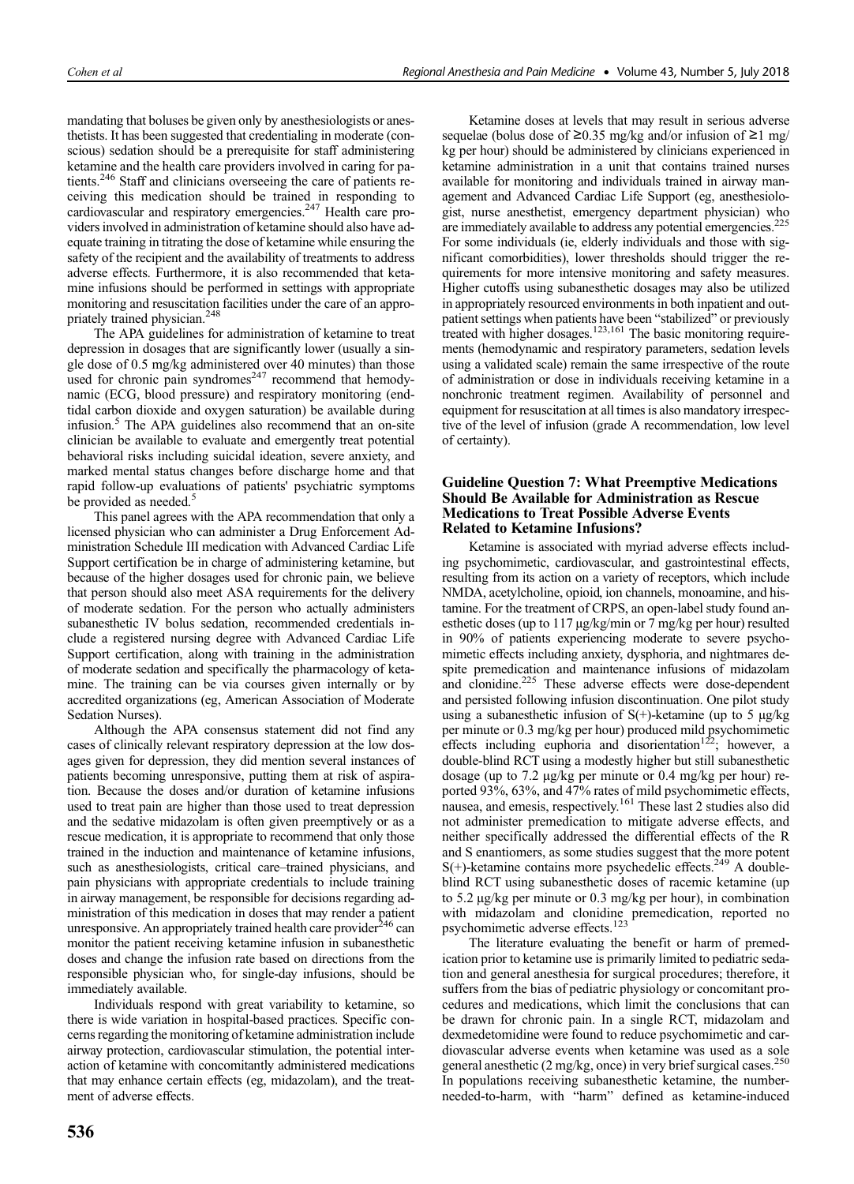mandating that boluses be given only by anesthesiologists or anesthetists. It has been suggested that credentialing in moderate (conscious) sedation should be a prerequisite for staff administering ketamine and the health care providers involved in caring for patients.[246] Staff and clinicians overseeing the care of patients receiving this medication should be trained in responding to cardiovascular and respiratory emergencies.[247] Health care providers involved in administration of ketamine should also have adequate training in titrating the dose of ketamine while ensuring the safety of the recipient and the availability of treatments to address adverse effects. Furthermore, it is also recommended that ketamine infusions should be performed in settings with appropriate monitoring and resuscitation facilities under the care of an appropriately trained physician.[248]

The APA guidelines for administration of ketamine to treat depression in dosages that are significantly lower (usually a single dose of 0.5 mg/kg administered over 40 minutes) than those used for chronic pain syndromes[247] recommend that hemodynamic (ECG, blood pressure) and respiratory monitoring (end-tidal carbon dioxide and oxygen saturation) be available during infusion.[5] The APA guidelines also recommend that an on-site clinician be available to evaluate and emergently treat potential behavioral risks including suicidal ideation, severe anxiety, and marked mental status changes before discharge home and that rapid follow-up evaluations of patients' psychiatric symptoms be provided as needed.[5]

This panel agrees with the APA recommendation that only a licensed physician who can administer a Drug Enforcement Administration Schedule III medication with Advanced Cardiac Life Support certification be in charge of administering ketamine, but because of the higher dosages used for chronic pain, we believe that person should also meet ASA requirements for the delivery of moderate sedation. For the person who actually administers subanesthetic IV bolus sedation, recommended credentials include a registered nursing degree with Advanced Cardiac Life Support certification, along with training in the administration of moderate sedation and specifically the pharmacology of ketamine. The training can be via courses given internally or by accredited organizations (eg, American Association of Moderate Sedation Nurses).

Although the APA consensus statement did not find any cases of clinically relevant respiratory depression at the low dosages given for depression, they did mention several instances of patients becoming unresponsive, putting them at risk of aspiration. Because the doses and/or duration of ketamine infusions used to treat pain are higher than those used to treat depression and the sedative midazolam is often given preemptively or as a rescue medication, it is appropriate to recommend that only those trained in the induction and maintenance of ketamine infusions, such as anesthesiologists, critical care–trained physicians, and pain physicians with appropriate credentials to include training in airway management, be responsible for decisions regarding administration of this medication in doses that may render a patient unresponsive. An appropriately trained health care provider[246] can monitor the patient receiving ketamine infusion in subanesthetic doses and change the infusion rate based on directions from the responsible physician who, for single-day infusions, should be immediately available.

Individuals respond with great variability to ketamine, so there is wide variation in hospital-based practices. Specific concerns regarding the monitoring of ketamine administration include airway protection, cardiovascular stimulation, the potential interaction of ketamine with concomitantly administered medications that may enhance certain effects (eg, midazolam), and the treatment of adverse effects.

Ketamine doses at levels that may result in serious adverse sequelae (bolus dose of ≥0.35 mg/kg and/or infusion of ≥1 mg/kg per hour) should be administered by clinicians experienced in ketamine administration in a unit that contains trained nurses available for monitoring and individuals trained in airway management and Advanced Cardiac Life Support (eg, anesthesiologist, nurse anesthetist, emergency department physician) who are immediately available to address any potential emergencies.[225] For some individuals (ie, elderly individuals and those with significant comorbidities), lower thresholds should trigger the requirements for more intensive monitoring and safety measures. Higher cutoffs using subanesthetic dosages may also be utilized in appropriately resourced environments in both inpatient and outpatient settings when patients have been "stabilized" or previously treated with higher dosages.[123,161] The basic monitoring requirements (hemodynamic and respiratory parameters, sedation levels using a validated scale) remain the same irrespective of the route of administration or dose in individuals receiving ketamine in a nonchronic treatment regimen. Availability of personnel and equipment for resuscitation at all times is also mandatory irrespective of the level of infusion (grade A recommendation, low level of certainty).

### Guideline Question 7: What Preemptive Medications Should Be Available for Administration as Rescue Medications to Treat Possible Adverse Events Related to Ketamine Infusions?

Ketamine is associated with myriad adverse effects including psychomimetic, cardiovascular, and gastrointestinal effects, resulting from its action on a variety of receptors, which include NMDA, acetylcholine, opioid, ion channels, monoamine, and histamine. For the treatment of CRPS, an open-label study found anesthetic doses (up to 117 μg/kg/min or 7 mg/kg per hour) resulted in 90% of patients experiencing moderate to severe psychomimetic effects including anxiety, dysphoria, and nightmares despite premedication and maintenance infusions of midazolam and clonidine.[225] These adverse effects were dose-dependent and persisted following infusion discontinuation. One pilot study using a subanesthetic infusion of S(+)-ketamine (up to 5 μg/kg per minute or 0.3 mg/kg per hour) produced mild psychomimetic effects including euphoria and disorientation[122]; however, a double-blind RCT using a modestly higher but still subanesthetic dosage (up to 7.2 μg/kg per minute or 0.4 mg/kg per hour) reported 93%, 63%, and 47% rates of mild psychomimetic effects, nausea, and emesis, respectively.[161] These last 2 studies also did not administer premedication to mitigate adverse effects, and neither specifically addressed the differential effects of the R and S enantiomers, as some studies suggest that the more potent S(+)-ketamine contains more psychedelic effects.[249] A double-blind RCT using subanesthetic doses of racemic ketamine (up to 5.2 μg/kg per minute or 0.3 mg/kg per hour), in combination with midazolam and clonidine premedication, reported no psychomimetic adverse effects.[123]

The literature evaluating the benefit or harm of premedication prior to ketamine use is primarily limited to pediatric sedation and general anesthesia for surgical procedures; therefore, it suffers from the bias of pediatric physiology or concomitant procedures and medications, which limit the conclusions that can be drawn for chronic pain. In a single RCT, midazolam and dexmedetomidine were found to reduce psychomimetic and cardiovascular adverse events when ketamine was used as a sole general anesthetic (2 mg/kg, once) in very brief surgical cases.[250] In populations receiving subanesthetic ketamine, the number-needed-to-harm, with "harm" defined as ketamine-induced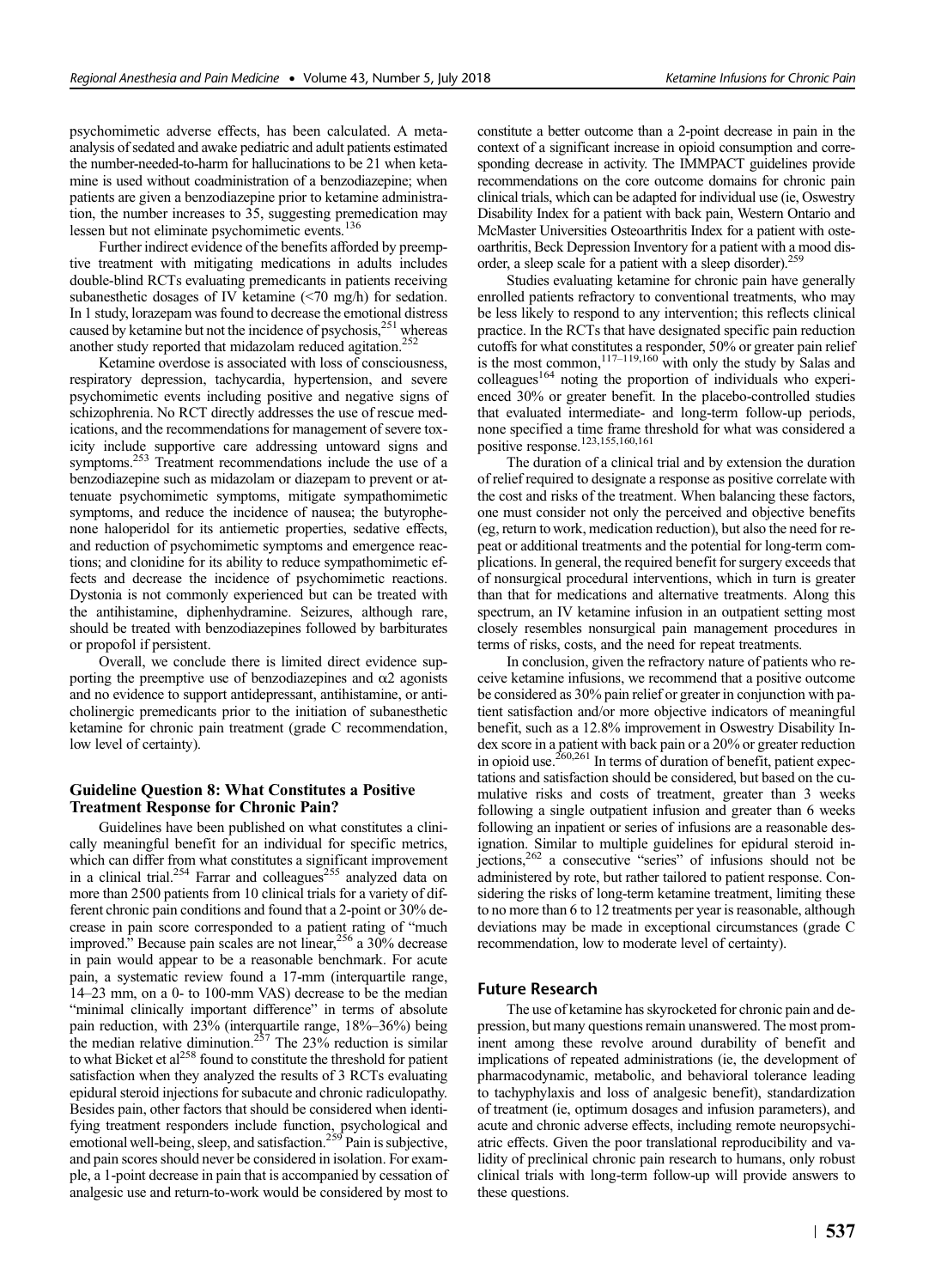psychomimetic adverse effects, has been calculated. A meta-analysis of sedated and awake pediatric and adult patients estimated the number-needed-to-harm for hallucinations to be 21 when ketamine is used without coadministration of a benzodiazepine; when patients are given a benzodiazepine prior to ketamine administration, the number increases to 35, suggesting premedication may lessen but not eliminate psychomimetic events.[136]

Further indirect evidence of the benefits afforded by preemptive treatment with mitigating medications in adults includes double-blind RCTs evaluating premedicants in patients receiving subanesthetic dosages of IV ketamine (<70 mg/h) for sedation. In 1 study, lorazepam was found to decrease the emotional distress caused by ketamine but not the incidence of psychosis,[251] whereas another study reported that midazolam reduced agitation.[252]

Ketamine overdose is associated with loss of consciousness, respiratory depression, tachycardia, hypertension, and severe psychomimetic events including positive and negative signs of schizophrenia. No RCT directly addresses the use of rescue medications, and the recommendations for management of severe toxicity include supportive care addressing untoward signs and symptoms.[253] Treatment recommendations include the use of a benzodiazepine such as midazolam or diazepam to prevent or attenuate psychomimetic symptoms, mitigate sympathomimetic symptoms, and reduce the incidence of nausea; the butyrophenone haloperidol for its antiemetic properties, sedative effects, and reduction of psychomimetic symptoms and emergence reactions; and clonidine for its ability to reduce sympathomimetic effects and decrease the incidence of psychomimetic reactions. Dystonia is not commonly experienced but can be treated with the antihistamine, diphenhydramine. Seizures, although rare, should be treated with benzodiazepines followed by barbiturates or propofol if persistent.

Overall, we conclude there is limited direct evidence supporting the preemptive use of benzodiazepines and $\alpha 2$ agonists and no evidence to support antidepressant, antihistamine, or anticholinergic premedicants prior to the initiation of subanesthetic ketamine for chronic pain treatment (grade C recommendation, low level of certainty).

### Guideline Question 8: What Constitutes a Positive Treatment Response for Chronic Pain?

Guidelines have been published on what constitutes a clinically meaningful benefit for an individual for specific metrics, which can differ from what constitutes a significant improvement in a clinical trial.[254] Farrar and colleagues[255] analyzed data on more than 2500 patients from 10 clinical trials for a variety of different chronic pain conditions and found that a 2-point or 30% decrease in pain score corresponded to a patient rating of "much improved." Because pain scales are not linear,[256] a 30% decrease in pain would appear to be a reasonable benchmark. For acute pain, a systematic review found a 17-mm (interquartile range, 14–23 mm, on a 0- to 100-mm VAS) decrease to be the median "minimal clinically important difference" in terms of absolute pain reduction, with 23% (interquartile range, 18%–36%) being the median relative diminution.[257] The 23% reduction is similar to what Bicket et al[258] found to constitute the threshold for patient satisfaction when they analyzed the results of 3 RCTs evaluating epidural steroid injections for subacute and chronic radiculopathy. Besides pain, other factors that should be considered when identifying treatment responders include function, psychological and emotional well-being, sleep, and satisfaction.[259] Pain is subjective, and pain scores should never be considered in isolation. For example, a 1-point decrease in pain that is accompanied by cessation of analgesic use and return-to-work would be considered by most to constitute a better outcome than a 2-point decrease in pain in the context of a significant increase in opioid consumption and corresponding decrease in activity. The IMMPACT guidelines provide recommendations on the core outcome domains for chronic pain clinical trials, which can be adapted for individual use (ie, Oswestry Disability Index for a patient with back pain, Western Ontario and McMaster Universities Osteoarthritis Index for a patient with osteoarthritis, Beck Depression Inventory for a patient with a mood disorder, a sleep scale for a patient with a sleep disorder).[259]

Studies evaluating ketamine for chronic pain have generally enrolled patients refractory to conventional treatments, who may be less likely to respond to any intervention; this reflects clinical practice. In the RCTs that have designated specific pain reduction cutoffs for what constitutes a responder, 50% or greater pain relief is the most common,[117–119,160] with only the study by Salas and colleagues[164] noting the proportion of individuals who experienced 30% or greater benefit. In the placebo-controlled studies that evaluated intermediate- and long-term follow-up periods, none specified a time frame threshold for what was considered a positive response.[123,155,160,161]

The duration of a clinical trial and by extension the duration of relief required to designate a response as positive correlate with the cost and risks of the treatment. When balancing these factors, one must consider not only the perceived and objective benefits (eg, return to work, medication reduction), but also the need for repeat or additional treatments and the potential for long-term complications. In general, the required benefit for surgery exceeds that of nonsurgical procedural interventions, which in turn is greater than that for medications and alternative treatments. Along this spectrum, an IV ketamine infusion in an outpatient setting most closely resembles nonsurgical pain management procedures in terms of risks, costs, and the need for repeat treatments.

In conclusion, given the refractory nature of patients who receive ketamine infusions, we recommend that a positive outcome be considered as 30% pain relief or greater in conjunction with patient satisfaction and/or more objective indicators of meaningful benefit, such as a 12.8% improvement in Oswestry Disability Index score in a patient with back pain or a 20% or greater reduction in opioid use.[260,261] In terms of duration of benefit, patient expectations and satisfaction should be considered, but based on the cumulative risks and costs of treatment, greater than 3 weeks following a single outpatient infusion and greater than 6 weeks following an inpatient or series of infusions are a reasonable designation. Similar to multiple guidelines for epidural steroid injections,[262] a consecutive "series" of infusions should not be administered by rote, but rather tailored to patient response. Considering the risks of long-term ketamine treatment, limiting these to no more than 6 to 12 treatments per year is reasonable, although deviations may be made in exceptional circumstances (grade C recommendation, low to moderate level of certainty).

## Future Research

The use of ketamine has skyrocketed for chronic pain and depression, but many questions remain unanswered. The most prominent among these revolve around durability of benefit and implications of repeated administrations (ie, the development of pharmacodynamic, metabolic, and behavioral tolerance leading to tachyphylaxis and loss of analgesic benefit), standardization of treatment (ie, optimum dosages and infusion parameters), and acute and chronic adverse effects, including remote neuropsychiatric effects. Given the poor translational reproducibility and validity of preclinical chronic pain research to humans, only robust clinical trials with long-term follow-up will provide answers to these questions.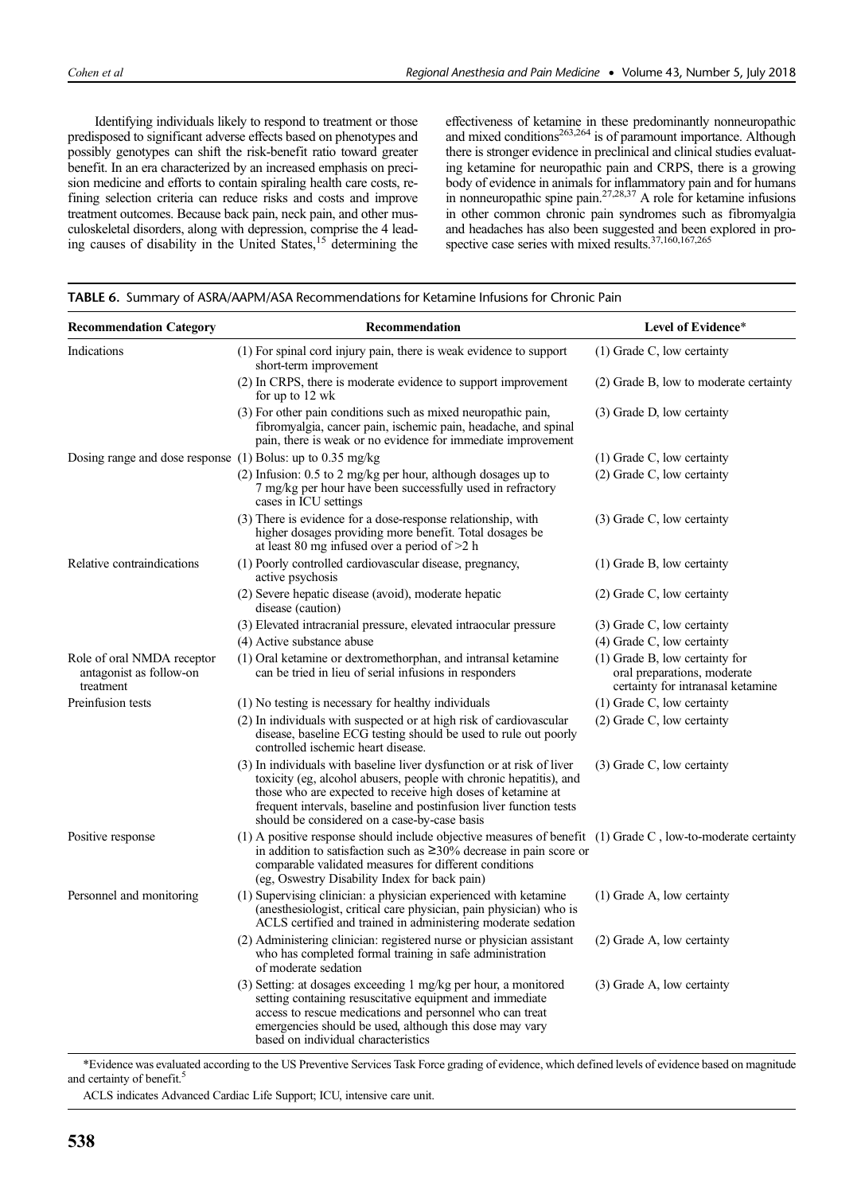Identifying individuals likely to respond to treatment or those predisposed to significant adverse effects based on phenotypes and possibly genotypes can shift the risk-benefit ratio toward greater benefit. In an era characterized by an increased emphasis on precision medicine and efforts to contain spiraling health care costs, refining selection criteria can reduce risks and costs and improve treatment outcomes. Because back pain, neck pain, and other musculoskeletal disorders, along with depression, comprise the 4 leading causes of disability in the United States,[15] determining the effectiveness of ketamine in these predominantly nonneuropathic and mixed conditions[263,264] is of paramount importance. Although there is stronger evidence in preclinical and clinical studies evaluating ketamine for neuropathic pain and CRPS, there is a growing body of evidence in animals for inflammatory pain and for humans in nonneuropathic spine pain.[27,28,37] A role for ketamine infusions in other common chronic pain syndromes such as fibromyalgia and headaches has also been suggested and been explored in prospective case series with mixed results.[37,160,167,265]

**TABLE 6.** Summary of ASRA/AAPM/ASA Recommendations for Ketamine Infusions for Chronic Pain

| Recommendation Category | Recommendation | Level of Evidence* |
|---|---|---|
| Indications | (1) For spinal cord injury pain, there is weak evidence to support short-term improvement | (1) Grade C, low certainty |
| | (2) In CRPS, there is moderate evidence to support improvement for up to 12 wk | (2) Grade B, low to moderate certainty |
| | (3) For other pain conditions such as mixed neuropathic pain, fibromyalgia, cancer pain, ischemic pain, headache, and spinal pain, there is weak or no evidence for immediate improvement | (3) Grade D, low certainty |
| Dosing range and dose response | (1) Bolus: up to 0.35 mg/kg | (1) Grade C, low certainty |
| | (2) Infusion: 0.5 to 2 mg/kg per hour, although dosages up to 7 mg/kg per hour have been successfully used in refractory cases in ICU settings | (2) Grade C, low certainty |
| | (3) There is evidence for a dose-response relationship, with higher dosages providing more benefit. Total dosages be at least 80 mg infused over a period of >2 h | (3) Grade C, low certainty |
| Relative contraindications | (1) Poorly controlled cardiovascular disease, pregnancy, active psychosis | (1) Grade B, low certainty |
| | (2) Severe hepatic disease (avoid), moderate hepatic disease (caution) | (2) Grade C, low certainty |
| | (3) Elevated intracranial pressure, elevated intraocular pressure | (3) Grade C, low certainty |
| | (4) Active substance abuse | (4) Grade C, low certainty |
| Role of oral NMDA receptor antagonist as follow-on treatment | (1) Oral ketamine or dextromethorphan, and intransal ketamine can be tried in lieu of serial infusions in responders | (1) Grade B, low certainty for oral preparations, moderate certainty for intranasal ketamine |
| Preinfusion tests | (1) No testing is necessary for healthy individuals | (1) Grade C, low certainty |
| | (2) In individuals with suspected or at high risk of cardiovascular disease, baseline ECG testing should be used to rule out poorly controlled ischemic heart disease. | (2) Grade C, low certainty |
| | (3) In individuals with baseline liver dysfunction or at risk of liver toxicity (eg, alcohol abusers, people with chronic hepatitis), and those who are expected to receive high doses of ketamine at frequent intervals, baseline and postinfusion liver function tests should be considered on a case-by-case basis | (3) Grade C, low certainty |
| Positive response | (1) A positive response should include objective measures of benefit in addition to satisfaction such as ≥30% decrease in pain score or comparable validated measures for different conditions (eg, Oswestry Disability Index for back pain) | (1) Grade C , low-to-moderate certainty |
| Personnel and monitoring | (1) Supervising clinician: a physician experienced with ketamine (anesthesiologist, critical care physician, pain physician) who is ACLS certified and trained in administering moderate sedation | (1) Grade A, low certainty |
| | (2) Administering clinician: registered nurse or physician assistant who has completed formal training in safe administration of moderate sedation | (2) Grade A, low certainty |
| | (3) Setting: at dosages exceeding 1 mg/kg per hour, a monitored setting containing resuscitative equipment and immediate access to rescue medications and personnel who can treat emergencies should be used, although this dose may vary based on individual characteristics | (3) Grade A, low certainty |

*Evidence was evaluated according to the US Preventive Services Task Force grading of evidence, which defined levels of evidence based on magnitude and certainty of benefit.[5]

ACLS indicates Advanced Cardiac Life Support; ICU, intensive care unit.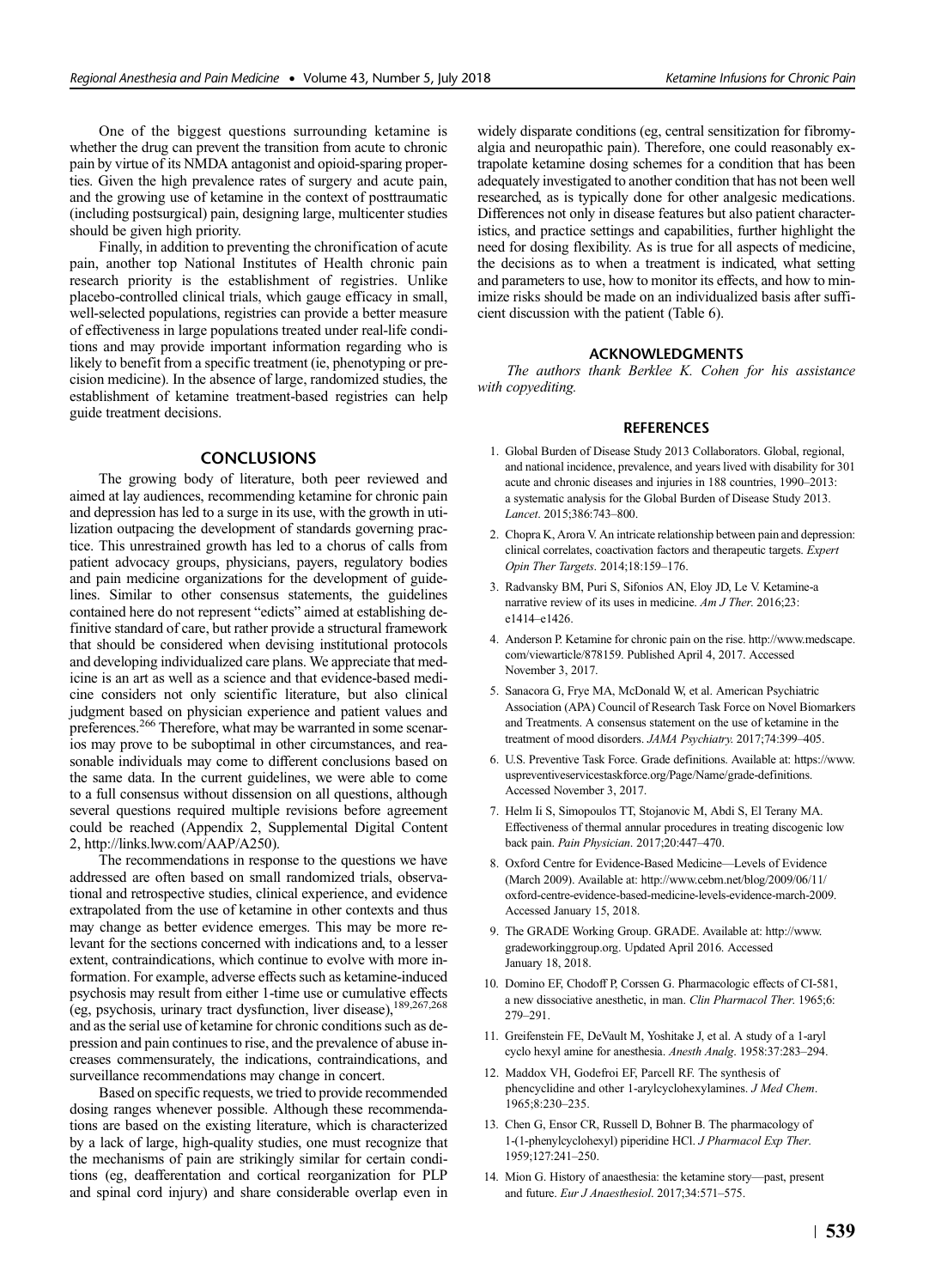One of the biggest questions surrounding ketamine is whether the drug can prevent the transition from acute to chronic pain by virtue of its NMDA antagonist and opioid-sparing properties. Given the high prevalence rates of surgery and acute pain, and the growing use of ketamine in the context of posttraumatic (including postsurgical) pain, designing large, multicenter studies should be given high priority.

Finally, in addition to preventing the chronification of acute pain, another top National Institutes of Health chronic pain research priority is the establishment of registries. Unlike placebo-controlled clinical trials, which gauge efficacy in small, well-selected populations, registries can provide a better measure of effectiveness in large populations treated under real-life conditions and may provide important information regarding who is likely to benefit from a specific treatment (ie, phenotyping or precision medicine). In the absence of large, randomized studies, the establishment of ketamine treatment-based registries can help guide treatment decisions.

## CONCLUSIONS

The growing body of literature, both peer reviewed and aimed at lay audiences, recommending ketamine for chronic pain and depression has led to a surge in its use, with the growth in utilization outpacing the development of standards governing practice. This unrestrained growth has led to a chorus of calls from patient advocacy groups, physicians, payers, regulatory bodies and pain medicine organizations for the development of guidelines. Similar to other consensus statements, the guidelines contained here do not represent "edicts" aimed at establishing definitive standard of care, but rather provide a structural framework that should be considered when devising institutional protocols and developing individualized care plans. We appreciate that medicine is an art as well as a science and that evidence-based medicine considers not only scientific literature, but also clinical judgment based on physician experience and patient values and preferences.[266] Therefore, what may be warranted in some scenarios may prove to be suboptimal in other circumstances, and reasonable individuals may come to different conclusions based on the same data. In the current guidelines, we were able to come to a full consensus without dissension on all questions, although several questions required multiple revisions before agreement could be reached (Appendix 2, Supplemental Digital Content 2, http://links.lww.com/AAP/A250).

The recommendations in response to the questions we have addressed are often based on small randomized trials, observational and retrospective studies, clinical experience, and evidence extrapolated from the use of ketamine in other contexts and thus may change as better evidence emerges. This may be more relevant for the sections concerned with indications and, to a lesser extent, contraindications, which continue to evolve with more information. For example, adverse effects such as ketamine-induced psychosis may result from either 1-time use or cumulative effects (eg, psychosis, urinary tract dysfunction, liver disease),[189,267,268] and as the serial use of ketamine for chronic conditions such as depression and pain continues to rise, and the prevalence of abuse increases commensurately, the indications, contraindications, and surveillance recommendations may change in concert.

Based on specific requests, we tried to provide recommended dosing ranges whenever possible. Although these recommendations are based on the existing literature, which is characterized by a lack of large, high-quality studies, one must recognize that the mechanisms of pain are strikingly similar for certain conditions (eg, deafferentation and cortical reorganization for PLP and spinal cord injury) and share considerable overlap even in widely disparate conditions (eg, central sensitization for fibromyalgia and neuropathic pain). Therefore, one could reasonably extrapolate ketamine dosing schemes for a condition that has been adequately investigated to another condition that has not been well researched, as is typically done for other analgesic medications. Differences not only in disease features but also patient characteristics, and practice settings and capabilities, further highlight the need for dosing flexibility. As is true for all aspects of medicine, the decisions as to when a treatment is indicated, what setting and parameters to use, how to monitor its effects, and how to minimize risks should be made on an individualized basis after sufficient discussion with the patient (Table 6).

## ACKNOWLEDGMENTS

*The authors thank Berklee K. Cohen for his assistance with copyediting.*

## REFERENCES

1. Global Burden of Disease Study 2013 Collaborators. Global, regional, and national incidence, prevalence, and years lived with disability for 301 acute and chronic diseases and injuries in 188 countries, 1990–2013: a systematic analysis for the Global Burden of Disease Study 2013. *Lancet*. 2015;386:743–800.
2. Chopra K, Arora V. An intricate relationship between pain and depression: clinical correlates, coactivation factors and therapeutic targets. *Expert Opin Ther Targets*. 2014;18:159–176.
3. Radvansky BM, Puri S, Sifonios AN, Eloy JD, Le V. Ketamine-a narrative review of its uses in medicine. *Am J Ther*. 2016;23:e1414–e1426.
4. Anderson P. Ketamine for chronic pain on the rise. http://www.medscape.com/viewarticle/878159. Published April 4, 2017. Accessed November 3, 2017.
5. Sanacora G, Frye MA, McDonald W, et al. American Psychiatric Association (APA) Council of Research Task Force on Novel Biomarkers and Treatments. A consensus statement on the use of ketamine in the treatment of mood disorders. *JAMA Psychiatry*. 2017;74:399–405.
6. U.S. Preventive Task Force. Grade definitions. Available at: https://www.uspreventiveservicestaskforce.org/Page/Name/grade-definitions. Accessed November 3, 2017.
7. Helm Ii S, Simopoulos TT, Stojanovic M, Abdi S, El Terany MA. Effectiveness of thermal annular procedures in treating discogenic low back pain. *Pain Physician*. 2017;20:447–470.
8. Oxford Centre for Evidence-Based Medicine—Levels of Evidence (March 2009). Available at: http://www.cebm.net/blog/2009/06/11/oxford-centre-evidence-based-medicine-levels-evidence-march-2009. Accessed January 15, 2018.
9. The GRADE Working Group. GRADE. Available at: http://www.gradeworkinggroup.org. Updated April 2016. Accessed January 18, 2018.
10. Domino EF, Chodoff P, Corssen G. Pharmacologic effects of CI-581, a new dissociative anesthetic, in man. *Clin Pharmacol Ther*. 1965;6:279–291.
11. Greifenstein FE, DeVault M, Yoshitake J, et al. A study of a 1-aryl cyclo hexyl amine for anesthesia. *Anesth Analg*. 1958:37:283–294.
12. Maddox VH, Godefroi EF, Parcell RF. The synthesis of phencyclidine and other 1-arylcyclohexylamines. *J Med Chem*. 1965;8:230–235.
13. Chen G, Ensor CR, Russell D, Bohner B. The pharmacology of 1-(1-phenylcyclohexyl) piperidine HCl. *J Pharmacol Exp Ther*. 1959;127:241–250.
14. Mion G. History of anaesthesia: the ketamine story—past, present and future. *Eur J Anaesthesiol*. 2017;34:571–575.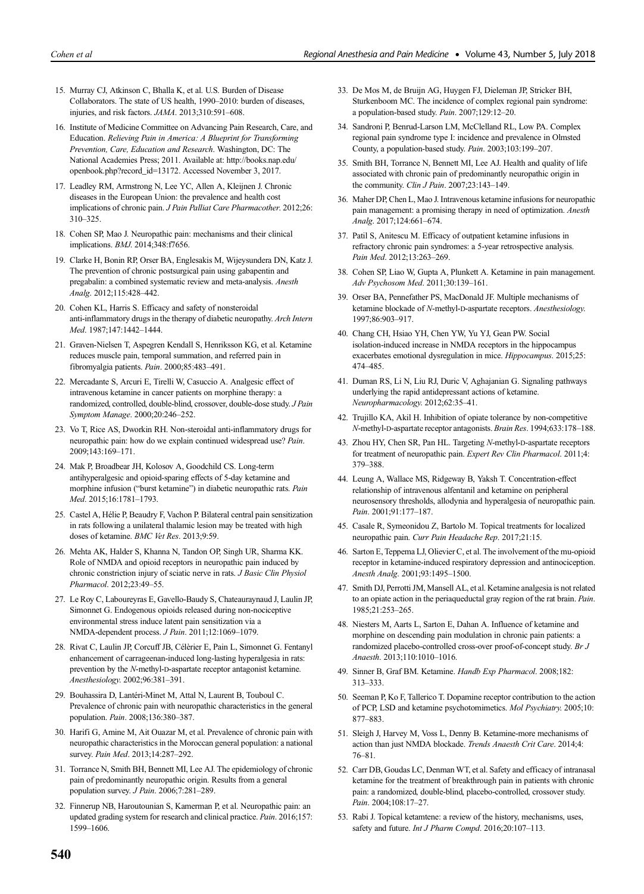15. Murray CJ, Atkinson C, Bhalla K, et al. U.S. Burden of Disease Collaborators. The state of US health, 1990–2010: burden of diseases, injuries, and risk factors. *JAMA*. 2013;310:591–608.
16. Institute of Medicine Committee on Advancing Pain Research, Care, and Education. *Relieving Pain in America: A Blueprint for Transforming Prevention, Care, Education and Research*. Washington, DC: The National Academies Press; 2011. Available at: http://books.nap.edu/openbook.php?record_id=13172. Accessed November 3, 2017.
17. Leadley RM, Armstrong N, Lee YC, Allen A, Kleijnen J. Chronic diseases in the European Union: the prevalence and health cost implications of chronic pain. *J Pain Palliat Care Pharmacother*. 2012;26: 310–325.
18. Cohen SP, Mao J. Neuropathic pain: mechanisms and their clinical implications. *BMJ*. 2014;348:f7656.
19. Clarke H, Bonin RP, Orser BA, Englesakis M, Wijeysundera DN, Katz J. The prevention of chronic postsurgical pain using gabapentin and pregabalin: a combined systematic review and meta-analysis. *Anesth Analg*. 2012;115:428–442.
20. Cohen KL, Harris S. Efficacy and safety of nonsteroidal anti-inflammatory drugs in the therapy of diabetic neuropathy. *Arch Intern Med*. 1987;147:1442–1444.
21. Graven-Nielsen T, Aspegren Kendall S, Henriksson KG, et al. Ketamine reduces muscle pain, temporal summation, and referred pain in fibromyalgia patients. *Pain*. 2000;85:483–491.
22. Mercadante S, Arcuri E, Tirelli W, Casuccio A. Analgesic effect of intravenous ketamine in cancer patients on morphine therapy: a randomized, controlled, double-blind, crossover, double-dose study. *J Pain Symptom Manage*. 2000;20:246–252.
23. Vo T, Rice AS, Dworkin RH. Non-steroidal anti-inflammatory drugs for neuropathic pain: how do we explain continued widespread use? *Pain*. 2009;143:169–171.
24. Mak P, Broadbear JH, Kolosov A, Goodchild CS. Long-term antihyperalgesic and opioid-sparing effects of 5-day ketamine and morphine infusion ("burst ketamine") in diabetic neuropathic rats. *Pain Med*. 2015;16:1781–1793.
25. Castel A, Hélie P, Beaudry F, Vachon P. Bilateral central pain sensitization in rats following a unilateral thalamic lesion may be treated with high doses of ketamine. *BMC Vet Res*. 2013;9:59.
26. Mehta AK, Halder S, Khanna N, Tandon OP, Singh UR, Sharma KK. Role of NMDA and opioid receptors in neuropathic pain induced by chronic constriction injury of sciatic nerve in rats. *J Basic Clin Physiol Pharmacol*. 2012;23:49–55.
27. Le Roy C, Laboureyras E, Gavello-Baudy S, Chateauraynaud J, Laulin JP, Simonnet G. Endogenous opioids released during non-nociceptive environmental stress induce latent pain sensitization via a NMDA-dependent process. *J Pain*. 2011;12:1069–1079.
28. Rivat C, Laulin JP, Corcuff JB, Célèrier E, Pain L, Simonnet G. Fentanyl enhancement of carrageenan-induced long-lasting hyperalgesia in rats: prevention by the *N*-methyl-D-aspartate receptor antagonist ketamine. *Anesthesiology*. 2002;96:381–391.
29. Bouhassira D, Lantéri-Minet M, Attal N, Laurent B, Touboul C. Prevalence of chronic pain with neuropathic characteristics in the general population. *Pain*. 2008;136:380–387.
30. Harifi G, Amine M, Ait Ouazar M, et al. Prevalence of chronic pain with neuropathic characteristics in the Moroccan general population: a national survey. *Pain Med*. 2013;14:287–292.
31. Torrance N, Smith BH, Bennett MI, Lee AJ. The epidemiology of chronic pain of predominantly neuropathic origin. Results from a general population survey. *J Pain*. 2006;7:281–289.
32. Finnerup NB, Haroutounian S, Kamerman P, et al. Neuropathic pain: an updated grading system for research and clinical practice. *Pain*. 2016;157: 1599–1606.
33. De Mos M, de Bruijn AG, Huygen FJ, Dieleman JP, Stricker BH, Sturkenboom MC. The incidence of complex regional pain syndrome: a population-based study. *Pain*. 2007;129:12–20.
34. Sandroni P, Benrud-Larson LM, McClelland RL, Low PA. Complex regional pain syndrome type I: incidence and prevalence in Olmsted County, a population-based study. *Pain*. 2003;103:199–207.
35. Smith BH, Torrance N, Bennett MI, Lee AJ. Health and quality of life associated with chronic pain of predominantly neuropathic origin in the community. *Clin J Pain*. 2007;23:143–149.
36. Maher DP, Chen L, Mao J. Intravenous ketamine infusions for neuropathic pain management: a promising therapy in need of optimization. *Anesth Analg*. 2017;124:661–674.
37. Patil S, Anitescu M. Efficacy of outpatient ketamine infusions in refractory chronic pain syndromes: a 5-year retrospective analysis. *Pain Med*. 2012;13:263–269.
38. Cohen SP, Liao W, Gupta A, Plunkett A. Ketamine in pain management. *Adv Psychosom Med*. 2011;30:139–161.
39. Orser BA, Pennefather PS, MacDonald JF. Multiple mechanisms of ketamine blockade of *N*-methyl-D-aspartate receptors. *Anesthesiology*. 1997;86:903–917.
40. Chang CH, Hsiao YH, Chen YW, Yu YJ, Gean PW. Social isolation-induced increase in NMDA receptors in the hippocampus exacerbates emotional dysregulation in mice. *Hippocampus*. 2015;25: 474–485.
41. Duman RS, Li N, Liu RJ, Duric V, Aghajanian G. Signaling pathways underlying the rapid antidepressant actions of ketamine. *Neuropharmacology*. 2012;62:35–41.
42. Trujillo KA, Akil H. Inhibition of opiate tolerance by non-competitive *N*-methyl-D-aspartate receptor antagonists. *Brain Res*. 1994;633:178–188.
43. Zhou HY, Chen SR, Pan HL. Targeting *N*-methyl-D-aspartate receptors for treatment of neuropathic pain. *Expert Rev Clin Pharmacol*. 2011;4: 379–388.
44. Leung A, Wallace MS, Ridgeway B, Yaksh T. Concentration-effect relationship of intravenous alfentanil and ketamine on peripheral neurosensory thresholds, allodynia and hyperalgesia of neuropathic pain. *Pain*. 2001;91:177–187.
45. Casale R, Symeonidou Z, Bartolo M. Topical treatments for localized neuropathic pain. *Curr Pain Headache Rep*. 2017;21:15.
46. Sarton E, Teppema LJ, Olievier C, et al. The involvement of the mu-opioid receptor in ketamine-induced respiratory depression and antinociception. *Anesth Analg*. 2001;93:1495–1500.
47. Smith DJ, Perrotti JM, Mansell AL, et al. Ketamine analgesia is not related to an opiate action in the periaqueductal gray region of the rat brain. *Pain*. 1985;21:253–265.
48. Niesters M, Aarts L, Sarton E, Dahan A. Influence of ketamine and morphine on descending pain modulation in chronic pain patients: a randomized placebo-controlled cross-over proof-of-concept study. *Br J Anaesth*. 2013;110:1010–1016.
49. Sinner B, Graf BM. Ketamine. *Handb Exp Pharmacol*. 2008;182: 313–333.
50. Seeman P, Ko F, Tallerico T. Dopamine receptor contribution to the action of PCP, LSD and ketamine psychotomimetics. *Mol Psychiatry*. 2005;10: 877–883.
51. Sleigh J, Harvey M, Voss L, Denny B. Ketamine-more mechanisms of action than just NMDA blockade. *Trends Anaesth Crit Care*. 2014;4: 76–81.
52. Carr DB, Goudas LC, Denman WT, et al. Safety and efficacy of intranasal ketamine for the treatment of breakthrough pain in patients with chronic pain: a randomized, double-blind, placebo-controlled, crossover study. *Pain*. 2004;108:17–27.
53. Rabi J. Topical ketamtene: a review of the history, mechanisms, uses, safety and future. *Int J Pharm Compd*. 2016;20:107–113.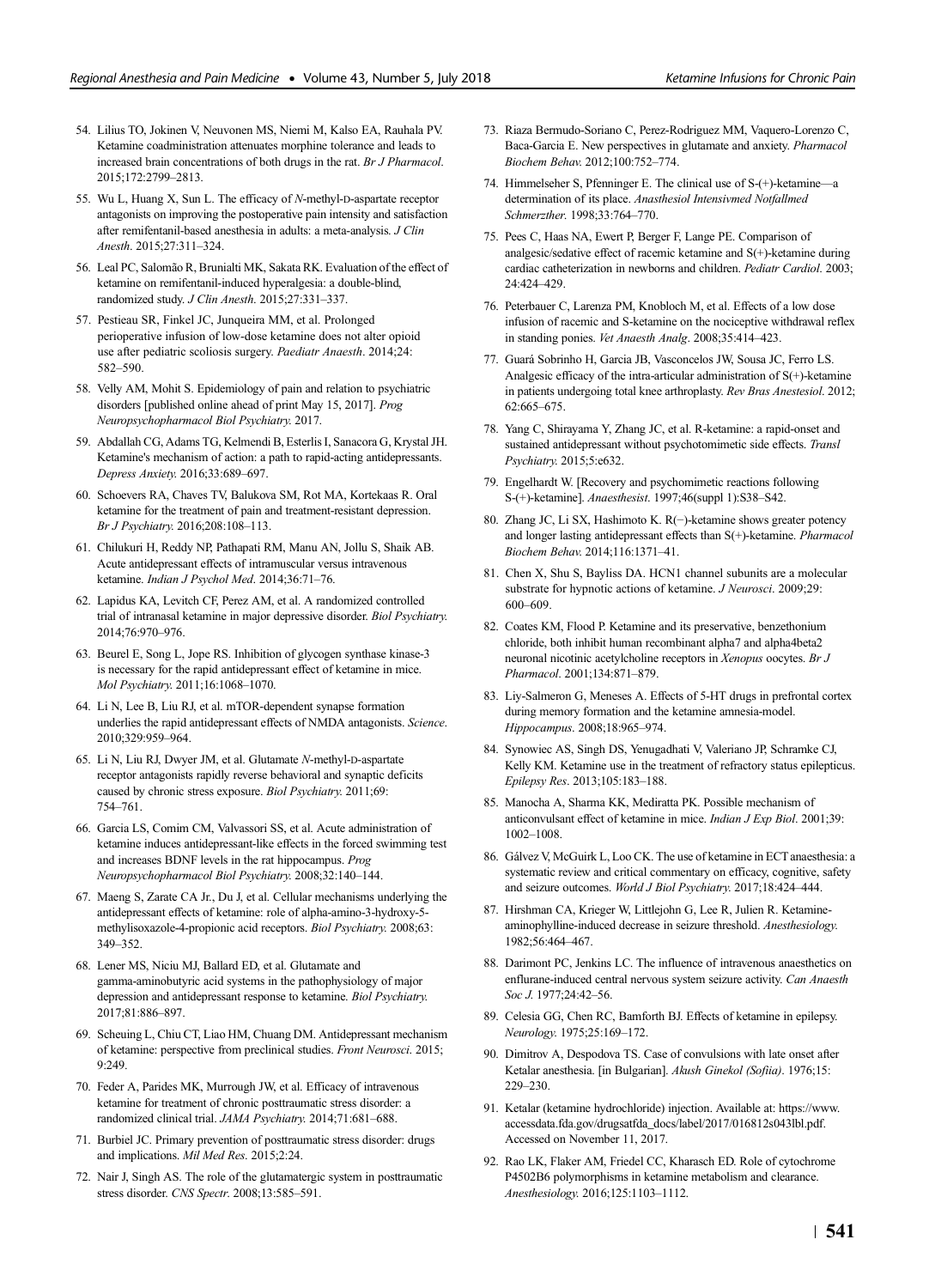54. Lilius TO, Jokinen V, Neuvonen MS, Niemi M, Kalso EA, Rauhala PV. Ketamine coadministration attenuates morphine tolerance and leads to increased brain concentrations of both drugs in the rat. *Br J Pharmacol*. 2015;172:2799–2813.

55. Wu L, Huang X, Sun L. The efficacy of *N*-methyl-D-aspartate receptor antagonists on improving the postoperative pain intensity and satisfaction after remifentanil-based anesthesia in adults: a meta-analysis. *J Clin Anesth*. 2015;27:311–324.

56. Leal PC, Salomão R, Brunialti MK, Sakata RK. Evaluation of the effect of ketamine on remifentanil-induced hyperalgesia: a double-blind, randomized study. *J Clin Anesth*. 2015;27:331–337.

57. Pestieau SR, Finkel JC, Junqueira MM, et al. Prolonged perioperative infusion of low-dose ketamine does not alter opioid use after pediatric scoliosis surgery. *Paediatr Anaesth*. 2014;24: 582–590.

58. Velly AM, Mohit S. Epidemiology of pain and relation to psychiatric disorders [published online ahead of print May 15, 2017]. *Prog Neuropsychopharmacol Biol Psychiatry.* 2017.

59. Abdallah CG, Adams TG, Kelmendi B, Esterlis I, Sanacora G, Krystal JH. Ketamine's mechanism of action: a path to rapid-acting antidepressants. *Depress Anxiety.* 2016;33:689–697.

60. Schoevers RA, Chaves TV, Balukova SM, Rot MA, Kortekaas R. Oral ketamine for the treatment of pain and treatment-resistant depression. *Br J Psychiatry.* 2016;208:108–113.

61. Chilukuri H, Reddy NP, Pathapati RM, Manu AN, Jollu S, Shaik AB. Acute antidepressant effects of intramuscular versus intravenous ketamine. *Indian J Psychol Med*. 2014;36:71–76.

62. Lapidus KA, Levitch CF, Perez AM, et al. A randomized controlled trial of intranasal ketamine in major depressive disorder. *Biol Psychiatry.* 2014;76:970–976.

63. Beurel E, Song L, Jope RS. Inhibition of glycogen synthase kinase-3 is necessary for the rapid antidepressant effect of ketamine in mice. *Mol Psychiatry.* 2011;16:1068–1070.

64. Li N, Lee B, Liu RJ, et al. mTOR-dependent synapse formation underlies the rapid antidepressant effects of NMDA antagonists. *Science*. 2010;329:959–964.

65. Li N, Liu RJ, Dwyer JM, et al. Glutamate *N*-methyl-D-aspartate receptor antagonists rapidly reverse behavioral and synaptic deficits caused by chronic stress exposure. *Biol Psychiatry.* 2011;69: 754–761.

66. Garcia LS, Comim CM, Valvassori SS, et al. Acute administration of ketamine induces antidepressant-like effects in the forced swimming test and increases BDNF levels in the rat hippocampus. *Prog Neuropsychopharmacol Biol Psychiatry.* 2008;32:140–144.

67. Maeng S, Zarate CA Jr., Du J, et al. Cellular mechanisms underlying the antidepressant effects of ketamine: role of alpha-amino-3-hydroxy-5-methylisoxazole-4-propionic acid receptors. *Biol Psychiatry.* 2008;63: 349–352.

68. Lener MS, Niciu MJ, Ballard ED, et al. Glutamate and gamma-aminobutyric acid systems in the pathophysiology of major depression and antidepressant response to ketamine. *Biol Psychiatry.* 2017;81:886–897.

69. Scheuing L, Chiu CT, Liao HM, Chuang DM. Antidepressant mechanism of ketamine: perspective from preclinical studies. *Front Neurosci*. 2015; 9:249.

70. Feder A, Parides MK, Murrough JW, et al. Efficacy of intravenous ketamine for treatment of chronic posttraumatic stress disorder: a randomized clinical trial. *JAMA Psychiatry.* 2014;71:681–688.

71. Burbiel JC. Primary prevention of posttraumatic stress disorder: drugs and implications. *Mil Med Res*. 2015;2:24.

72. Nair J, Singh AS. The role of the glutamatergic system in posttraumatic stress disorder. *CNS Spectr*. 2008;13:585–591.

73. Riaza Bermudo-Soriano C, Perez-Rodriguez MM, Vaquero-Lorenzo C, Baca-Garcia E. New perspectives in glutamate and anxiety. *Pharmacol Biochem Behav.* 2012;100:752–774.

74. Himmelseher S, Pfenninger E. The clinical use of S-(+)-ketamine—a determination of its place. *Anasthesiol Intensivmed Notfallmed Schmerzther.* 1998;33:764–770.

75. Pees C, Haas NA, Ewert P, Berger F, Lange PE. Comparison of analgesic/sedative effect of racemic ketamine and S(+)-ketamine during cardiac catheterization in newborns and children. *Pediatr Cardiol*. 2003; 24:424–429.

76. Peterbauer C, Larenza PM, Knobloch M, et al. Effects of a low dose infusion of racemic and S-ketamine on the nociceptive withdrawal reflex in standing ponies. *Vet Anaesth Analg*. 2008;35:414–423.

77. Guará Sobrinho H, Garcia JB, Vasconcelos JW, Sousa JC, Ferro LS. Analgesic efficacy of the intra-articular administration of S(+)-ketamine in patients undergoing total knee arthroplasty. *Rev Bras Anestesiol*. 2012; 62:665–675.

78. Yang C, Shirayama Y, Zhang JC, et al. R-ketamine: a rapid-onset and sustained antidepressant without psychotomimetic side effects. *Transl Psychiatry.* 2015;5:e632.

79. Engelhardt W. [Recovery and psychomimetic reactions following S-(+)-ketamine]. *Anaesthesist*. 1997;46(suppl 1):S38–S42.

80. Zhang JC, Li SX, Hashimoto K. R(−)-ketamine shows greater potency and longer lasting antidepressant effects than S(+)-ketamine. *Pharmacol Biochem Behav.* 2014;116:1371–41.

81. Chen X, Shu S, Bayliss DA. HCN1 channel subunits are a molecular substrate for hypnotic actions of ketamine. *J Neurosci*. 2009;29: 600–609.

82. Coates KM, Flood P. Ketamine and its preservative, benzethonium chloride, both inhibit human recombinant alpha7 and alpha4beta2 neuronal nicotinic acetylcholine receptors in *Xenopus* oocytes. *Br J Pharmacol*. 2001;134:871–879.

83. Liy-Salmeron G, Meneses A. Effects of 5-HT drugs in prefrontal cortex during memory formation and the ketamine amnesia-model. *Hippocampus*. 2008;18:965–974.

84. Synowiec AS, Singh DS, Yenugadhati V, Valeriano JP, Schramke CJ, Kelly KM. Ketamine use in the treatment of refractory status epilepticus. *Epilepsy Res*. 2013;105:183–188.

85. Manocha A, Sharma KK, Mediratta PK. Possible mechanism of anticonvulsant effect of ketamine in mice. *Indian J Exp Biol*. 2001;39: 1002–1008.

86. Gálvez V, McGuirk L, Loo CK. The use of ketamine in ECT anaesthesia: a systematic review and critical commentary on efficacy, cognitive, safety and seizure outcomes. *World J Biol Psychiatry.* 2017;18:424–444.

87. Hirshman CA, Krieger W, Littlejohn G, Lee R, Julien R. Ketamine-aminophylline-induced decrease in seizure threshold. *Anesthesiology.* 1982;56:464–467.

88. Darimont PC, Jenkins LC. The influence of intravenous anaesthetics on enflurane-induced central nervous system seizure activity. *Can Anaesth Soc J.* 1977;24:42–56.

89. Celesia GG, Chen RC, Bamforth BJ. Effects of ketamine in epilepsy. *Neurology.* 1975;25:169–172.

90. Dimitrov A, Despodova TS. Case of convulsions with late onset after Ketalar anesthesia. [in Bulgarian]. *Akush Ginekol (Sofiia)*. 1976;15: 229–230.

91. Ketalar (ketamine hydrochloride) injection. Available at: https://www.accessdata.fda.gov/drugsatfda_docs/label/2017/016812s043lbl.pdf. Accessed on November 11, 2017.

92. Rao LK, Flaker AM, Friedel CC, Kharasch ED. Role of cytochrome P4502B6 polymorphisms in ketamine metabolism and clearance. *Anesthesiology.* 2016;125:1103–1112.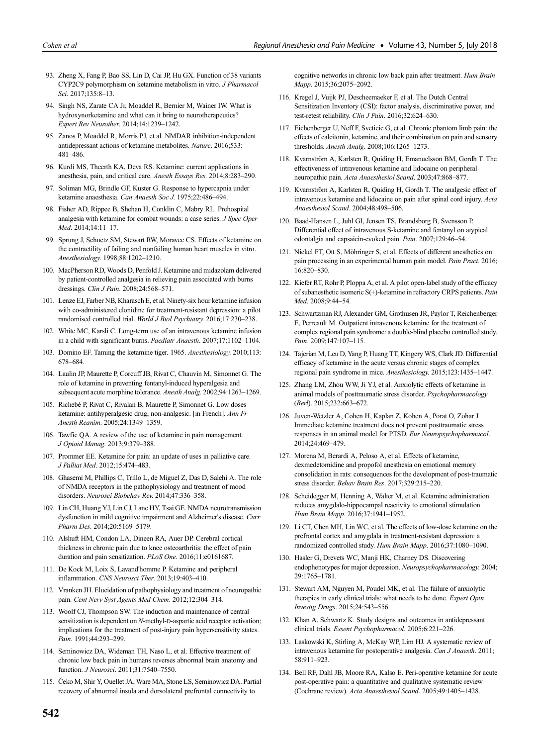93. Zheng X, Fang P, Bao SS, Lin D, Cai JP, Hu GX. Function of 38 variants CYP2C9 polymorphism on ketamine metabolism in vitro. *J Pharmacol Sci*. 2017;135:8–13.
94. Singh NS, Zarate CA Jr, Moaddel R, Bernier M, Wainer IW. What is hydroxynorketamine and what can it bring to neurotherapeutics? *Expert Rev Neurother*. 2014;14:1239–1242.
95. Zanos P, Moaddel R, Morris PJ, et al. NMDAR inhibition-independent antidepressant actions of ketamine metabolites. *Nature*. 2016;533: 481–486.
96. Kurdi MS, Theerth KA, Deva RS. Ketamine: current applications in anesthesia, pain, and critical care. *Anesth Essays Res*. 2014;8:283–290.
97. Soliman MG, Brindle GF, Kuster G. Response to hypercapnia under ketamine anaesthesia. *Can Anaesth Soc J*. 1975;22:486–494.
98. Fisher AD, Rippee B, Shehan H, Conklin C, Mabry RL. Prehospital analgesia with ketamine for combat wounds: a case series. *J Spec Oper Med*. 2014;14:11–17.
99. Sprung J, Schuetz SM, Stewart RW, Moravec CS. Effects of ketamine on the contractility of failing and nonfailing human heart muscles in vitro. *Anesthesiology*. 1998;88:1202–1210.
100. MacPherson RD, Woods D, Penfold J. Ketamine and midazolam delivered by patient-controlled analgesia in relieving pain associated with burns dressings. *Clin J Pain*. 2008;24:568–571.
101. Lenze EJ, Farber NB, Kharasch E, et al. Ninety-six hour ketamine infusion with co-administered clonidine for treatment-resistant depression: a pilot randomised controlled trial. *World J Biol Psychiatry*. 2016;17:230–238.
102. White MC, Karsli C. Long-term use of an intravenous ketamine infusion in a child with significant burns. *Paediatr Anaesth*. 2007;17:1102–1104.
103. Domino EF. Taming the ketamine tiger. 1965. *Anesthesiology*. 2010;113: 678–684.
104. Laulin JP, Maurette P, Corcuff JB, Rivat C, Chauvin M, Simonnet G. The role of ketamine in preventing fentanyl-induced hyperalgesia and subsequent acute morphine tolerance. *Anesth Analg*. 2002;94:1263–1269.
105. Richebé P, Rivat C, Rivalan B, Maurette P, Simonnet G. Low doses ketamine: antihyperalgesic drug, non-analgesic. [in French]. *Ann Fr Anesth Reanim*. 2005;24:1349–1359.
106. Tawfic QA. A review of the use of ketamine in pain management. *J Opioid Manag*. 2013;9:379–388.
107. Prommer EE. Ketamine for pain: an update of uses in palliative care. *J Palliat Med*. 2012;15:474–483.
108. Ghasemi M, Phillips C, Trillo L, de Miguel Z, Das D, Salehi A. The role of NMDA receptors in the pathophysiology and treatment of mood disorders. *Neurosci Biobehav Rev*. 2014;47:336–358.
109. Lin CH, Huang YJ, Lin CJ, Lane HY, Tsai GE. NMDA neurotransmission dysfunction in mild cognitive impairment and Alzheimer's disease. *Curr Pharm Des*. 2014;20:5169–5179.
110. Alshuft HM, Condon LA, Dineen RA, Auer DP. Cerebral cortical thickness in chronic pain due to knee osteoarthritis: the effect of pain duration and pain sensitization. *PLoS One*. 2016;11:e0161687.
111. De Kock M, Loix S, Lavand'homme P. Ketamine and peripheral inflammation. *CNS Neurosci Ther*. 2013;19:403–410.
112. Vranken JH. Elucidation of pathophysiology and treatment of neuropathic pain. *Cent Nerv Syst Agents Med Chem*. 2012;12:304–314.
113. Woolf CJ, Thompson SW. The induction and maintenance of central sensitization is dependent on *N*-methyl-D-aspartic acid receptor activation; implications for the treatment of post-injury pain hypersensitivity states. *Pain*. 1991;44:293–299.
114. Seminowicz DA, Wideman TH, Naso L, et al. Effective treatment of chronic low back pain in humans reverses abnormal brain anatomy and function. *J Neurosci*. 2011;31:7540–7550.
115. Čeko M, Shir Y, Ouellet JA, Ware MA, Stone LS, Seminowicz DA. Partial recovery of abnormal insula and dorsolateral prefrontal connectivity to cognitive networks in chronic low back pain after treatment. *Hum Brain Mapp*. 2015;36:2075–2092.
116. Kregel J, Vuijk PJ, Descheemaeker F, et al. The Dutch Central Sensitization Inventory (CSI): factor analysis, discriminative power, and test-retest reliability. *Clin J Pain*. 2016;32:624–630.
117. Eichenberger U, Neff F, Sveticic G, et al. Chronic phantom limb pain: the effects of calcitonin, ketamine, and their combination on pain and sensory thresholds. *Anesth Analg*. 2008;106:1265–1273.
118. Kvarnström A, Karlsten R, Quiding H, Emanuelsson BM, Gordh T. The effectiveness of intravenous ketamine and lidocaine on peripheral neuropathic pain. *Acta Anaesthesiol Scand*. 2003;47:868–877.
119. Kvarnström A, Karlsten R, Quiding H, Gordh T. The analgesic effect of intravenous ketamine and lidocaine on pain after spinal cord injury. *Acta Anaesthesiol Scand*. 2004;48:498–506.
120. Baad-Hansen L, Juhl GI, Jensen TS, Brandsborg B, Svensson P. Differential effect of intravenous S-ketamine and fentanyl on atypical odontalgia and capsaicin-evoked pain. *Pain*. 2007;129:46–54.
121. Nickel FT, Ott S, Möhringer S, et al. Effects of different anesthetics on pain processing in an experimental human pain model. *Pain Pract*. 2016; 16:820–830.
122. Kiefer RT, Rohr P, Ploppa A, et al. A pilot open-label study of the efficacy of subanesthetic isomeric S(+)-ketamine in refractory CRPS patients. *Pain Med*. 2008;9:44–54.
123. Schwartzman RJ, Alexander GM, Grothusen JR, Paylor T, Reichenberger E, Perreault M. Outpatient intravenous ketamine for the treatment of complex regional pain syndrome: a double-blind placebo controlled study. *Pain*. 2009;147:107–115.
124. Tajerian M, Leu D, Yang P, Huang TT, Kingery WS, Clark JD. Differential efficacy of ketamine in the acute versus chronic stages of complex regional pain syndrome in mice. *Anesthesiology*. 2015;123:1435–1447.
125. Zhang LM, Zhou WW, Ji YJ, et al. Anxiolytic effects of ketamine in animal models of posttraumatic stress disorder. *Psychopharmacology* (*Berl*). 2015;232:663–672.
126. Juven-Wetzler A, Cohen H, Kaplan Z, Kohen A, Porat O, Zohar J. Immediate ketamine treatment does not prevent posttraumatic stress responses in an animal model for PTSD. *Eur Neuropsychopharmacol*. 2014;24:469–479.
127. Morena M, Berardi A, Peloso A, et al. Effects of ketamine, dexmedetomidine and propofol anesthesia on emotional memory consolidation in rats: consequences for the development of post-traumatic stress disorder. *Behav Brain Res*. 2017;329:215–220.
128. Scheidegger M, Henning A, Walter M, et al. Ketamine administration reduces amygdalo-hippocampal reactivity to emotional stimulation. *Hum Brain Mapp*. 2016;37:1941–1952.
129. Li CT, Chen MH, Lin WC, et al. The effects of low-dose ketamine on the prefrontal cortex and amygdala in treatment-resistant depression: a randomized controlled study. *Hum Brain Mapp*. 2016;37:1080–1090.
130. Hasler G, Drevets WC, Manji HK, Charney DS. Discovering endophenotypes for major depression. *Neuropsychopharmacology*. 2004; 29:1765–1781.
131. Stewart AM, Nguyen M, Poudel MK, et al. The failure of anxiolytic therapies in early clinical trials: what needs to be done. *Expert Opin Investig Drugs*. 2015;24:543–556.
132. Khan A, Schwartz K. Study designs and outcomes in antidepressant clinical trials. *Essent Psychopharmacol*. 2005;6:221–226.
133. Laskowski K, Stirling A, McKay WP, Lim HJ. A systematic review of intravenous ketamine for postoperative analgesia. *Can J Anaesth*. 2011; 58:911–923.
134. Bell RF, Dahl JB, Moore RA, Kalso E. Peri-operative ketamine for acute post-operative pain: a quantitative and qualitative systematic review (Cochrane review). *Acta Anaesthesiol Scand*. 2005;49:1405–1428.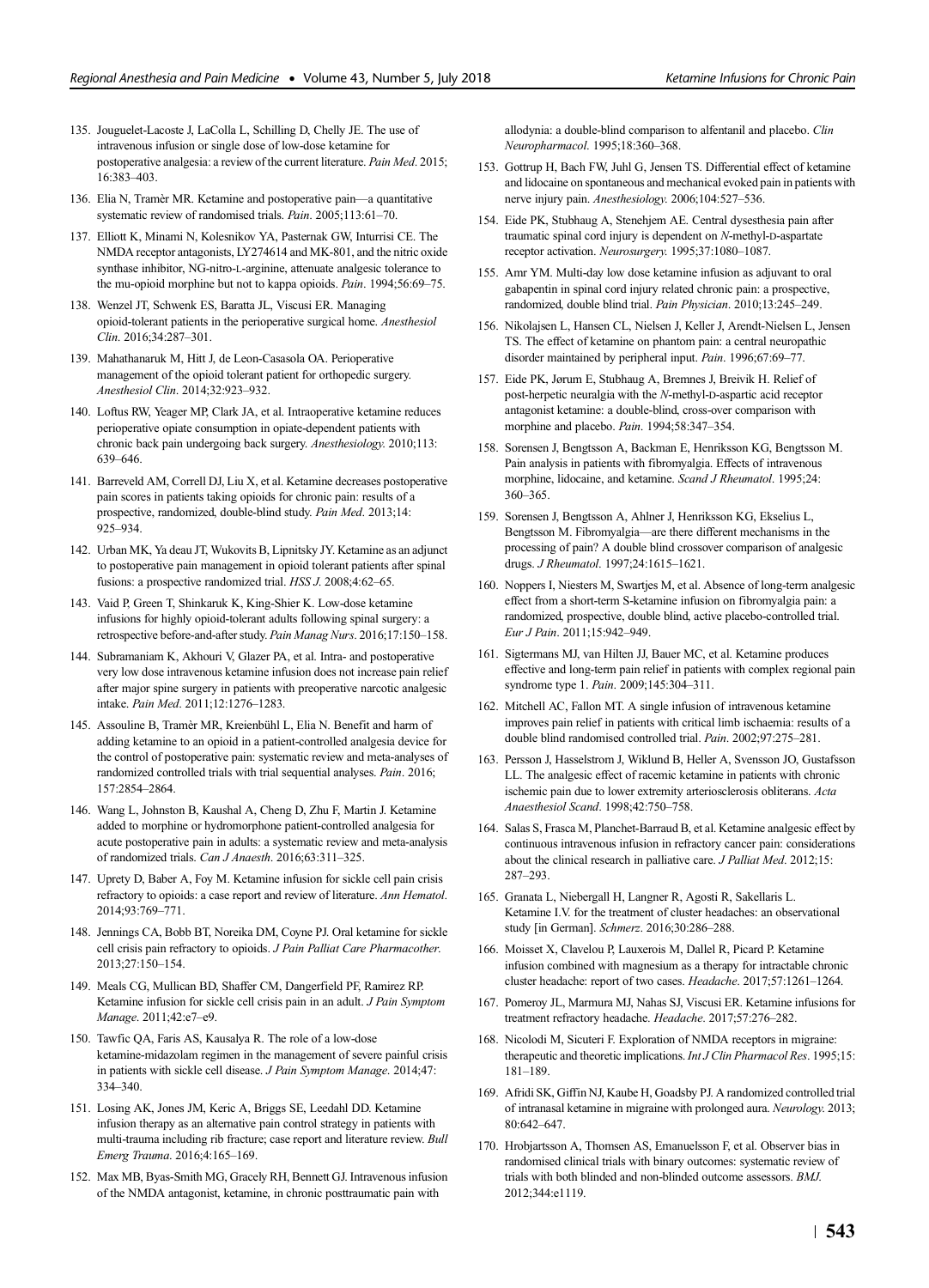135. Jouguelet-Lacoste J, LaColla L, Schilling D, Chelly JE. The use of intravenous infusion or single dose of low-dose ketamine for postoperative analgesia: a review of the current literature. *Pain Med*. 2015; 16:383–403.

136. Elia N, Tramèr MR. Ketamine and postoperative pain—a quantitative systematic review of randomised trials. *Pain*. 2005;113:61–70.

137. Elliott K, Minami N, Kolesnikov YA, Pasternak GW, Inturrisi CE. The NMDA receptor antagonists, LY274614 and MK-801, and the nitric oxide synthase inhibitor, NG-nitro-L-arginine, attenuate analgesic tolerance to the mu-opioid morphine but not to kappa opioids. *Pain*. 1994;56:69–75.

138. Wenzel JT, Schwenk ES, Baratta JL, Viscusi ER. Managing opioid-tolerant patients in the perioperative surgical home. *Anesthesiol Clin*. 2016;34:287–301.

139. Mahathanaruk M, Hitt J, de Leon-Casasola OA. Perioperative management of the opioid tolerant patient for orthopedic surgery. *Anesthesiol Clin*. 2014;32:923–932.

140. Loftus RW, Yeager MP, Clark JA, et al. Intraoperative ketamine reduces perioperative opiate consumption in opiate-dependent patients with chronic back pain undergoing back surgery. *Anesthesiology*. 2010;113: 639–646.

141. Barreveld AM, Correll DJ, Liu X, et al. Ketamine decreases postoperative pain scores in patients taking opioids for chronic pain: results of a prospective, randomized, double-blind study. *Pain Med*. 2013;14: 925–934.

142. Urban MK, Ya deau JT, Wukovits B, Lipnitsky JY. Ketamine as an adjunct to postoperative pain management in opioid tolerant patients after spinal fusions: a prospective randomized trial. *HSS J*. 2008;4:62–65.

143. Vaid P, Green T, Shinkaruk K, King-Shier K. Low-dose ketamine infusions for highly opioid-tolerant adults following spinal surgery: a retrospective before-and-after study. *Pain Manag Nurs*. 2016;17:150–158.

144. Subramaniam K, Akhouri V, Glazer PA, et al. Intra- and postoperative very low dose intravenous ketamine infusion does not increase pain relief after major spine surgery in patients with preoperative narcotic analgesic intake. *Pain Med*. 2011;12:1276–1283.

145. Assouline B, Tramèr MR, Kreienbühl L, Elia N. Benefit and harm of adding ketamine to an opioid in a patient-controlled analgesia device for the control of postoperative pain: systematic review and meta-analyses of randomized controlled trials with trial sequential analyses. *Pain*. 2016; 157:2854–2864.

146. Wang L, Johnston B, Kaushal A, Cheng D, Zhu F, Martin J. Ketamine added to morphine or hydromorphone patient-controlled analgesia for acute postoperative pain in adults: a systematic review and meta-analysis of randomized trials. *Can J Anaesth*. 2016;63:311–325.

147. Uprety D, Baber A, Foy M. Ketamine infusion for sickle cell pain crisis refractory to opioids: a case report and review of literature. *Ann Hematol*. 2014;93:769–771.

148. Jennings CA, Bobb BT, Noreika DM, Coyne PJ. Oral ketamine for sickle cell crisis pain refractory to opioids. *J Pain Palliat Care Pharmacother*. 2013;27:150–154.

149. Meals CG, Mullican BD, Shaffer CM, Dangerfield PF, Ramirez RP. Ketamine infusion for sickle cell crisis pain in an adult. *J Pain Symptom Manage*. 2011;42:e7–e9.

150. Tawfic QA, Faris AS, Kausalya R. The role of a low-dose ketamine-midazolam regimen in the management of severe painful crisis in patients with sickle cell disease. *J Pain Symptom Manage*. 2014;47: 334–340.

151. Losing AK, Jones JM, Keric A, Briggs SE, Leedahl DD. Ketamine infusion therapy as an alternative pain control strategy in patients with multi-trauma including rib fracture; case report and literature review. *Bull Emerg Trauma*. 2016;4:165–169.

152. Max MB, Byas-Smith MG, Gracely RH, Bennett GJ. Intravenous infusion of the NMDA antagonist, ketamine, in chronic posttraumatic pain with allodynia: a double-blind comparison to alfentanil and placebo. *Clin Neuropharmacol*. 1995;18:360–368.

153. Gottrup H, Bach FW, Juhl G, Jensen TS. Differential effect of ketamine and lidocaine on spontaneous and mechanical evoked pain in patients with nerve injury pain. *Anesthesiology*. 2006;104:527–536.

154. Eide PK, Stubhaug A, Stenehjem AE. Central dysesthesia pain after traumatic spinal cord injury is dependent on *N*-methyl-D-aspartate receptor activation. *Neurosurgery*. 1995;37:1080–1087.

155. Amr YM. Multi-day low dose ketamine infusion as adjuvant to oral gabapentin in spinal cord injury related chronic pain: a prospective, randomized, double blind trial. *Pain Physician*. 2010;13:245–249.

156. Nikolajsen L, Hansen CL, Nielsen J, Keller J, Arendt-Nielsen L, Jensen TS. The effect of ketamine on phantom pain: a central neuropathic disorder maintained by peripheral input. *Pain*. 1996;67:69–77.

157. Eide PK, Jørum E, Stubhaug A, Bremnes J, Breivik H. Relief of post-herpetic neuralgia with the *N*-methyl-D-aspartic acid receptor antagonist ketamine: a double-blind, cross-over comparison with morphine and placebo. *Pain*. 1994;58:347–354.

158. Sorensen J, Bengtsson A, Backman E, Henriksson KG, Bengtsson M. Pain analysis in patients with fibromyalgia. Effects of intravenous morphine, lidocaine, and ketamine. *Scand J Rheumatol*. 1995;24: 360–365.

159. Sorensen J, Bengtsson A, Ahlner J, Henriksson KG, Ekselius L, Bengtsson M. Fibromyalgia—are there different mechanisms in the processing of pain? A double blind crossover comparison of analgesic drugs. *J Rheumatol*. 1997;24:1615–1621.

160. Noppers I, Niesters M, Swartjes M, et al. Absence of long-term analgesic effect from a short-term S-ketamine infusion on fibromyalgia pain: a randomized, prospective, double blind, active placebo-controlled trial. *Eur J Pain*. 2011;15:942–949.

161. Sigtermans MJ, van Hilten JJ, Bauer MC, et al. Ketamine produces effective and long-term pain relief in patients with complex regional pain syndrome type 1. *Pain*. 2009;145:304–311.

162. Mitchell AC, Fallon MT. A single infusion of intravenous ketamine improves pain relief in patients with critical limb ischaemia: results of a double blind randomised controlled trial. *Pain*. 2002;97:275–281.

163. Persson J, Hasselstrom J, Wiklund B, Heller A, Svensson JO, Gustafsson LL. The analgesic effect of racemic ketamine in patients with chronic ischemic pain due to lower extremity arteriosclerosis obliterans. *Acta Anaesthesiol Scand*. 1998;42:750–758.

164. Salas S, Frasca M, Planchet-Barraud B, et al. Ketamine analgesic effect by continuous intravenous infusion in refractory cancer pain: considerations about the clinical research in palliative care. *J Palliat Med*. 2012;15: 287–293.

165. Granata L, Niebergall H, Langner R, Agosti R, Sakellaris L. Ketamine I.V. for the treatment of cluster headaches: an observational study [in German]. *Schmerz*. 2016;30:286–288.

166. Moisset X, Clavelou P, Lauxerois M, Dallel R, Picard P. Ketamine infusion combined with magnesium as a therapy for intractable chronic cluster headache: report of two cases. *Headache*. 2017;57:1261–1264.

167. Pomeroy JL, Marmura MJ, Nahas SJ, Viscusi ER. Ketamine infusions for treatment refractory headache. *Headache*. 2017;57:276–282.

168. Nicolodi M, Sicuteri F. Exploration of NMDA receptors in migraine: therapeutic and theoretic implications. *Int J Clin Pharmacol Res*. 1995;15: 181–189.

169. Afridi SK, Giffin NJ, Kaube H, Goadsby PJ. A randomized controlled trial of intranasal ketamine in migraine with prolonged aura. *Neurology*. 2013; 80:642–647.

170. Hrobjartsson A, Thomsen AS, Emanuelsson F, et al. Observer bias in randomised clinical trials with binary outcomes: systematic review of trials with both blinded and non-blinded outcome assessors. *BMJ*. 2012;344:e1119.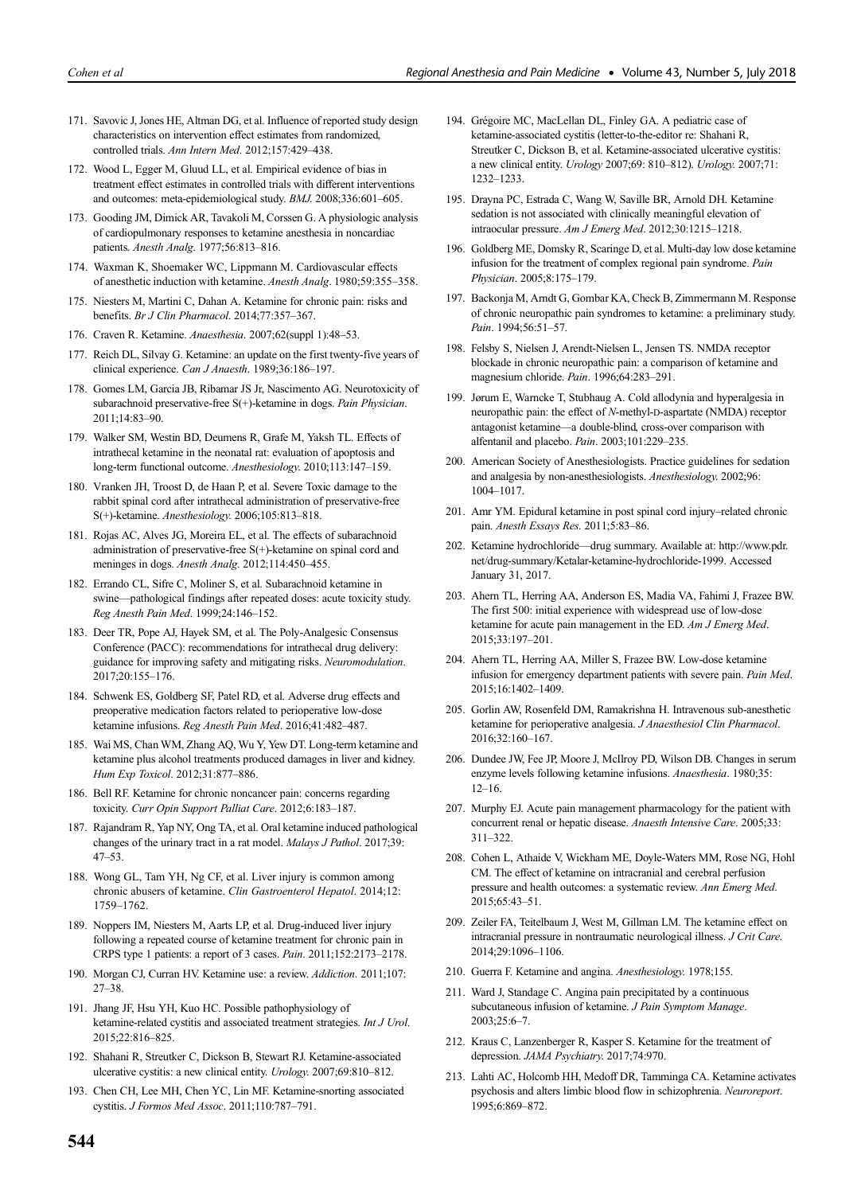171. Savovic J, Jones HE, Altman DG, et al. Influence of reported study design characteristics on intervention effect estimates from randomized, controlled trials. *Ann Intern Med*. 2012;157:429–438.

172. Wood L, Egger M, Gluud LL, et al. Empirical evidence of bias in treatment effect estimates in controlled trials with different interventions and outcomes: meta-epidemiological study. *BMJ*. 2008;336:601–605.

173. Gooding JM, Dimick AR, Tavakoli M, Corssen G. A physiologic analysis of cardiopulmonary responses to ketamine anesthesia in noncardiac patients. *Anesth Analg*. 1977;56:813–816.

174. Waxman K, Shoemaker WC, Lippmann M. Cardiovascular effects of anesthetic induction with ketamine. *Anesth Analg*. 1980;59:355–358.

175. Niesters M, Martini C, Dahan A. Ketamine for chronic pain: risks and benefits. *Br J Clin Pharmacol*. 2014;77:357–367.

176. Craven R. Ketamine. *Anaesthesia*. 2007;62(suppl 1):48–53.

177. Reich DL, Silvay G. Ketamine: an update on the first twenty-five years of clinical experience. *Can J Anaesth*. 1989;36:186–197.

178. Gomes LM, Garcia JB, Ribamar JS Jr, Nascimento AG. Neurotoxicity of subarachnoid preservative-free S(+)-ketamine in dogs. *Pain Physician*. 2011;14:83–90.

179. Walker SM, Westin BD, Deumens R, Grafe M, Yaksh TL. Effects of intrathecal ketamine in the neonatal rat: evaluation of apoptosis and long-term functional outcome. *Anesthesiology*. 2010;113:147–159.

180. Vranken JH, Troost D, de Haan P, et al. Severe Toxic damage to the rabbit spinal cord after intrathecal administration of preservative-free S(+)-ketamine. *Anesthesiology*. 2006;105:813–818.

181. Rojas AC, Alves JG, Moreira EL, et al. The effects of subarachnoid administration of preservative-free S(+)-ketamine on spinal cord and meninges in dogs. *Anesth Analg*. 2012;114:450–455.

182. Errando CL, Sifre C, Moliner S, et al. Subarachnoid ketamine in swine—pathological findings after repeated doses: acute toxicity study. *Reg Anesth Pain Med*. 1999;24:146–152.

183. Deer TR, Pope AJ, Hayek SM, et al. The Poly-Analgesic Consensus Conference (PACC): recommendations for intrathecal drug delivery: guidance for improving safety and mitigating risks. *Neuromodulation*. 2017;20:155–176.

184. Schwenk ES, Goldberg SF, Patel RD, et al. Adverse drug effects and preoperative medication factors related to perioperative low-dose ketamine infusions. *Reg Anesth Pain Med*. 2016;41:482–487.

185. Wai MS, Chan WM, Zhang AQ, Wu Y, Yew DT. Long-term ketamine and ketamine plus alcohol treatments produced damages in liver and kidney. *Hum Exp Toxicol*. 2012;31:877–886.

186. Bell RF. Ketamine for chronic noncancer pain: concerns regarding toxicity. *Curr Opin Support Palliat Care*. 2012;6:183–187.

187. Rajandram R, Yap NY, Ong TA, et al. Oral ketamine induced pathological changes of the urinary tract in a rat model. *Malays J Pathol*. 2017;39: 47–53.

188. Wong GL, Tam YH, Ng CF, et al. Liver injury is common among chronic abusers of ketamine. *Clin Gastroenterol Hepatol*. 2014;12: 1759–1762.

189. Noppers IM, Niesters M, Aarts LP, et al. Drug-induced liver injury following a repeated course of ketamine treatment for chronic pain in CRPS type 1 patients: a report of 3 cases. *Pain*. 2011;152:2173–2178.

190. Morgan CJ, Curran HV. Ketamine use: a review. *Addiction*. 2011;107: 27–38.

191. Jhang JF, Hsu YH, Kuo HC. Possible pathophysiology of ketamine-related cystitis and associated treatment strategies. *Int J Urol*. 2015;22:816–825.

192. Shahani R, Streutker C, Dickson B, Stewart RJ. Ketamine-associated ulcerative cystitis: a new clinical entity. *Urology*. 2007;69:810–812.

193. Chen CH, Lee MH, Chen YC, Lin MF. Ketamine-snorting associated cystitis. *J Formos Med Assoc*. 2011;110:787–791.

194. Grégoire MC, MacLellan DL, Finley GA. A pediatric case of ketamine-associated cystitis (letter-to-the-editor re: Shahani R, Streutker C, Dickson B, et al. Ketamine-associated ulcerative cystitis: a new clinical entity. *Urology* 2007;69: 810–812). *Urology*. 2007;71: 1232–1233.

195. Drayna PC, Estrada C, Wang W, Saville BR, Arnold DH. Ketamine sedation is not associated with clinically meaningful elevation of intraocular pressure. *Am J Emerg Med*. 2012;30:1215–1218.

196. Goldberg ME, Domsky R, Scaringe D, et al. Multi-day low dose ketamine infusion for the treatment of complex regional pain syndrome. *Pain Physician*. 2005;8:175–179.

197. Backonja M, Arndt G, Gombar KA, Check B, Zimmermann M. Response of chronic neuropathic pain syndromes to ketamine: a preliminary study. *Pain*. 1994;56:51–57.

198. Felsby S, Nielsen J, Arendt-Nielsen L, Jensen TS. NMDA receptor blockade in chronic neuropathic pain: a comparison of ketamine and magnesium chloride. *Pain*. 1996;64:283–291.

199. Jørum E, Warncke T, Stubhaug A. Cold allodynia and hyperalgesia in neuropathic pain: the effect of *N*-methyl-D-aspartate (NMDA) receptor antagonist ketamine—a double-blind, cross-over comparison with alfentanil and placebo. *Pain*. 2003;101:229–235.

200. American Society of Anesthesiologists. Practice guidelines for sedation and analgesia by non-anesthesiologists. *Anesthesiology*. 2002;96: 1004–1017.

201. Amr YM. Epidural ketamine in post spinal cord injury–related chronic pain. *Anesth Essays Res*. 2011;5:83–86.

202. Ketamine hydrochloride—drug summary. Available at: http://www.pdr.net/drug-summary/Ketalar-ketamine-hydrochloride-1999. Accessed January 31, 2017.

203. Ahern TL, Herring AA, Anderson ES, Madia VA, Fahimi J, Frazee BW. The first 500: initial experience with widespread use of low-dose ketamine for acute pain management in the ED. *Am J Emerg Med*. 2015;33:197–201.

204. Ahern TL, Herring AA, Miller S, Frazee BW. Low-dose ketamine infusion for emergency department patients with severe pain. *Pain Med*. 2015;16:1402–1409.

205. Gorlin AW, Rosenfeld DM, Ramakrishna H. Intravenous sub-anesthetic ketamine for perioperative analgesia. *J Anaesthesiol Clin Pharmacol*. 2016;32:160–167.

206. Dundee JW, Fee JP, Moore J, McIlroy PD, Wilson DB. Changes in serum enzyme levels following ketamine infusions. *Anaesthesia*. 1980;35: 12–16.

207. Murphy EJ. Acute pain management pharmacology for the patient with concurrent renal or hepatic disease. *Anaesth Intensive Care*. 2005;33: 311–322.

208. Cohen L, Athaide V, Wickham ME, Doyle-Waters MM, Rose NG, Hohl CM. The effect of ketamine on intracranial and cerebral perfusion pressure and health outcomes: a systematic review. *Ann Emerg Med*. 2015;65:43–51.

209. Zeiler FA, Teitelbaum J, West M, Gillman LM. The ketamine effect on intracranial pressure in nontraumatic neurological illness. *J Crit Care*. 2014;29:1096–1106.

210. Guerra F. Ketamine and angina. *Anesthesiology*. 1978;155.

211. Ward J, Standage C. Angina pain precipitated by a continuous subcutaneous infusion of ketamine. *J Pain Symptom Manage*. 2003;25:6–7.

212. Kraus C, Lanzenberger R, Kasper S. Ketamine for the treatment of depression. *JAMA Psychiatry*. 2017;74:970.

213. Lahti AC, Holcomb HH, Medoff DR, Tamminga CA. Ketamine activates psychosis and alters limbic blood flow in schizophrenia. *Neuroreport*. 1995;6:869–872.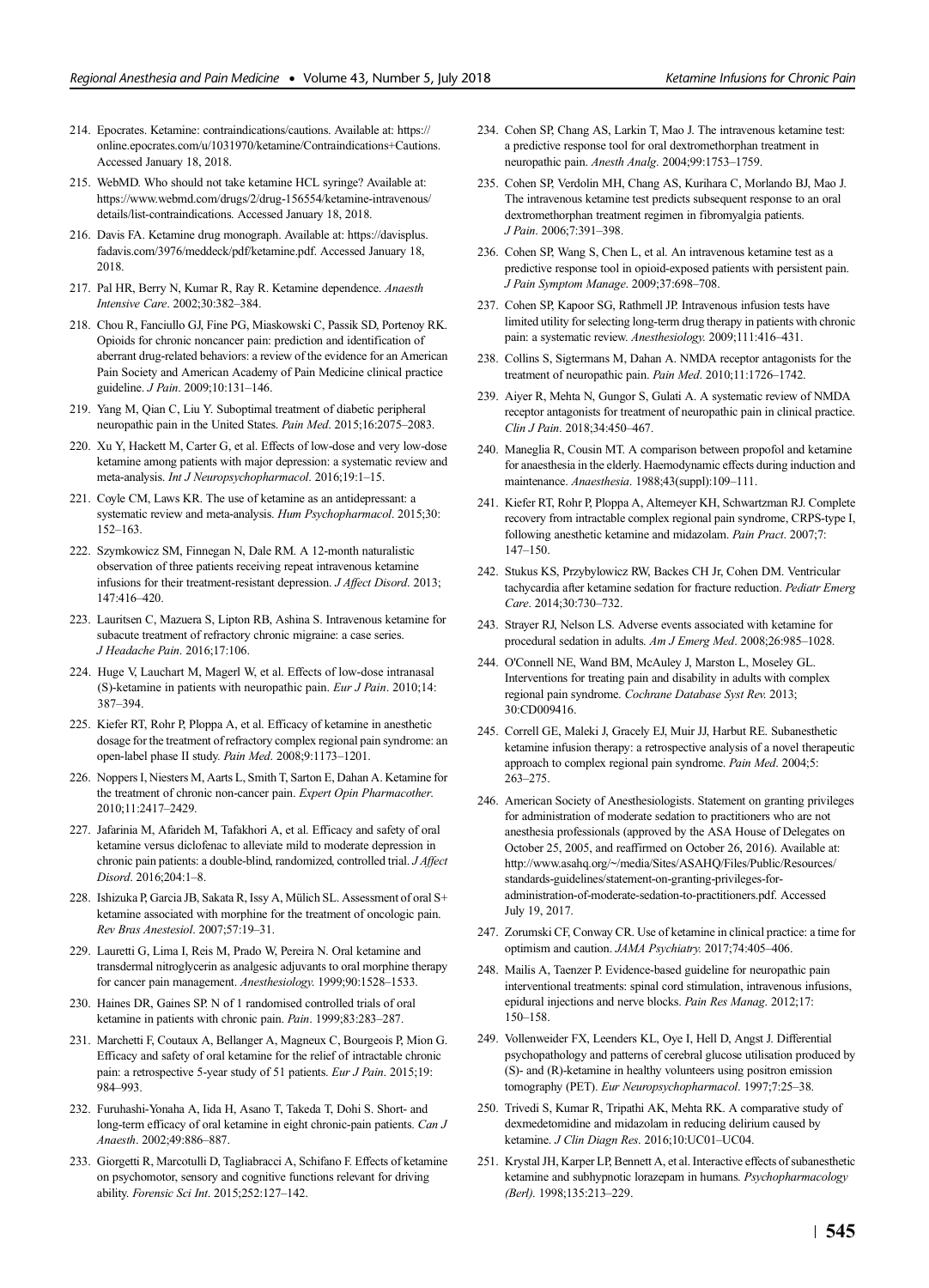214. Epocrates. Ketamine: contraindications/cautions. Available at: https://online.epocrates.com/u/1031970/ketamine/Contraindications+Cautions. Accessed January 18, 2018.

215. WebMD. Who should not take ketamine HCL syringe? Available at: https://www.webmd.com/drugs/2/drug-156554/ketamine-intravenous/details/list-contraindications. Accessed January 18, 2018.

216. Davis FA. Ketamine drug monograph. Available at: https://davisplus.fadavis.com/3976/meddeck/pdf/ketamine.pdf. Accessed January 18, 2018.

217. Pal HR, Berry N, Kumar R, Ray R. Ketamine dependence. *Anaesth Intensive Care*. 2002;30:382–384.

218. Chou R, Fanciullo GJ, Fine PG, Miaskowski C, Passik SD, Portenoy RK. Opioids for chronic noncancer pain: prediction and identification of aberrant drug-related behaviors: a review of the evidence for an American Pain Society and American Academy of Pain Medicine clinical practice guideline. *J Pain*. 2009;10:131–146.

219. Yang M, Qian C, Liu Y. Suboptimal treatment of diabetic peripheral neuropathic pain in the United States. *Pain Med*. 2015;16:2075–2083.

220. Xu Y, Hackett M, Carter G, et al. Effects of low-dose and very low-dose ketamine among patients with major depression: a systematic review and meta-analysis. *Int J Neuropsychopharmacol*. 2016;19:1–15.

221. Coyle CM, Laws KR. The use of ketamine as an antidepressant: a systematic review and meta-analysis. *Hum Psychopharmacol*. 2015;30: 152–163.

222. Szymkowicz SM, Finnegan N, Dale RM. A 12-month naturalistic observation of three patients receiving repeat intravenous ketamine infusions for their treatment-resistant depression. *J Affect Disord*. 2013; 147:416–420.

223. Lauritsen C, Mazuera S, Lipton RB, Ashina S. Intravenous ketamine for subacute treatment of refractory chronic migraine: a case series. *J Headache Pain*. 2016;17:106.

224. Huge V, Lauchart M, Magerl W, et al. Effects of low-dose intranasal (S)-ketamine in patients with neuropathic pain. *Eur J Pain*. 2010;14: 387–394.

225. Kiefer RT, Rohr P, Ploppa A, et al. Efficacy of ketamine in anesthetic dosage for the treatment of refractory complex regional pain syndrome: an open-label phase II study. *Pain Med*. 2008;9:1173–1201.

226. Noppers I, Niesters M, Aarts L, Smith T, Sarton E, Dahan A. Ketamine for the treatment of chronic non-cancer pain. *Expert Opin Pharmacother*. 2010;11:2417–2429.

227. Jafarinia M, Afarideh M, Tafakhori A, et al. Efficacy and safety of oral ketamine versus diclofenac to alleviate mild to moderate depression in chronic pain patients: a double-blind, randomized, controlled trial. *J Affect Disord*. 2016;204:1–8.

228. Ishizuka P, Garcia JB, Sakata R, Issy A, Mülich SL. Assessment of oral S+ ketamine associated with morphine for the treatment of oncologic pain. *Rev Bras Anestesiol*. 2007;57:19–31.

229. Lauretti G, Lima I, Reis M, Prado W, Pereira N. Oral ketamine and transdermal nitroglycerin as analgesic adjuvants to oral morphine therapy for cancer pain management. *Anesthesiology.* 1999;90:1528–1533.

230. Haines DR, Gaines SP. N of 1 randomised controlled trials of oral ketamine in patients with chronic pain. *Pain*. 1999;83:283–287.

231. Marchetti F, Coutaux A, Bellanger A, Magneux C, Bourgeois P, Mion G. Efficacy and safety of oral ketamine for the relief of intractable chronic pain: a retrospective 5-year study of 51 patients. *Eur J Pain*. 2015;19: 984–993.

232. Furuhashi-Yonaha A, Iida H, Asano T, Takeda T, Dohi S. Short- and long-term efficacy of oral ketamine in eight chronic-pain patients. *Can J Anaesth*. 2002;49:886–887.

233. Giorgetti R, Marcotulli D, Tagliabracci A, Schifano F. Effects of ketamine on psychomotor, sensory and cognitive functions relevant for driving ability. *Forensic Sci Int*. 2015;252:127–142.

234. Cohen SP, Chang AS, Larkin T, Mao J. The intravenous ketamine test: a predictive response tool for oral dextromethorphan treatment in neuropathic pain. *Anesth Analg*. 2004;99:1753–1759.

235. Cohen SP, Verdolin MH, Chang AS, Kurihara C, Morlando BJ, Mao J. The intravenous ketamine test predicts subsequent response to an oral dextromethorphan treatment regimen in fibromyalgia patients. *J Pain*. 2006;7:391–398.

236. Cohen SP, Wang S, Chen L, et al. An intravenous ketamine test as a predictive response tool in opioid-exposed patients with persistent pain. *J Pain Symptom Manage*. 2009;37:698–708.

237. Cohen SP, Kapoor SG, Rathmell JP. Intravenous infusion tests have limited utility for selecting long-term drug therapy in patients with chronic pain: a systematic review. *Anesthesiology.* 2009;111:416–431.

238. Collins S, Sigtermans M, Dahan A. NMDA receptor antagonists for the treatment of neuropathic pain. *Pain Med*. 2010;11:1726–1742.

239. Aiyer R, Mehta N, Gungor S, Gulati A. A systematic review of NMDA receptor antagonists for treatment of neuropathic pain in clinical practice. *Clin J Pain*. 2018;34:450–467.

240. Maneglia R, Cousin MT. A comparison between propofol and ketamine for anaesthesia in the elderly. Haemodynamic effects during induction and maintenance. *Anaesthesia*. 1988;43(suppl):109–111.

241. Kiefer RT, Rohr P, Ploppa A, Altemeyer KH, Schwartzman RJ. Complete recovery from intractable complex regional pain syndrome, CRPS-type I, following anesthetic ketamine and midazolam. *Pain Pract*. 2007;7: 147–150.

242. Stukus KS, Przybylowicz RW, Backes CH Jr, Cohen DM. Ventricular tachycardia after ketamine sedation for fracture reduction. *Pediatr Emerg Care*. 2014;30:730–732.

243. Strayer RJ, Nelson LS. Adverse events associated with ketamine for procedural sedation in adults. *Am J Emerg Med*. 2008;26:985–1028.

244. O'Connell NE, Wand BM, McAuley J, Marston L, Moseley GL. Interventions for treating pain and disability in adults with complex regional pain syndrome. *Cochrane Database Syst Rev.* 2013; 30:CD009416.

245. Correll GE, Maleki J, Gracely EJ, Muir JJ, Harbut RE. Subanesthetic ketamine infusion therapy: a retrospective analysis of a novel therapeutic approach to complex regional pain syndrome. *Pain Med*. 2004;5: 263–275.

246. American Society of Anesthesiologists. Statement on granting privileges for administration of moderate sedation to practitioners who are not anesthesia professionals (approved by the ASA House of Delegates on October 25, 2005, and reaffirmed on October 26, 2016). Available at: http://www.asahq.org/~/media/Sites/ASAHQ/Files/Public/Resources/standards-guidelines/statement-on-granting-privileges-for-administration-of-moderate-sedation-to-practitioners.pdf. Accessed July 19, 2017.

247. Zorumski CF, Conway CR. Use of ketamine in clinical practice: a time for optimism and caution. *JAMA Psychiatry.* 2017;74:405–406.

248. Mailis A, Taenzer P. Evidence-based guideline for neuropathic pain interventional treatments: spinal cord stimulation, intravenous infusions, epidural injections and nerve blocks. *Pain Res Manag*. 2012;17: 150–158.

249. Vollenweider FX, Leenders KL, Oye I, Hell D, Angst J. Differential psychopathology and patterns of cerebral glucose utilisation produced by (S)- and (R)-ketamine in healthy volunteers using positron emission tomography (PET). *Eur Neuropsychopharmacol*. 1997;7:25–38.

250. Trivedi S, Kumar R, Tripathi AK, Mehta RK. A comparative study of dexmedetomidine and midazolam in reducing delirium caused by ketamine. *J Clin Diagn Res*. 2016;10:UC01–UC04.

251. Krystal JH, Karper LP, Bennett A, et al. Interactive effects of subanesthetic ketamine and subhypnotic lorazepam in humans. *Psychopharmacology (Berl)*. 1998;135:213–229.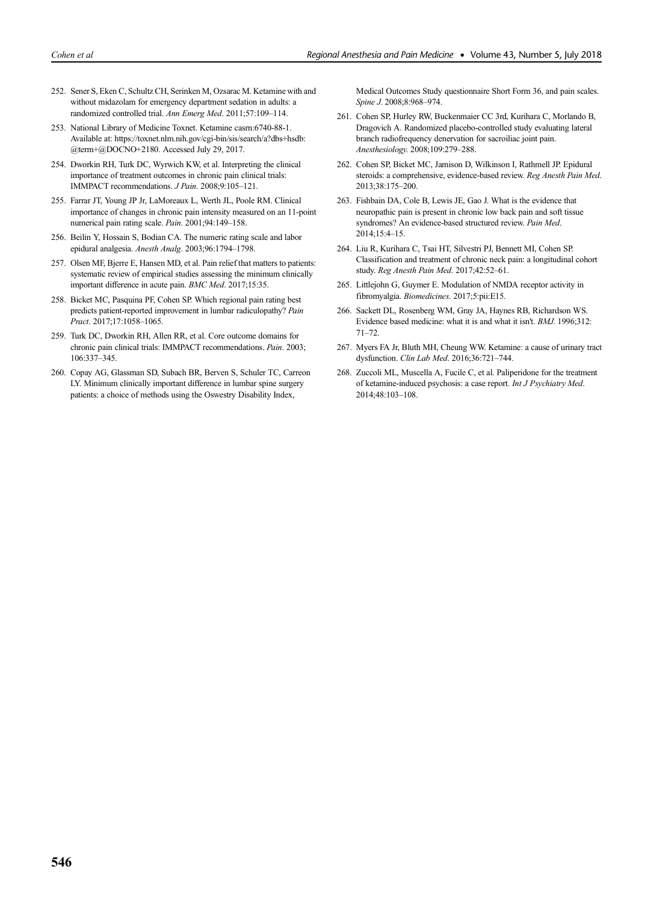252. Sener S, Eken C, Schultz CH, Serinken M, Ozsarac M. Ketamine with and without midazolam for emergency department sedation in adults: a randomized controlled trial. *Ann Emerg Med*. 2011;57:109–114.
253. National Library of Medicine Toxnet. Ketamine casrn:6740-88-1. Available at: https://toxnet.nlm.nih.gov/cgi-bin/sis/search/a?dbs+hsdb:@term+@DOCNO+2180. Accessed July 29, 2017.
254. Dworkin RH, Turk DC, Wyrwich KW, et al. Interpreting the clinical importance of treatment outcomes in chronic pain clinical trials: IMMPACT recommendations. *J Pain*. 2008;9:105–121.
255. Farrar JT, Young JP Jr, LaMoreaux L, Werth JL, Poole RM. Clinical importance of changes in chronic pain intensity measured on an 11-point numerical pain rating scale. *Pain*. 2001;94:149–158.
256. Beilin Y, Hossain S, Bodian CA. The numeric rating scale and labor epidural analgesia. *Anesth Analg*. 2003;96:1794–1798.
257. Olsen MF, Bjerre E, Hansen MD, et al. Pain relief that matters to patients: systematic review of empirical studies assessing the minimum clinically important difference in acute pain. *BMC Med*. 2017;15:35.
258. Bicket MC, Pasquina PF, Cohen SP. Which regional pain rating best predicts patient-reported improvement in lumbar radiculopathy? *Pain Pract*. 2017;17:1058–1065.
259. Turk DC, Dworkin RH, Allen RR, et al. Core outcome domains for chronic pain clinical trials: IMMPACT recommendations. *Pain*. 2003; 106:337–345.
260. Copay AG, Glassman SD, Subach BR, Berven S, Schuler TC, Carreon LY. Minimum clinically important difference in lumbar spine surgery patients: a choice of methods using the Oswestry Disability Index, Medical Outcomes Study questionnaire Short Form 36, and pain scales. *Spine J*. 2008;8:968–974.
261. Cohen SP, Hurley RW, Buckenmaier CC 3rd, Kurihara C, Morlando B, Dragovich A. Randomized placebo-controlled study evaluating lateral branch radiofrequency denervation for sacroiliac joint pain. *Anesthesiology*. 2008;109:279–288.
262. Cohen SP, Bicket MC, Jamison D, Wilkinson I, Rathmell JP. Epidural steroids: a comprehensive, evidence-based review. *Reg Anesth Pain Med*. 2013;38:175–200.
263. Fishbain DA, Cole B, Lewis JE, Gao J. What is the evidence that neuropathic pain is present in chronic low back pain and soft tissue syndromes? An evidence-based structured review. *Pain Med*. 2014;15:4–15.
264. Liu R, Kurihara C, Tsai HT, Silvestri PJ, Bennett MI, Cohen SP. Classification and treatment of chronic neck pain: a longitudinal cohort study. *Reg Anesth Pain Med*. 2017;42:52–61.
265. Littlejohn G, Guymer E. Modulation of NMDA receptor activity in fibromyalgia. *Biomedicines*. 2017;5:pii:E15.
266. Sackett DL, Rosenberg WM, Gray JA, Haynes RB, Richardson WS. Evidence based medicine: what it is and what it isn't. *BMJ*. 1996;312: 71–72.
267. Myers FA Jr, Bluth MH, Cheung WW. Ketamine: a cause of urinary tract dysfunction. *Clin Lab Med*. 2016;36:721–744.
268. Zuccoli ML, Muscella A, Fucile C, et al. Paliperidone for the treatment of ketamine-induced psychosis: a case report. *Int J Psychiatry Med*. 2014;48:103–108.